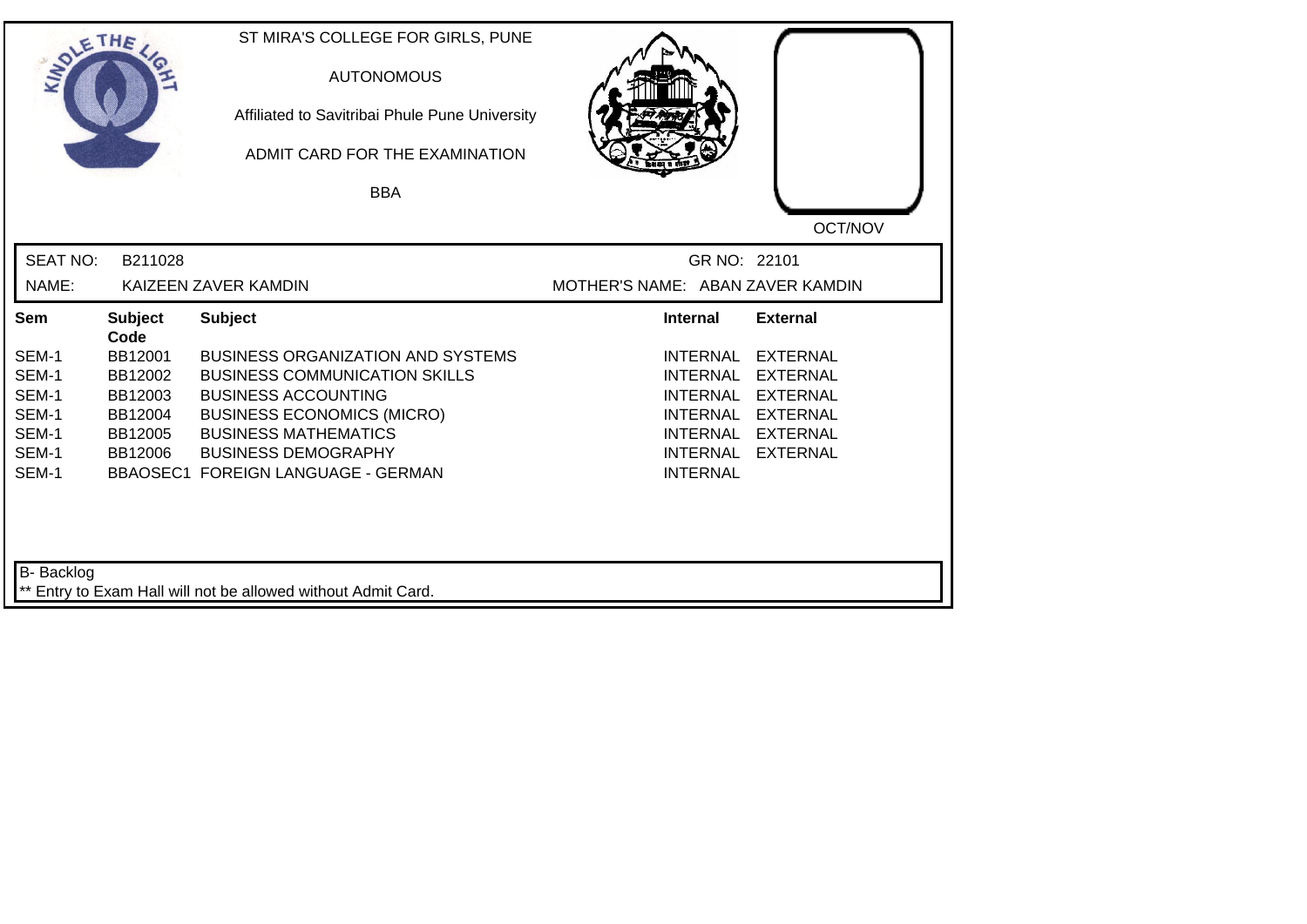ST MIRA'S COLLEGE FOR GIRLS, PUNE

AUTONOMOUS

Affiliated to Savitribai Phule Pune University

ADMIT CARD FOR THE EXAMINATION

BBA

OCT/NOV

SEAT NO: B211028 GR NO: 22101

NAME: KAIZEEN ZAVER KAMDIN MOTHER'S NAME: ABAN ZAVER KAMDIN

| Sem | Subject Code | Subject | Internal | External |
|---|---|---|---|---|
| SEM-1 | BB12001 | BUSINESS ORGANIZATION AND SYSTEMS | INTERNAL | EXTERNAL |
| SEM-1 | BB12002 | BUSINESS COMMUNICATION SKILLS | INTERNAL | EXTERNAL |
| SEM-1 | BB12003 | BUSINESS ACCOUNTING | INTERNAL | EXTERNAL |
| SEM-1 | BB12004 | BUSINESS ECONOMICS (MICRO) | INTERNAL | EXTERNAL |
| SEM-1 | BB12005 | BUSINESS MATHEMATICS | INTERNAL | EXTERNAL |
| SEM-1 | BB12006 | BUSINESS DEMOGRAPHY | INTERNAL | EXTERNAL |
| SEM-1 | BBAOSEC1 | FOREIGN LANGUAGE - GERMAN | INTERNAL | |

B- Backlog

** Entry to Exam Hall will not be allowed without Admit Card.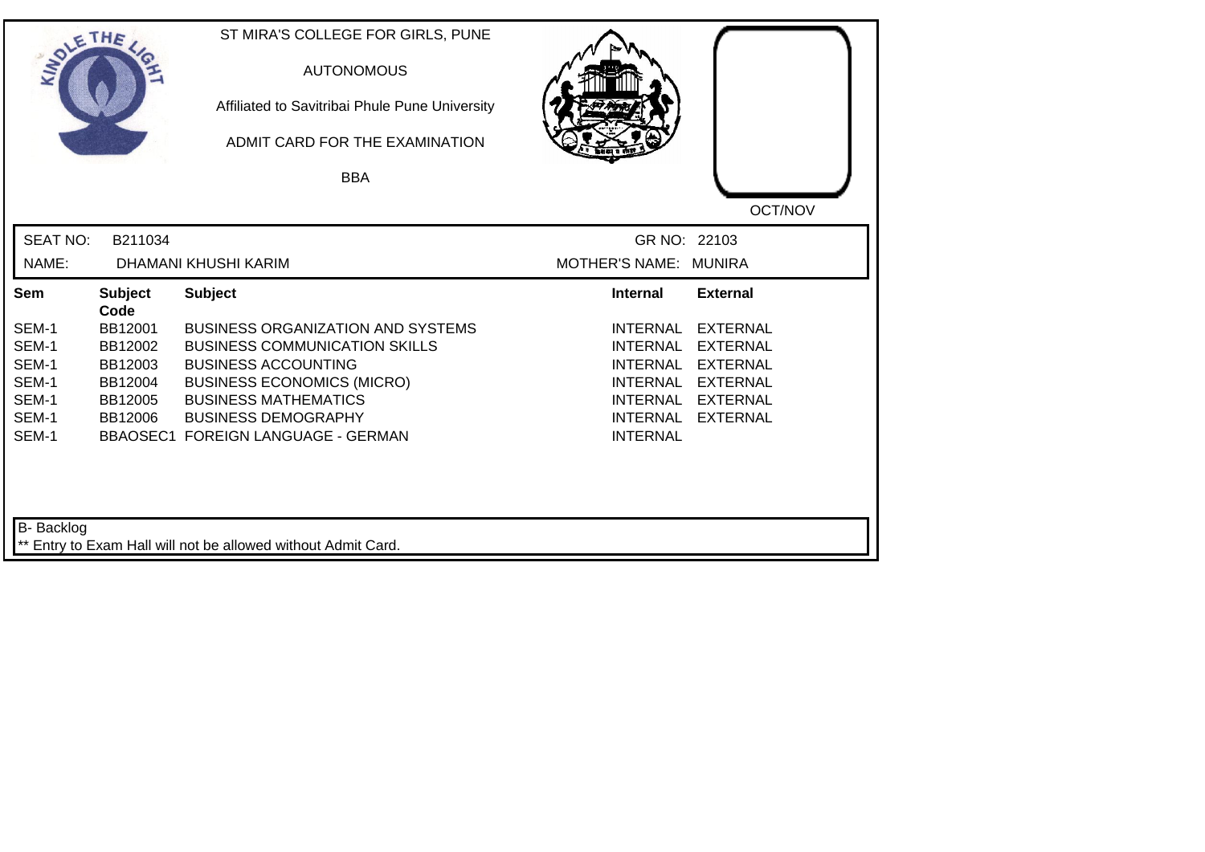ST MIRA'S COLLEGE FOR GIRLS, PUNE

AUTONOMOUS

Affiliated to Savitribai Phule Pune University

ADMIT CARD FOR THE EXAMINATION

BBA

OCT/NOV

SEAT NO: B211034 GR NO: 22103

NAME: DHAMANI KHUSHI KARIM MOTHER'S NAME: MUNIRA

| Sem | Subject Code | Subject | Internal | External |
|---|---|---|---|---|
| SEM-1 | BB12001 | BUSINESS ORGANIZATION AND SYSTEMS | INTERNAL | EXTERNAL |
| SEM-1 | BB12002 | BUSINESS COMMUNICATION SKILLS | INTERNAL | EXTERNAL |
| SEM-1 | BB12003 | BUSINESS ACCOUNTING | INTERNAL | EXTERNAL |
| SEM-1 | BB12004 | BUSINESS ECONOMICS (MICRO) | INTERNAL | EXTERNAL |
| SEM-1 | BB12005 | BUSINESS MATHEMATICS | INTERNAL | EXTERNAL |
| SEM-1 | BB12006 | BUSINESS DEMOGRAPHY | INTERNAL | EXTERNAL |
| SEM-1 | BBAOSEC1 | FOREIGN LANGUAGE - GERMAN | INTERNAL | |

B- Backlog

** Entry to Exam Hall will not be allowed without Admit Card.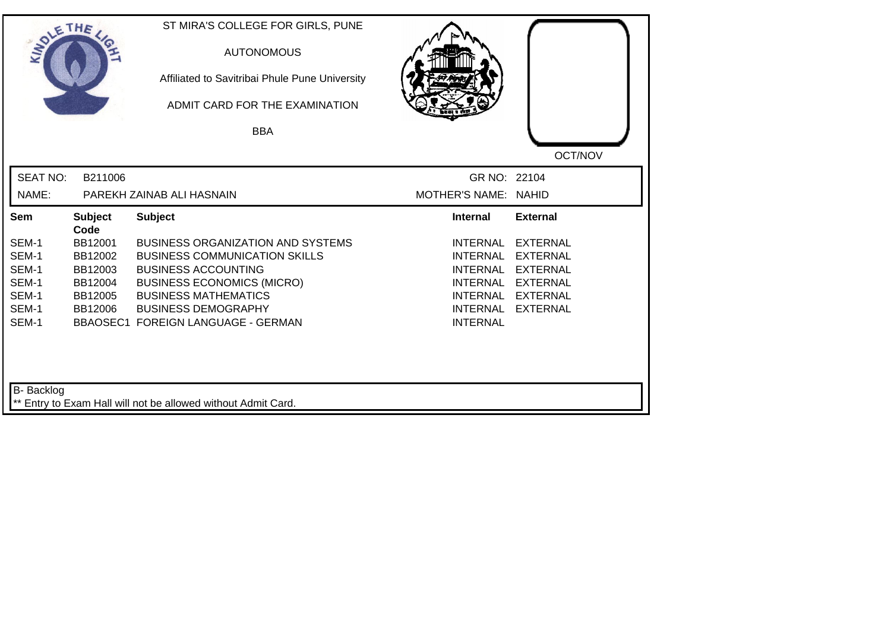ST MIRA'S COLLEGE FOR GIRLS, PUNE

AUTONOMOUS

Affiliated to Savitribai Phule Pune University

ADMIT CARD FOR THE EXAMINATION

BBA

OCT/NOV

| SEAT NO: | B211006 | GR NO: | 22104 |
|---|---|---|---|
| NAME: | PAREKH ZAINAB ALI HASNAIN | MOTHER'S NAME: | NAHID |

| Sem | Subject Code | Subject | Internal | External |
|---|---|---|---|---|
| SEM-1 | BB12001 | BUSINESS ORGANIZATION AND SYSTEMS | INTERNAL | EXTERNAL |
| SEM-1 | BB12002 | BUSINESS COMMUNICATION SKILLS | INTERNAL | EXTERNAL |
| SEM-1 | BB12003 | BUSINESS ACCOUNTING | INTERNAL | EXTERNAL |
| SEM-1 | BB12004 | BUSINESS ECONOMICS (MICRO) | INTERNAL | EXTERNAL |
| SEM-1 | BB12005 | BUSINESS MATHEMATICS | INTERNAL | EXTERNAL |
| SEM-1 | BB12006 | BUSINESS DEMOGRAPHY | INTERNAL | EXTERNAL |
| SEM-1 | BBAOSEC1 | FOREIGN LANGUAGE - GERMAN | INTERNAL | |

B- Backlog

** Entry to Exam Hall will not be allowed without Admit Card.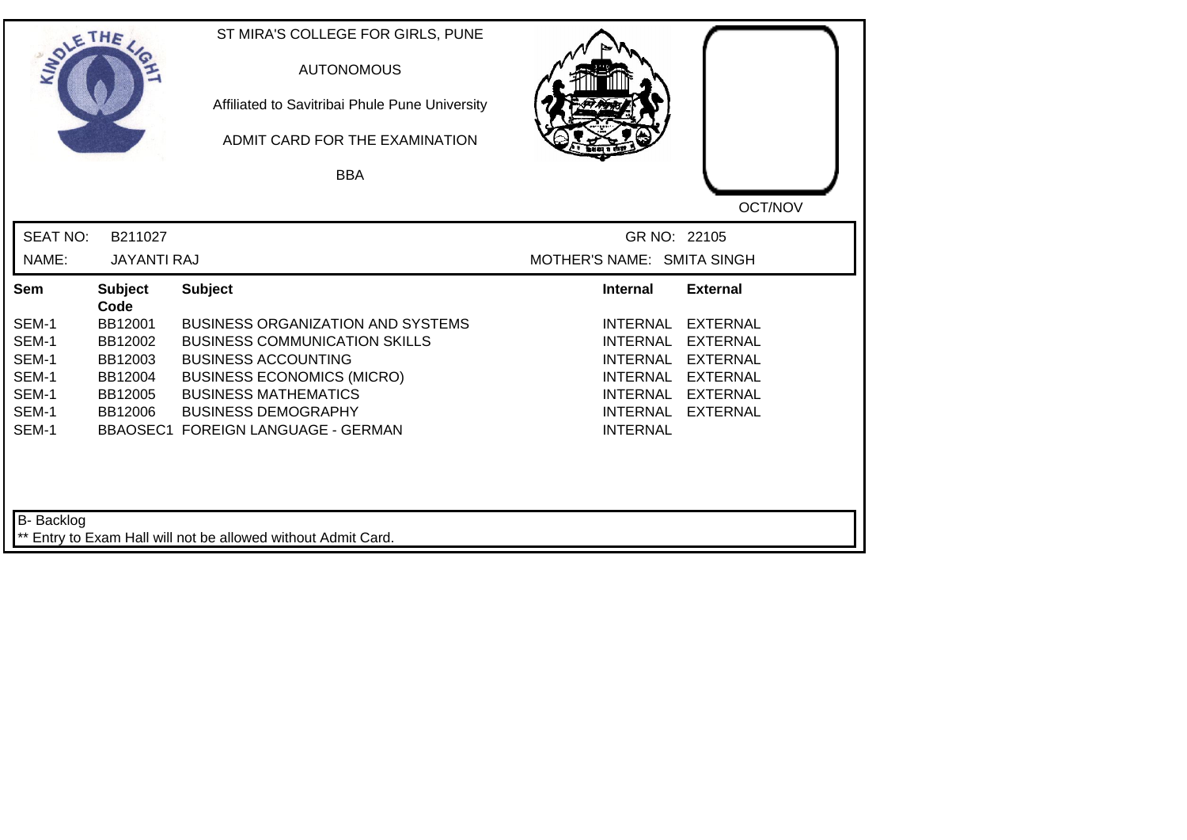KINDLE THE LIGHT

ST MIRA'S COLLEGE FOR GIRLS, PUNE

AUTONOMOUS

Affiliated to Savitribai Phule Pune University

ADMIT CARD FOR THE EXAMINATION

BBA

OCT/NOV

| SEAT NO: | B211027 | GR NO: | 22105 |
|---|---|---|---|
| NAME: | JAYANTI RAJ | MOTHER'S NAME: | SMITA SINGH |

| Sem | Subject Code | Subject | Internal | External |
|---|---|---|---|---|
| SEM-1 | BB12001 | BUSINESS ORGANIZATION AND SYSTEMS | INTERNAL | EXTERNAL |
| SEM-1 | BB12002 | BUSINESS COMMUNICATION SKILLS | INTERNAL | EXTERNAL |
| SEM-1 | BB12003 | BUSINESS ACCOUNTING | INTERNAL | EXTERNAL |
| SEM-1 | BB12004 | BUSINESS ECONOMICS (MICRO) | INTERNAL | EXTERNAL |
| SEM-1 | BB12005 | BUSINESS MATHEMATICS | INTERNAL | EXTERNAL |
| SEM-1 | BB12006 | BUSINESS DEMOGRAPHY | INTERNAL | EXTERNAL |
| SEM-1 | BBAOSEC1 | FOREIGN LANGUAGE - GERMAN | INTERNAL | |

B- Backlog

** Entry to Exam Hall will not be allowed without Admit Card.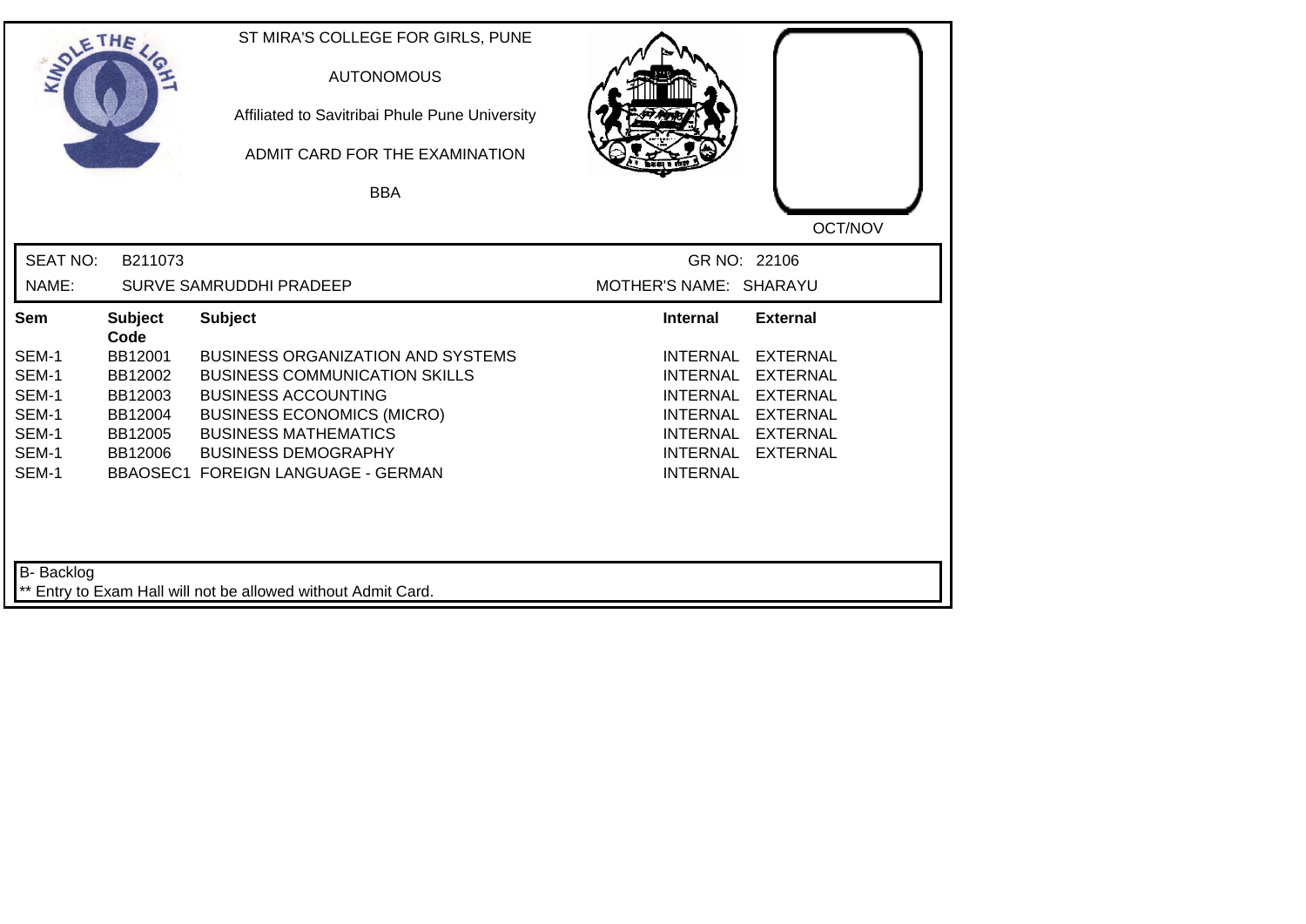ST MIRA'S COLLEGE FOR GIRLS, PUNE

AUTONOMOUS

Affiliated to Savitribai Phule Pune University

ADMIT CARD FOR THE EXAMINATION

BBA

OCT/NOV

SEAT NO: B211073 GR NO: 22106

NAME: SURVE SAMRUDDHI PRADEEP MOTHER'S NAME: SHARAYU

| Sem | Subject Code | Subject | Internal | External |
|---|---|---|---|---|
| SEM-1 | BB12001 | BUSINESS ORGANIZATION AND SYSTEMS | INTERNAL | EXTERNAL |
| SEM-1 | BB12002 | BUSINESS COMMUNICATION SKILLS | INTERNAL | EXTERNAL |
| SEM-1 | BB12003 | BUSINESS ACCOUNTING | INTERNAL | EXTERNAL |
| SEM-1 | BB12004 | BUSINESS ECONOMICS (MICRO) | INTERNAL | EXTERNAL |
| SEM-1 | BB12005 | BUSINESS MATHEMATICS | INTERNAL | EXTERNAL |
| SEM-1 | BB12006 | BUSINESS DEMOGRAPHY | INTERNAL | EXTERNAL |
| SEM-1 | BBAOSEC1 | FOREIGN LANGUAGE - GERMAN | INTERNAL | |

B- Backlog

** Entry to Exam Hall will not be allowed without Admit Card.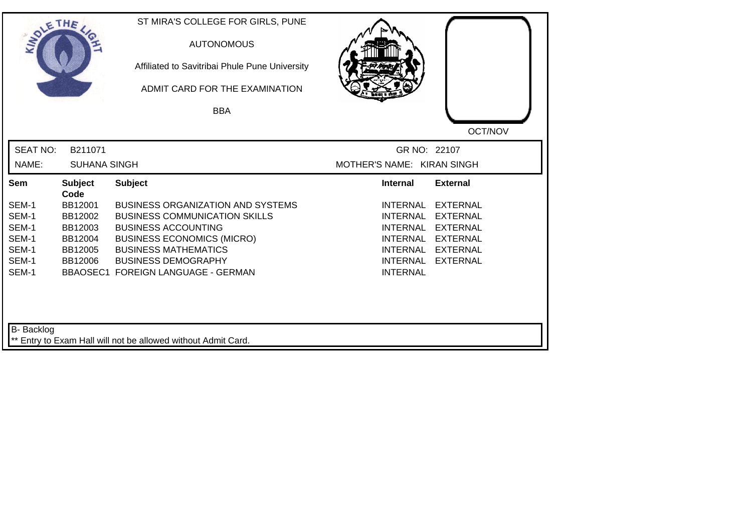ST MIRA'S COLLEGE FOR GIRLS, PUNE

AUTONOMOUS

Affiliated to Savitribai Phule Pune University

ADMIT CARD FOR THE EXAMINATION

BBA

OCT/NOV

SEAT NO: B211071 GR NO: 22107

NAME: SUHANA SINGH MOTHER'S NAME: KIRAN SINGH

| Sem | Subject Code | Subject | Internal | External |
| --- | --- | --- | --- | --- |
| SEM-1 | BB12001 | BUSINESS ORGANIZATION AND SYSTEMS | INTERNAL | EXTERNAL |
| SEM-1 | BB12002 | BUSINESS COMMUNICATION SKILLS | INTERNAL | EXTERNAL |
| SEM-1 | BB12003 | BUSINESS ACCOUNTING | INTERNAL | EXTERNAL |
| SEM-1 | BB12004 | BUSINESS ECONOMICS (MICRO) | INTERNAL | EXTERNAL |
| SEM-1 | BB12005 | BUSINESS MATHEMATICS | INTERNAL | EXTERNAL |
| SEM-1 | BB12006 | BUSINESS DEMOGRAPHY | INTERNAL | EXTERNAL |
| SEM-1 | BBAOSEC1 | FOREIGN LANGUAGE - GERMAN | INTERNAL | |

B- Backlog

** Entry to Exam Hall will not be allowed without Admit Card.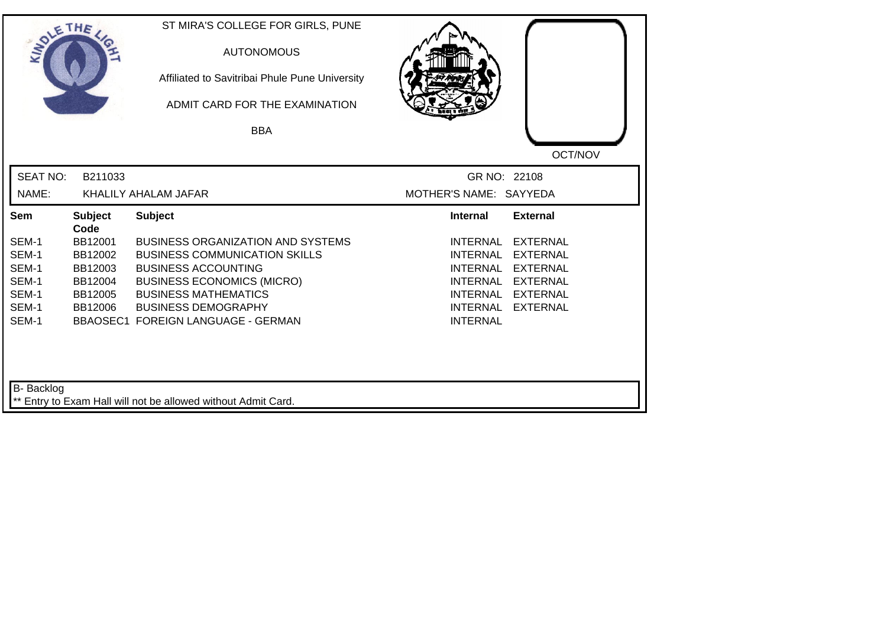ST MIRA'S COLLEGE FOR GIRLS, PUNE

AUTONOMOUS

Affiliated to Savitribai Phule Pune University

ADMIT CARD FOR THE EXAMINATION

BBA

OCT/NOV

SEAT NO: B211033 GR NO: 22108

NAME: KHALILY AHALAM JAFAR MOTHER'S NAME: SAYYEDA

| Sem | Subject Code | Subject | Internal | External |
|---|---|---|---|---|
| SEM-1 | BB12001 | BUSINESS ORGANIZATION AND SYSTEMS | INTERNAL | EXTERNAL |
| SEM-1 | BB12002 | BUSINESS COMMUNICATION SKILLS | INTERNAL | EXTERNAL |
| SEM-1 | BB12003 | BUSINESS ACCOUNTING | INTERNAL | EXTERNAL |
| SEM-1 | BB12004 | BUSINESS ECONOMICS (MICRO) | INTERNAL | EXTERNAL |
| SEM-1 | BB12005 | BUSINESS MATHEMATICS | INTERNAL | EXTERNAL |
| SEM-1 | BB12006 | BUSINESS DEMOGRAPHY | INTERNAL | EXTERNAL |
| SEM-1 | BBAOSEC1 | FOREIGN LANGUAGE - GERMAN | INTERNAL | |

B- Backlog

** Entry to Exam Hall will not be allowed without Admit Card.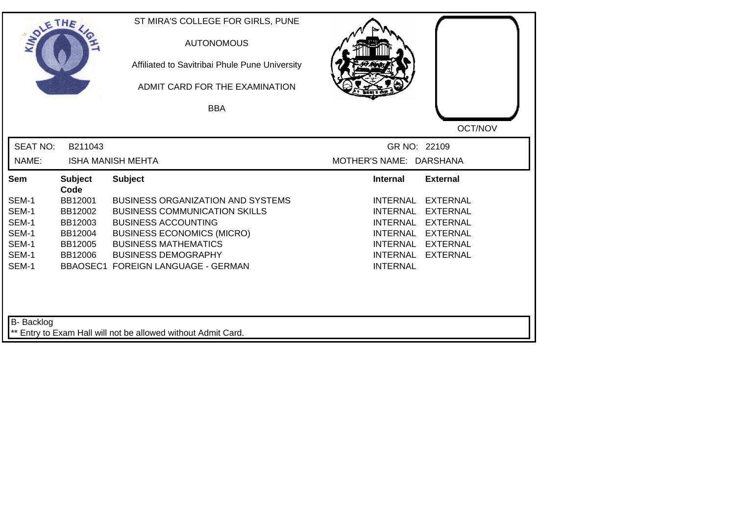ST MIRA'S COLLEGE FOR GIRLS, PUNE

AUTONOMOUS

Affiliated to Savitribai Phule Pune University

ADMIT CARD FOR THE EXAMINATION

BBA

OCT/NOV

SEAT NO: B211043 GR NO: 22109

NAME: ISHA MANISH MEHTA MOTHER'S NAME: DARSHANA

| Sem | Subject Code | Subject | Internal | External |
|---|---|---|---|---|
| SEM-1 | BB12001 | BUSINESS ORGANIZATION AND SYSTEMS | INTERNAL | EXTERNAL |
| SEM-1 | BB12002 | BUSINESS COMMUNICATION SKILLS | INTERNAL | EXTERNAL |
| SEM-1 | BB12003 | BUSINESS ACCOUNTING | INTERNAL | EXTERNAL |
| SEM-1 | BB12004 | BUSINESS ECONOMICS (MICRO) | INTERNAL | EXTERNAL |
| SEM-1 | BB12005 | BUSINESS MATHEMATICS | INTERNAL | EXTERNAL |
| SEM-1 | BB12006 | BUSINESS DEMOGRAPHY | INTERNAL | EXTERNAL |
| SEM-1 | BBAOSEC1 | FOREIGN LANGUAGE - GERMAN | INTERNAL | |

B- Backlog

** Entry to Exam Hall will not be allowed without Admit Card.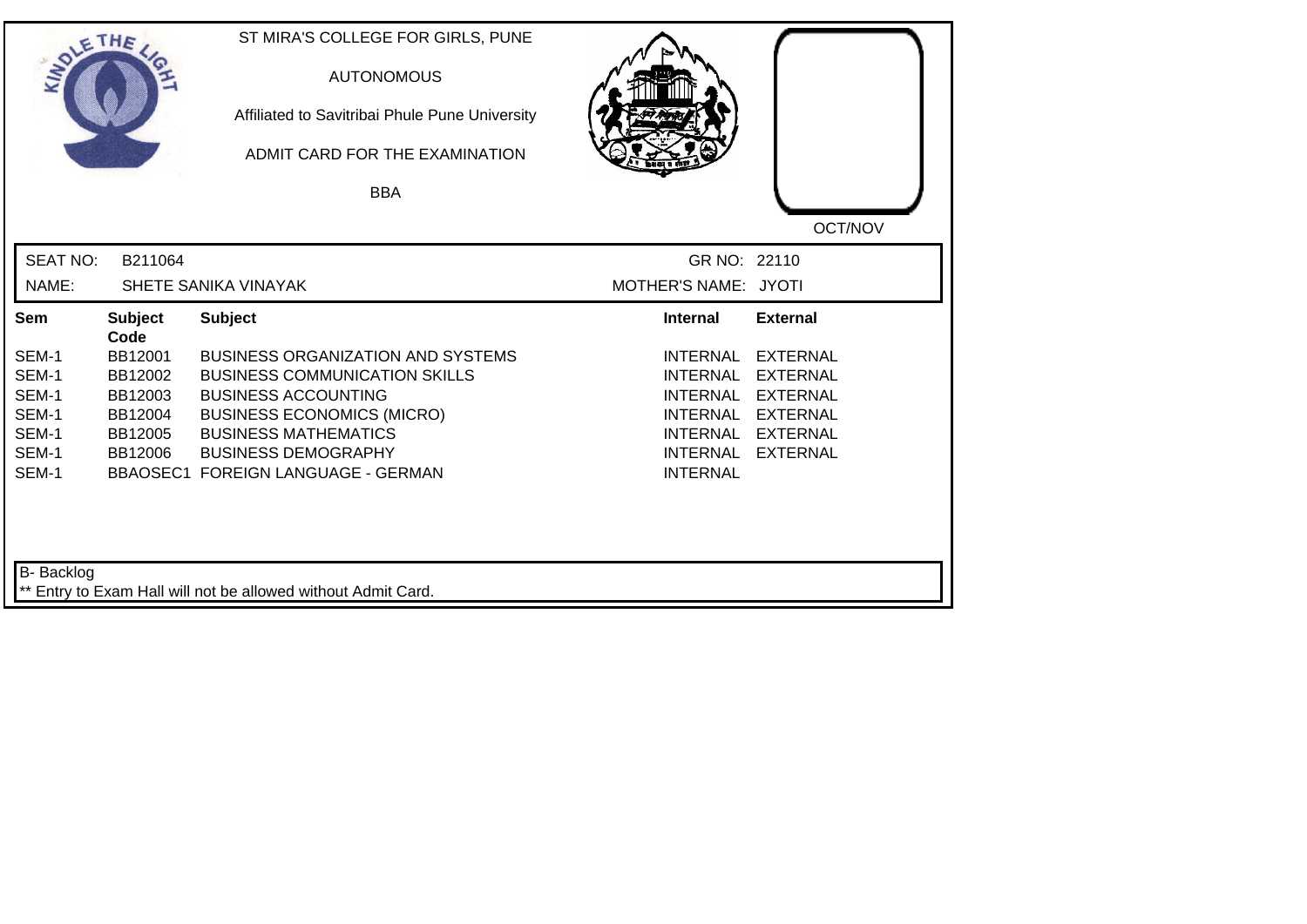ST MIRA'S COLLEGE FOR GIRLS, PUNE

AUTONOMOUS

Affiliated to Savitribai Phule Pune University

ADMIT CARD FOR THE EXAMINATION

BBA

OCT/NOV

SEAT NO: B211064

GR NO: 22110

NAME: SHETE SANIKA VINAYAK

MOTHER'S NAME: JYOTI

| Sem | Subject Code | Subject | Internal | External |
|---|---|---|---|---|
| SEM-1 | BB12001 | BUSINESS ORGANIZATION AND SYSTEMS | INTERNAL | EXTERNAL |
| SEM-1 | BB12002 | BUSINESS COMMUNICATION SKILLS | INTERNAL | EXTERNAL |
| SEM-1 | BB12003 | BUSINESS ACCOUNTING | INTERNAL | EXTERNAL |
| SEM-1 | BB12004 | BUSINESS ECONOMICS (MICRO) | INTERNAL | EXTERNAL |
| SEM-1 | BB12005 | BUSINESS MATHEMATICS | INTERNAL | EXTERNAL |
| SEM-1 | BB12006 | BUSINESS DEMOGRAPHY | INTERNAL | EXTERNAL |
| SEM-1 | BBAOSEC1 | FOREIGN LANGUAGE - GERMAN | INTERNAL | |

B- Backlog

** Entry to Exam Hall will not be allowed without Admit Card.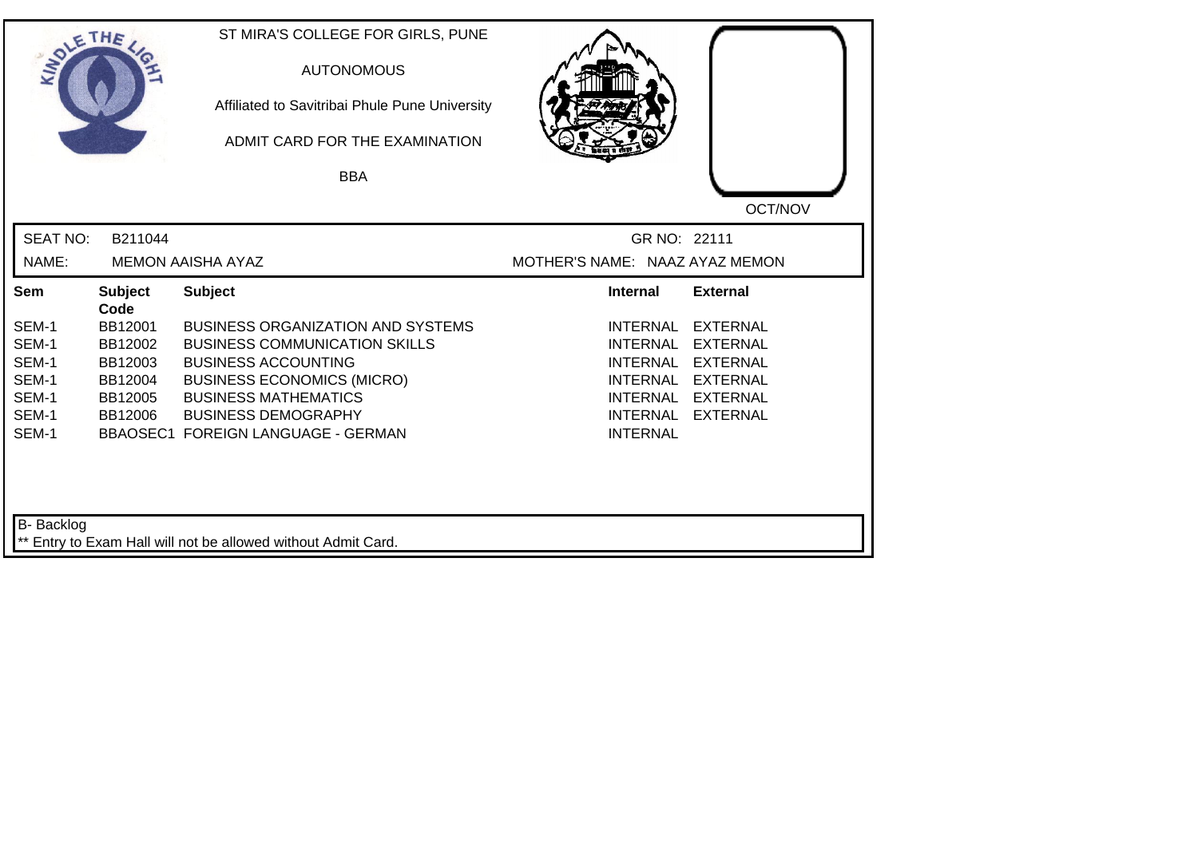ST MIRA'S COLLEGE FOR GIRLS, PUNE

AUTONOMOUS

Affiliated to Savitribai Phule Pune University

ADMIT CARD FOR THE EXAMINATION

BBA

OCT/NOV

SEAT NO: B211044 GR NO: 22111

NAME: MEMON AAISHA AYAZ MOTHER'S NAME: NAAZ AYAZ MEMON

| Sem | Subject Code | Subject | Internal | External |
|---|---|---|---|---|
| SEM-1 | BB12001 | BUSINESS ORGANIZATION AND SYSTEMS | INTERNAL | EXTERNAL |
| SEM-1 | BB12002 | BUSINESS COMMUNICATION SKILLS | INTERNAL | EXTERNAL |
| SEM-1 | BB12003 | BUSINESS ACCOUNTING | INTERNAL | EXTERNAL |
| SEM-1 | BB12004 | BUSINESS ECONOMICS (MICRO) | INTERNAL | EXTERNAL |
| SEM-1 | BB12005 | BUSINESS MATHEMATICS | INTERNAL | EXTERNAL |
| SEM-1 | BB12006 | BUSINESS DEMOGRAPHY | INTERNAL | EXTERNAL |
| SEM-1 | BBAOSEC1 | FOREIGN LANGUAGE - GERMAN | INTERNAL | |

B- Backlog

** Entry to Exam Hall will not be allowed without Admit Card.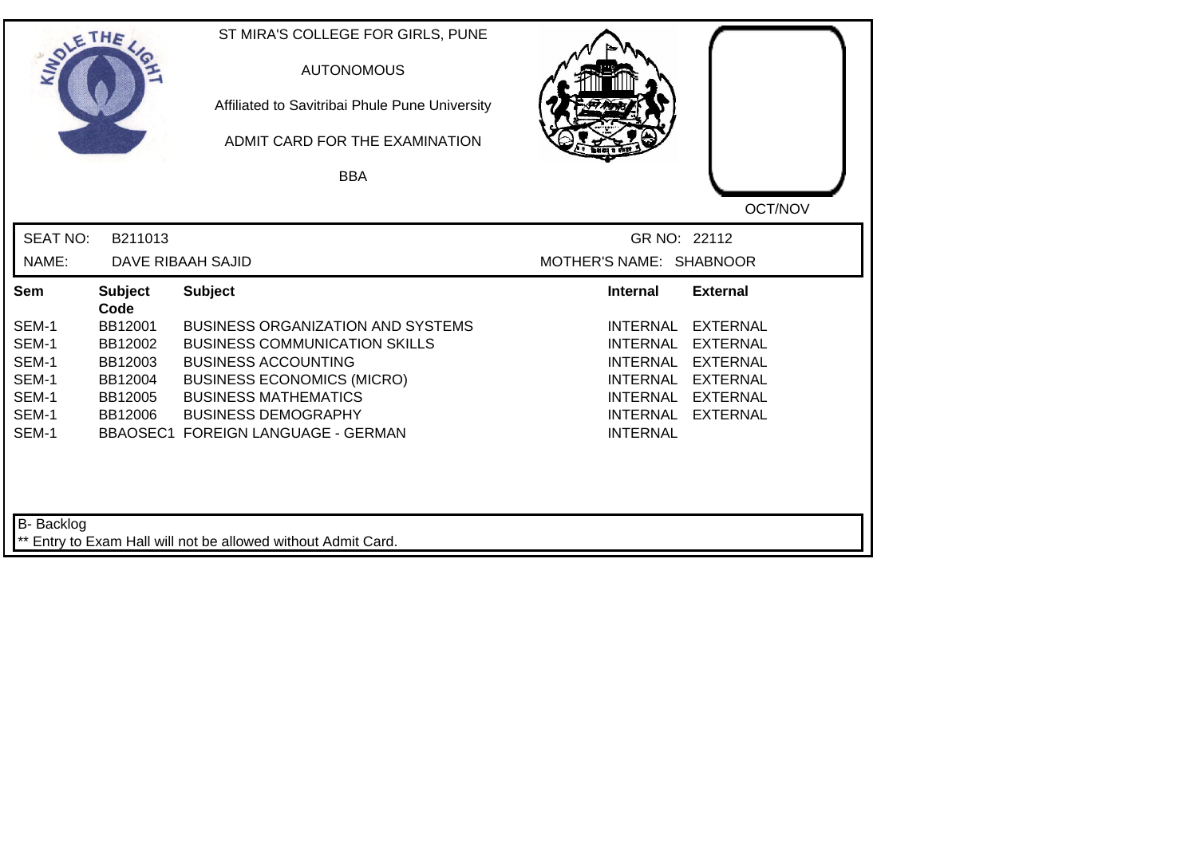ST MIRA'S COLLEGE FOR GIRLS, PUNE

AUTONOMOUS

Affiliated to Savitribai Phule Pune University

ADMIT CARD FOR THE EXAMINATION

BBA

OCT/NOV

SEAT NO: B211013 GR NO: 22112

NAME: DAVE RIBAAH SAJID MOTHER'S NAME: SHABNOOR

| Sem | Subject Code | Subject | Internal | External |
|---|---|---|---|---|
| SEM-1 | BB12001 | BUSINESS ORGANIZATION AND SYSTEMS | INTERNAL | EXTERNAL |
| SEM-1 | BB12002 | BUSINESS COMMUNICATION SKILLS | INTERNAL | EXTERNAL |
| SEM-1 | BB12003 | BUSINESS ACCOUNTING | INTERNAL | EXTERNAL |
| SEM-1 | BB12004 | BUSINESS ECONOMICS (MICRO) | INTERNAL | EXTERNAL |
| SEM-1 | BB12005 | BUSINESS MATHEMATICS | INTERNAL | EXTERNAL |
| SEM-1 | BB12006 | BUSINESS DEMOGRAPHY | INTERNAL | EXTERNAL |
| SEM-1 | BBAOSEC1 | FOREIGN LANGUAGE - GERMAN | INTERNAL | |

B- Backlog

** Entry to Exam Hall will not be allowed without Admit Card.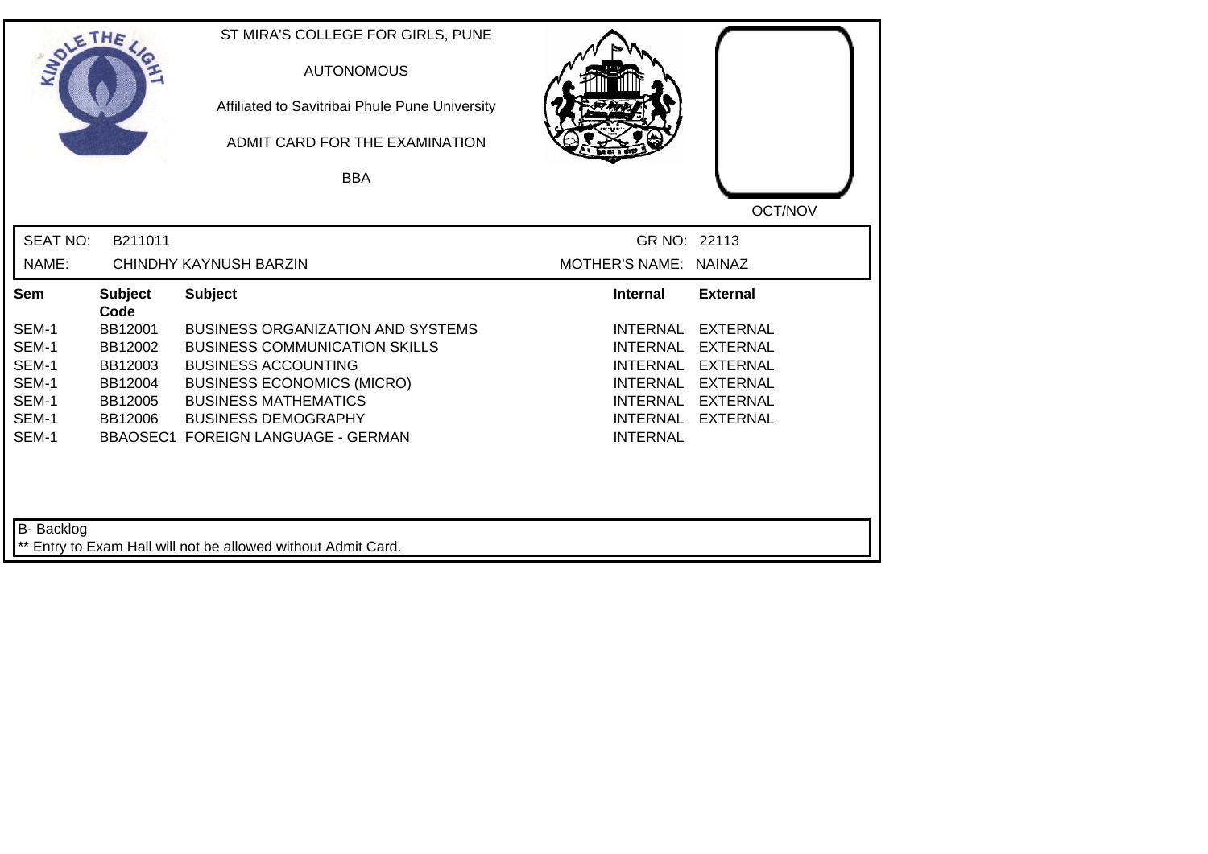ST MIRA'S COLLEGE FOR GIRLS, PUNE

AUTONOMOUS

Affiliated to Savitribai Phule Pune University

ADMIT CARD FOR THE EXAMINATION

BBA

OCT/NOV

SEAT NO: B211011 GR NO: 22113

NAME: CHINDHY KAYNUSH BARZIN MOTHER'S NAME: NAINAZ

| Sem | Subject Code | Subject | Internal | External |
|---|---|---|---|---|
| SEM-1 | BB12001 | BUSINESS ORGANIZATION AND SYSTEMS | INTERNAL | EXTERNAL |
| SEM-1 | BB12002 | BUSINESS COMMUNICATION SKILLS | INTERNAL | EXTERNAL |
| SEM-1 | BB12003 | BUSINESS ACCOUNTING | INTERNAL | EXTERNAL |
| SEM-1 | BB12004 | BUSINESS ECONOMICS (MICRO) | INTERNAL | EXTERNAL |
| SEM-1 | BB12005 | BUSINESS MATHEMATICS | INTERNAL | EXTERNAL |
| SEM-1 | BB12006 | BUSINESS DEMOGRAPHY | INTERNAL | EXTERNAL |
| SEM-1 | BBAOSEC1 | FOREIGN LANGUAGE - GERMAN | INTERNAL | |

B- Backlog

** Entry to Exam Hall will not be allowed without Admit Card.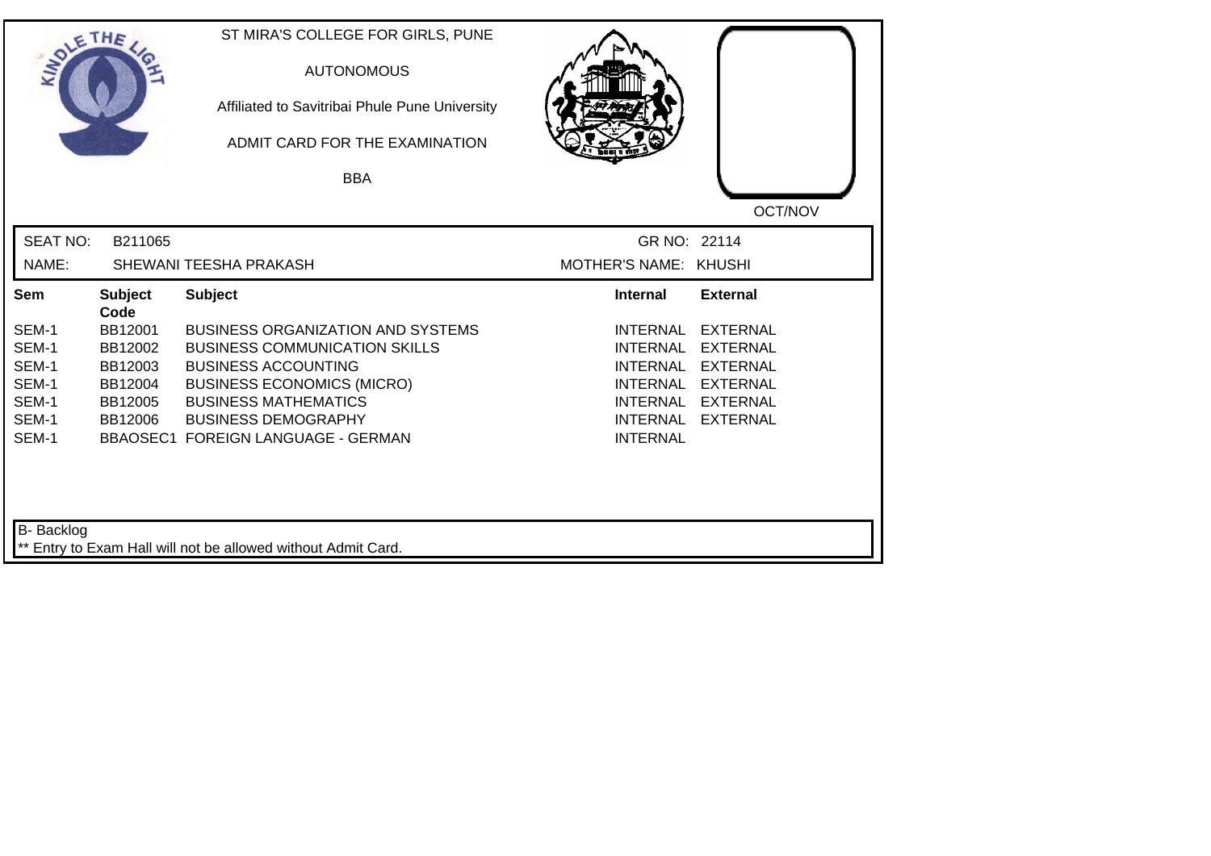ST MIRA'S COLLEGE FOR GIRLS, PUNE

AUTONOMOUS

Affiliated to Savitribai Phule Pune University

ADMIT CARD FOR THE EXAMINATION

BBA

OCT/NOV

SEAT NO: B211065

GR NO: 22114

NAME: SHEWANI TEESHA PRAKASH

MOTHER'S NAME: KHUSHI

| Sem | Subject Code | Subject | Internal | External |
|---|---|---|---|---|
| SEM-1 | BB12001 | BUSINESS ORGANIZATION AND SYSTEMS | INTERNAL | EXTERNAL |
| SEM-1 | BB12002 | BUSINESS COMMUNICATION SKILLS | INTERNAL | EXTERNAL |
| SEM-1 | BB12003 | BUSINESS ACCOUNTING | INTERNAL | EXTERNAL |
| SEM-1 | BB12004 | BUSINESS ECONOMICS (MICRO) | INTERNAL | EXTERNAL |
| SEM-1 | BB12005 | BUSINESS MATHEMATICS | INTERNAL | EXTERNAL |
| SEM-1 | BB12006 | BUSINESS DEMOGRAPHY | INTERNAL | EXTERNAL |
| SEM-1 | BBAOSEC1 | FOREIGN LANGUAGE - GERMAN | INTERNAL | |

B- Backlog

** Entry to Exam Hall will not be allowed without Admit Card.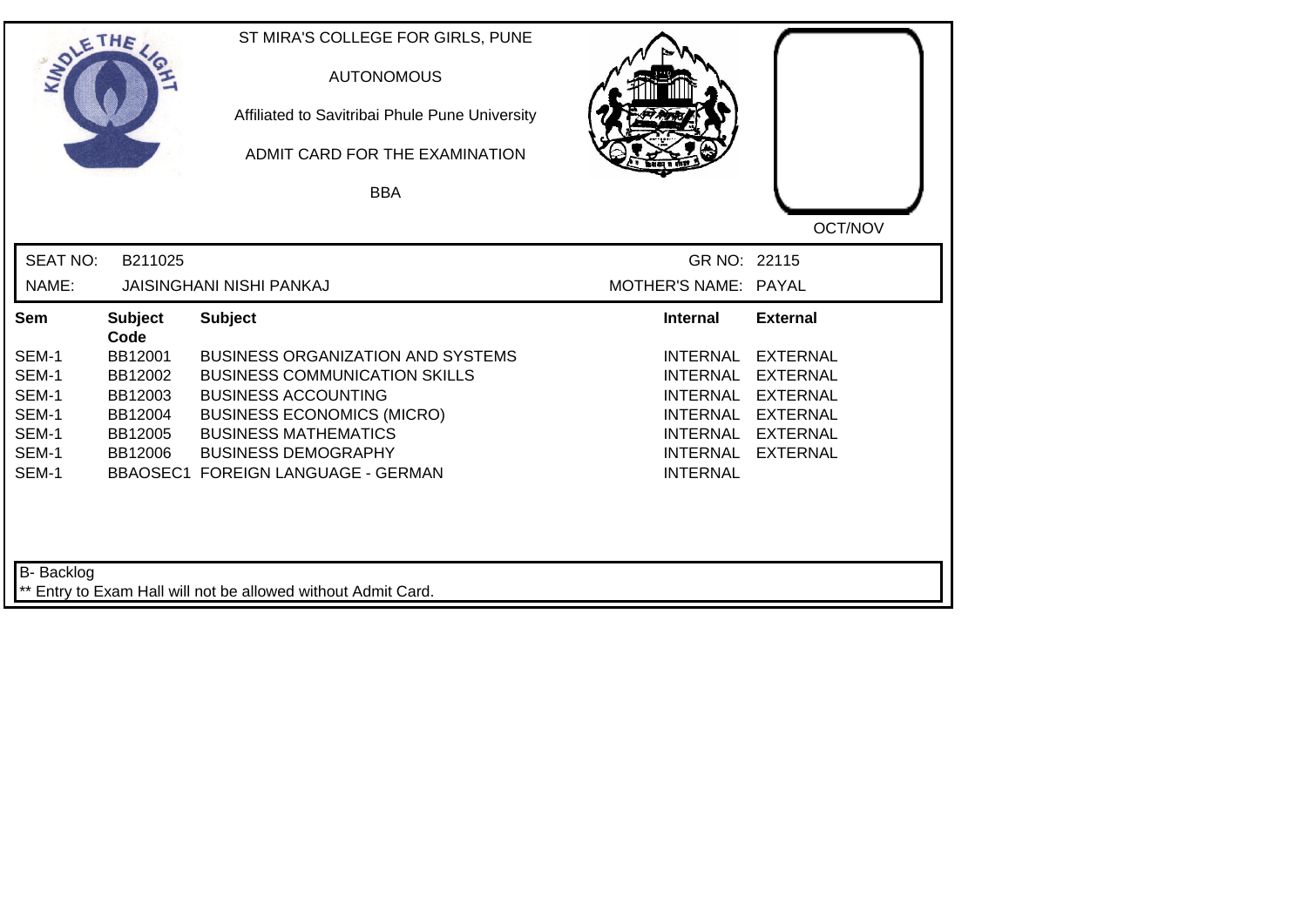ST MIRA'S COLLEGE FOR GIRLS, PUNE

AUTONOMOUS

Affiliated to Savitribai Phule Pune University

ADMIT CARD FOR THE EXAMINATION

BBA

OCT/NOV

SEAT NO: B211025 | GR NO: 22115

NAME: JAISINGHANI NISHI PANKAJ | MOTHER'S NAME: PAYAL

| Sem | Subject Code | Subject | Internal | External |
|---|---|---|---|---|
| SEM-1 | BB12001 | BUSINESS ORGANIZATION AND SYSTEMS | INTERNAL | EXTERNAL |
| SEM-1 | BB12002 | BUSINESS COMMUNICATION SKILLS | INTERNAL | EXTERNAL |
| SEM-1 | BB12003 | BUSINESS ACCOUNTING | INTERNAL | EXTERNAL |
| SEM-1 | BB12004 | BUSINESS ECONOMICS (MICRO) | INTERNAL | EXTERNAL |
| SEM-1 | BB12005 | BUSINESS MATHEMATICS | INTERNAL | EXTERNAL |
| SEM-1 | BB12006 | BUSINESS DEMOGRAPHY | INTERNAL | EXTERNAL |
| SEM-1 | BBAOSEC1 | FOREIGN LANGUAGE - GERMAN | INTERNAL | |

B- Backlog

** Entry to Exam Hall will not be allowed without Admit Card.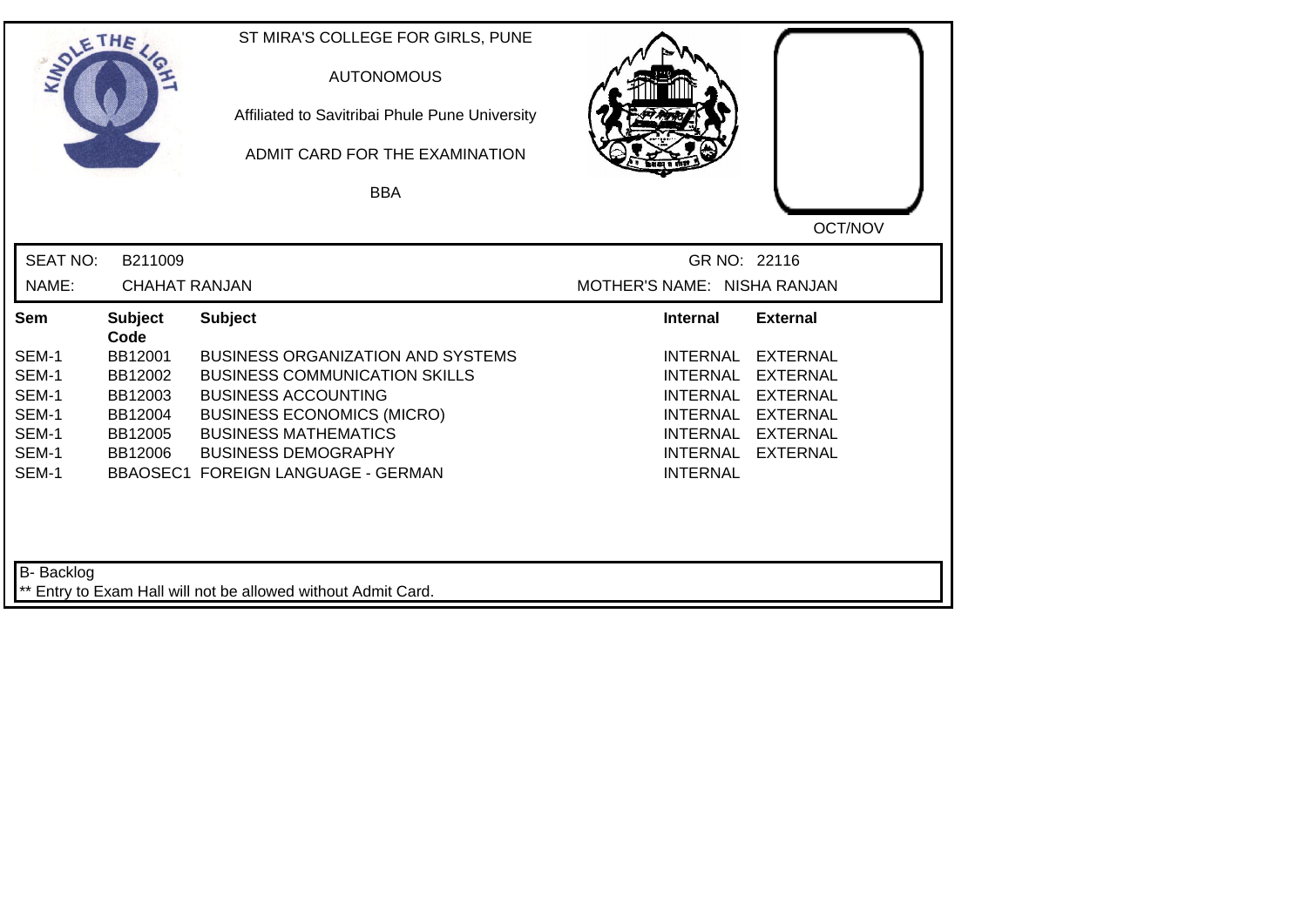ST MIRA'S COLLEGE FOR GIRLS, PUNE

AUTONOMOUS

Affiliated to Savitribai Phule Pune University

ADMIT CARD FOR THE EXAMINATION

BBA

OCT/NOV

SEAT NO: B211009 GR NO: 22116

NAME: CHAHAT RANJAN MOTHER'S NAME: NISHA RANJAN

| Sem | Subject Code | Subject | Internal | External |
|---|---|---|---|---|
| SEM-1 | BB12001 | BUSINESS ORGANIZATION AND SYSTEMS | INTERNAL | EXTERNAL |
| SEM-1 | BB12002 | BUSINESS COMMUNICATION SKILLS | INTERNAL | EXTERNAL |
| SEM-1 | BB12003 | BUSINESS ACCOUNTING | INTERNAL | EXTERNAL |
| SEM-1 | BB12004 | BUSINESS ECONOMICS (MICRO) | INTERNAL | EXTERNAL |
| SEM-1 | BB12005 | BUSINESS MATHEMATICS | INTERNAL | EXTERNAL |
| SEM-1 | BB12006 | BUSINESS DEMOGRAPHY | INTERNAL | EXTERNAL |
| SEM-1 | BBAOSEC1 | FOREIGN LANGUAGE - GERMAN | INTERNAL | |

B- Backlog

** Entry to Exam Hall will not be allowed without Admit Card.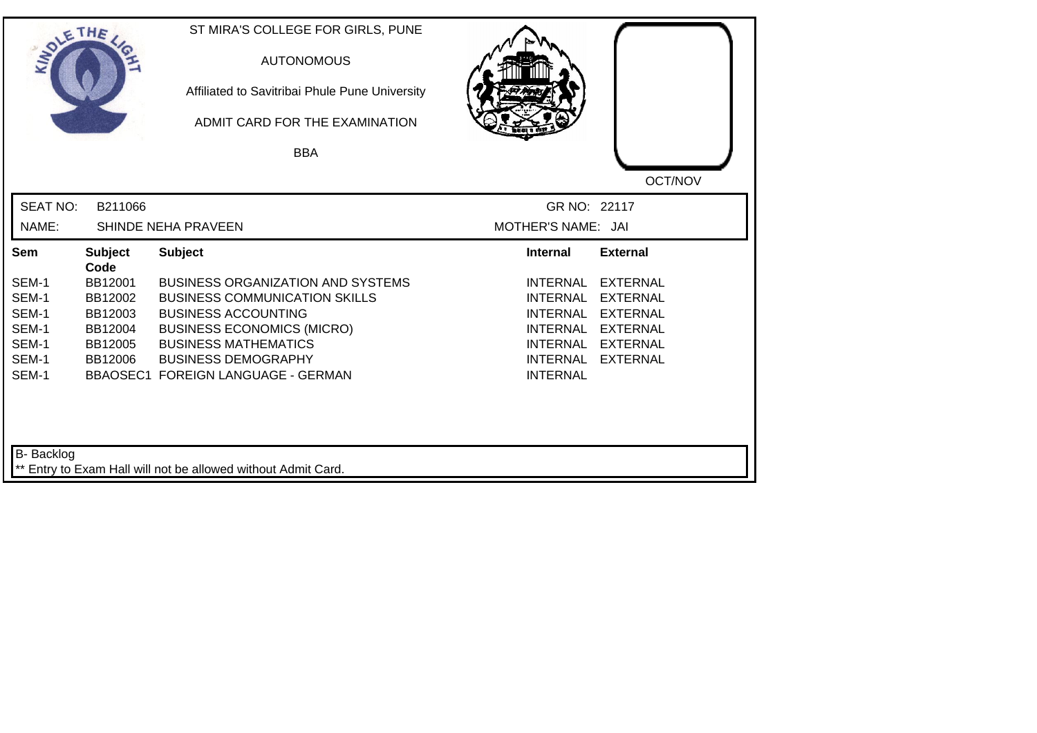ST MIRA'S COLLEGE FOR GIRLS, PUNE

AUTONOMOUS

Affiliated to Savitribai Phule Pune University

ADMIT CARD FOR THE EXAMINATION

BBA

OCT/NOV

SEAT NO: B211066 GR NO: 22117

NAME: SHINDE NEHA PRAVEEN MOTHER'S NAME: JAI

| Sem | Subject Code | Subject | Internal | External |
| --- | --- | --- | --- | --- |
| SEM-1 | BB12001 | BUSINESS ORGANIZATION AND SYSTEMS | INTERNAL | EXTERNAL |
| SEM-1 | BB12002 | BUSINESS COMMUNICATION SKILLS | INTERNAL | EXTERNAL |
| SEM-1 | BB12003 | BUSINESS ACCOUNTING | INTERNAL | EXTERNAL |
| SEM-1 | BB12004 | BUSINESS ECONOMICS (MICRO) | INTERNAL | EXTERNAL |
| SEM-1 | BB12005 | BUSINESS MATHEMATICS | INTERNAL | EXTERNAL |
| SEM-1 | BB12006 | BUSINESS DEMOGRAPHY | INTERNAL | EXTERNAL |
| SEM-1 | BBAOSEC1 | FOREIGN LANGUAGE - GERMAN | INTERNAL | |

B- Backlog

** Entry to Exam Hall will not be allowed without Admit Card.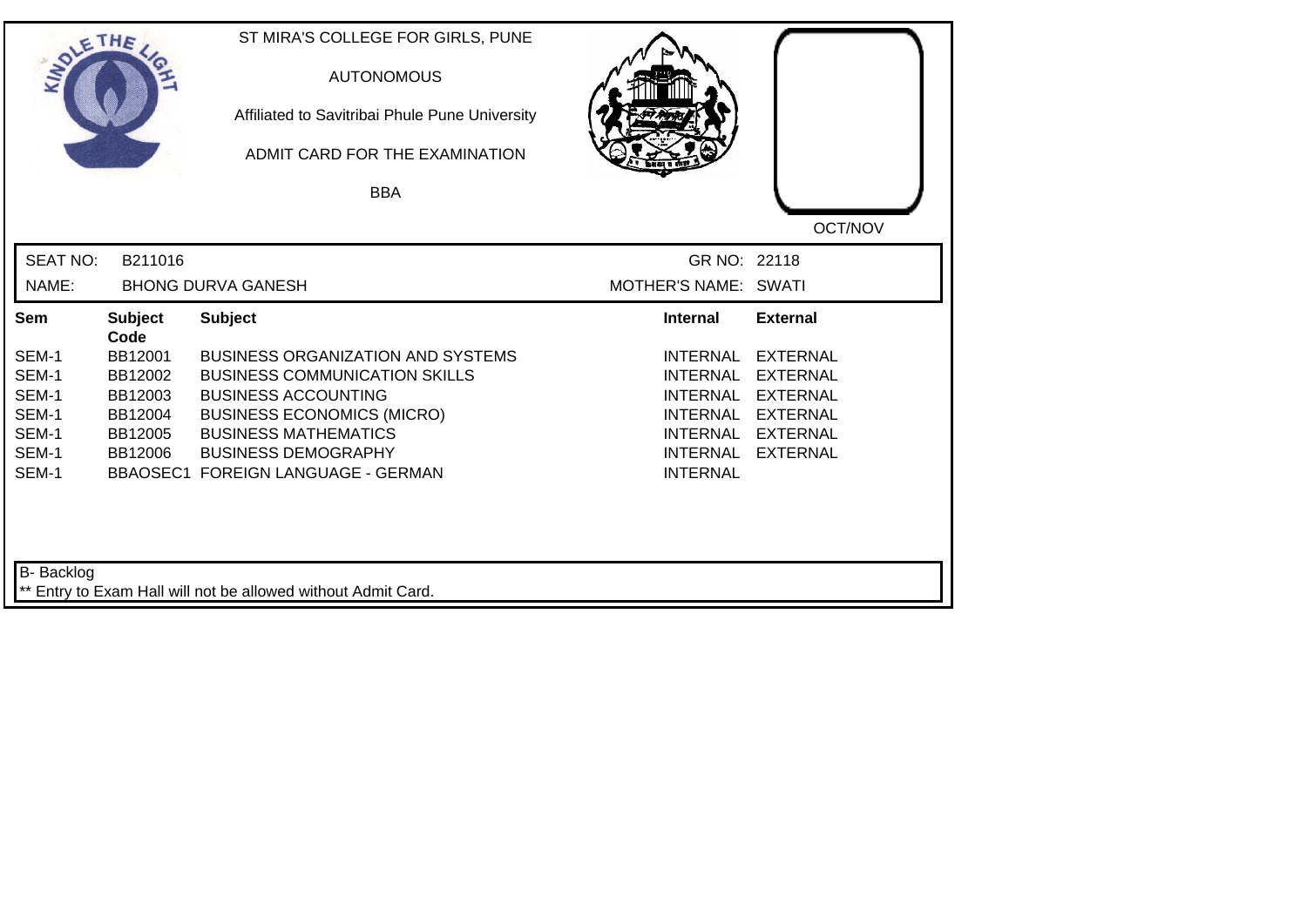ST MIRA'S COLLEGE FOR GIRLS, PUNE

AUTONOMOUS

Affiliated to Savitribai Phule Pune University

ADMIT CARD FOR THE EXAMINATION

BBA

OCT/NOV

| SEAT NO: | B211016 | GR NO: | 22118 |
|---|---|---|---|
| NAME: | BHONG DURVA GANESH | MOTHER'S NAME: | SWATI |

| Sem | Subject Code | Subject | Internal | External |
|---|---|---|---|---|
| SEM-1 | BB12001 | BUSINESS ORGANIZATION AND SYSTEMS | INTERNAL | EXTERNAL |
| SEM-1 | BB12002 | BUSINESS COMMUNICATION SKILLS | INTERNAL | EXTERNAL |
| SEM-1 | BB12003 | BUSINESS ACCOUNTING | INTERNAL | EXTERNAL |
| SEM-1 | BB12004 | BUSINESS ECONOMICS (MICRO) | INTERNAL | EXTERNAL |
| SEM-1 | BB12005 | BUSINESS MATHEMATICS | INTERNAL | EXTERNAL |
| SEM-1 | BB12006 | BUSINESS DEMOGRAPHY | INTERNAL | EXTERNAL |
| SEM-1 | BBAOSEC1 | FOREIGN LANGUAGE - GERMAN | INTERNAL | |

B- Backlog

** Entry to Exam Hall will not be allowed without Admit Card.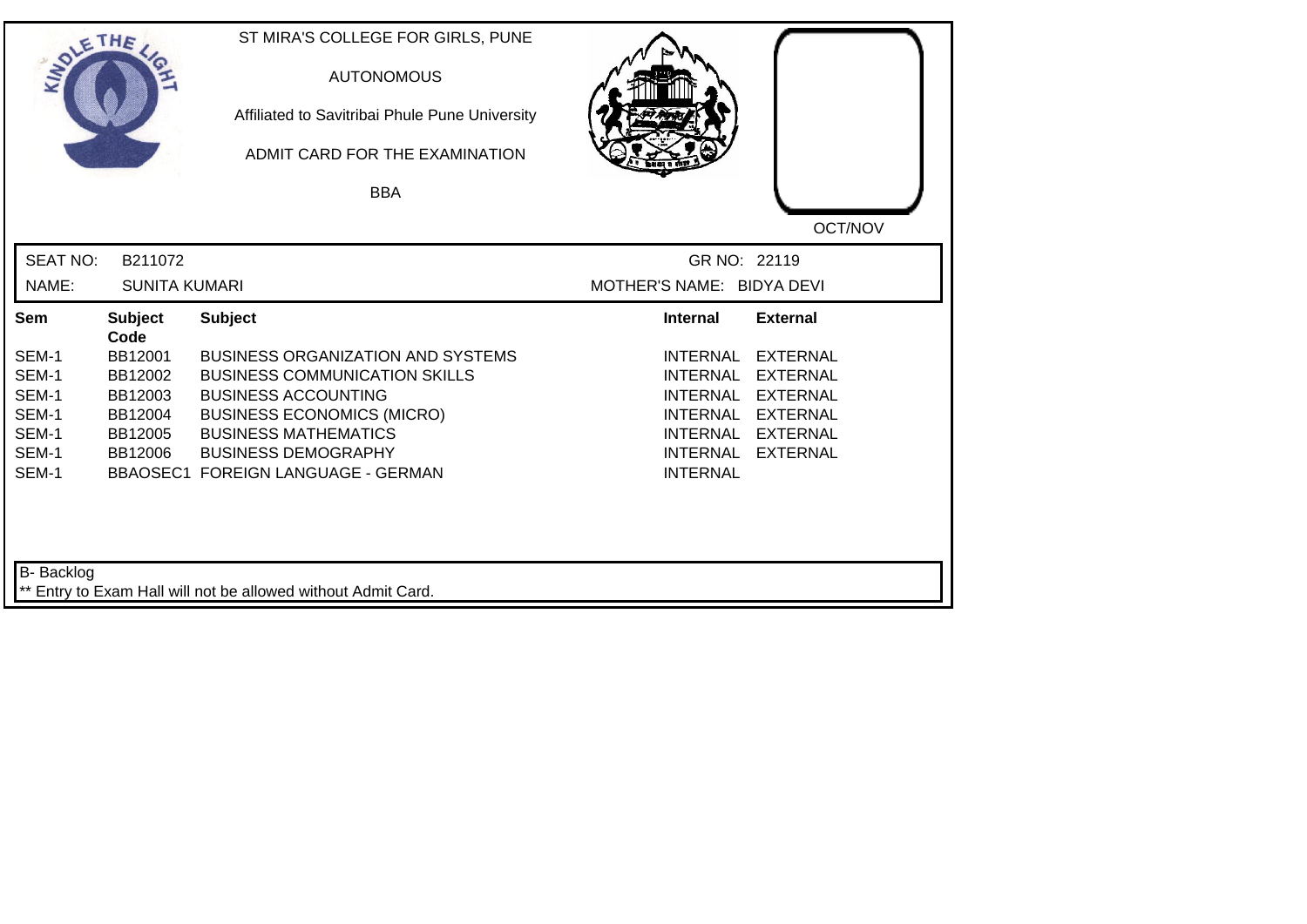ST MIRA'S COLLEGE FOR GIRLS, PUNE

AUTONOMOUS

Affiliated to Savitribai Phule Pune University

ADMIT CARD FOR THE EXAMINATION

BBA

OCT/NOV

SEAT NO: B211072 GR NO: 22119

NAME: SUNITA KUMARI MOTHER'S NAME: BIDYA DEVI

| Sem | Subject Code | Subject | Internal | External |
|---|---|---|---|---|
| SEM-1 | BB12001 | BUSINESS ORGANIZATION AND SYSTEMS | INTERNAL | EXTERNAL |
| SEM-1 | BB12002 | BUSINESS COMMUNICATION SKILLS | INTERNAL | EXTERNAL |
| SEM-1 | BB12003 | BUSINESS ACCOUNTING | INTERNAL | EXTERNAL |
| SEM-1 | BB12004 | BUSINESS ECONOMICS (MICRO) | INTERNAL | EXTERNAL |
| SEM-1 | BB12005 | BUSINESS MATHEMATICS | INTERNAL | EXTERNAL |
| SEM-1 | BB12006 | BUSINESS DEMOGRAPHY | INTERNAL | EXTERNAL |
| SEM-1 | BBAOSEC1 | FOREIGN LANGUAGE - GERMAN | INTERNAL | |

B- Backlog

** Entry to Exam Hall will not be allowed without Admit Card.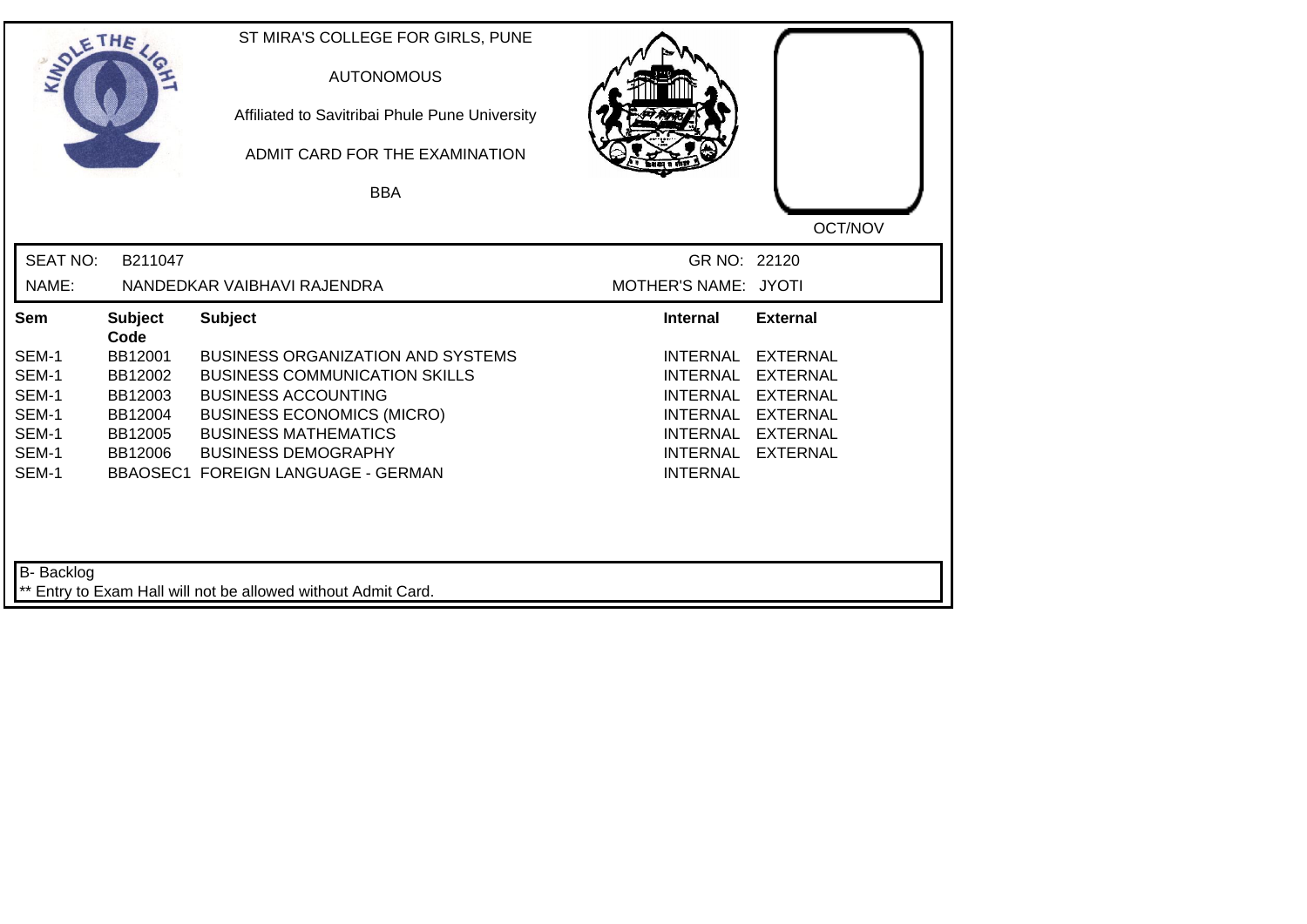ST MIRA'S COLLEGE FOR GIRLS, PUNE

AUTONOMOUS

Affiliated to Savitribai Phule Pune University

ADMIT CARD FOR THE EXAMINATION

BBA

OCT/NOV

| SEAT NO: | B211047 | GR NO: | 22120 |
|---|---|---|---|
| NAME: | NANDEDKAR VAIBHAVI RAJENDRA | MOTHER'S NAME: | JYOTI |

| Sem | Subject Code | Subject | Internal | External |
|---|---|---|---|---|
| SEM-1 | BB12001 | BUSINESS ORGANIZATION AND SYSTEMS | INTERNAL | EXTERNAL |
| SEM-1 | BB12002 | BUSINESS COMMUNICATION SKILLS | INTERNAL | EXTERNAL |
| SEM-1 | BB12003 | BUSINESS ACCOUNTING | INTERNAL | EXTERNAL |
| SEM-1 | BB12004 | BUSINESS ECONOMICS (MICRO) | INTERNAL | EXTERNAL |
| SEM-1 | BB12005 | BUSINESS MATHEMATICS | INTERNAL | EXTERNAL |
| SEM-1 | BB12006 | BUSINESS DEMOGRAPHY | INTERNAL | EXTERNAL |
| SEM-1 | BBAOSEC1 | FOREIGN LANGUAGE - GERMAN | INTERNAL | |

B- Backlog

** Entry to Exam Hall will not be allowed without Admit Card.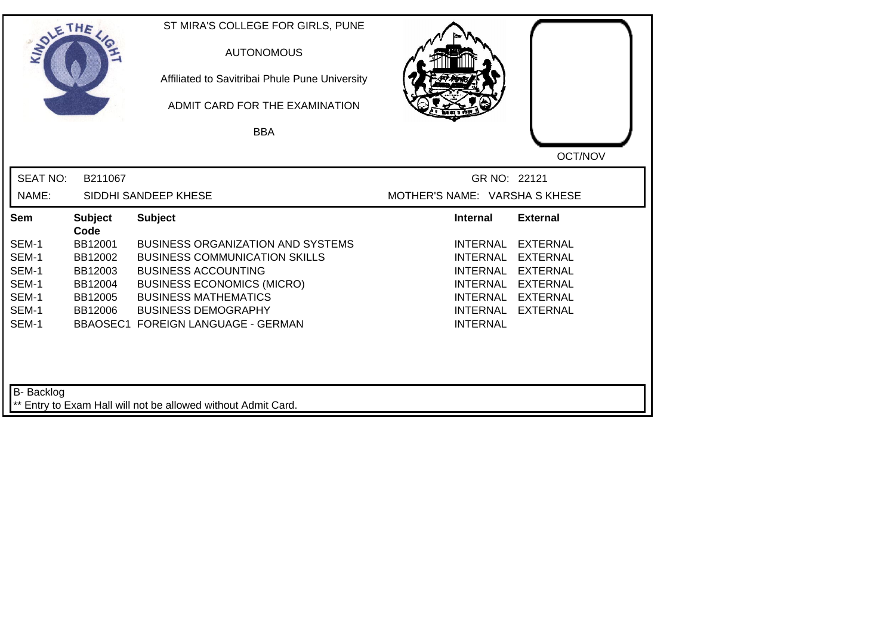ST MIRA'S COLLEGE FOR GIRLS, PUNE

AUTONOMOUS

Affiliated to Savitribai Phule Pune University

ADMIT CARD FOR THE EXAMINATION

BBA

OCT/NOV

SEAT NO: B211067 GR NO: 22121

NAME: SIDDHI SANDEEP KHESE MOTHER'S NAME: VARSHA S KHESE

| Sem | Subject Code | Subject | Internal | External |
|---|---|---|---|---|
| SEM-1 | BB12001 | BUSINESS ORGANIZATION AND SYSTEMS | INTERNAL | EXTERNAL |
| SEM-1 | BB12002 | BUSINESS COMMUNICATION SKILLS | INTERNAL | EXTERNAL |
| SEM-1 | BB12003 | BUSINESS ACCOUNTING | INTERNAL | EXTERNAL |
| SEM-1 | BB12004 | BUSINESS ECONOMICS (MICRO) | INTERNAL | EXTERNAL |
| SEM-1 | BB12005 | BUSINESS MATHEMATICS | INTERNAL | EXTERNAL |
| SEM-1 | BB12006 | BUSINESS DEMOGRAPHY | INTERNAL | EXTERNAL |
| SEM-1 | BBAOSEC1 | FOREIGN LANGUAGE - GERMAN | INTERNAL | |

B- Backlog

** Entry to Exam Hall will not be allowed without Admit Card.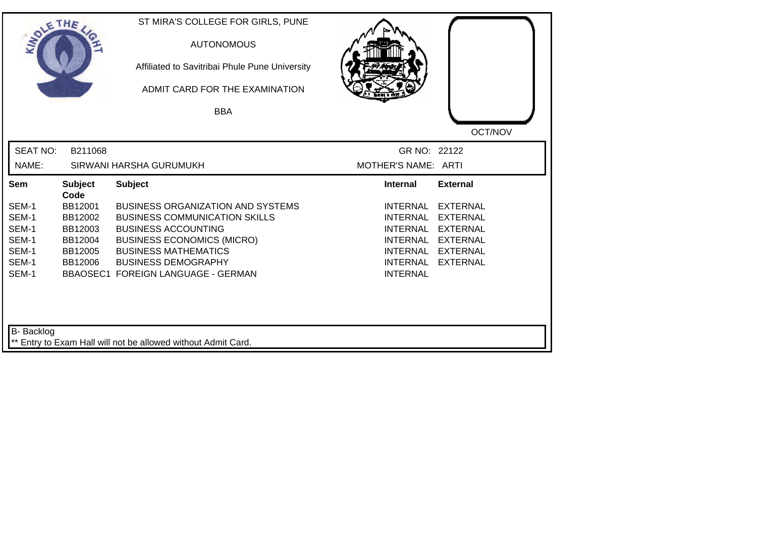ST MIRA'S COLLEGE FOR GIRLS, PUNE

AUTONOMOUS

Affiliated to Savitribai Phule Pune University

ADMIT CARD FOR THE EXAMINATION

BBA

OCT/NOV

SEAT NO: B211068 GR NO: 22122

NAME: SIRWANI HARSHA GURUMUKH MOTHER'S NAME: ARTI

| Sem | Subject Code | Subject | Internal | External |
|---|---|---|---|---|
| SEM-1 | BB12001 | BUSINESS ORGANIZATION AND SYSTEMS | INTERNAL | EXTERNAL |
| SEM-1 | BB12002 | BUSINESS COMMUNICATION SKILLS | INTERNAL | EXTERNAL |
| SEM-1 | BB12003 | BUSINESS ACCOUNTING | INTERNAL | EXTERNAL |
| SEM-1 | BB12004 | BUSINESS ECONOMICS (MICRO) | INTERNAL | EXTERNAL |
| SEM-1 | BB12005 | BUSINESS MATHEMATICS | INTERNAL | EXTERNAL |
| SEM-1 | BB12006 | BUSINESS DEMOGRAPHY | INTERNAL | EXTERNAL |
| SEM-1 | BBAOSEC1 | FOREIGN LANGUAGE - GERMAN | INTERNAL | |

B- Backlog

** Entry to Exam Hall will not be allowed without Admit Card.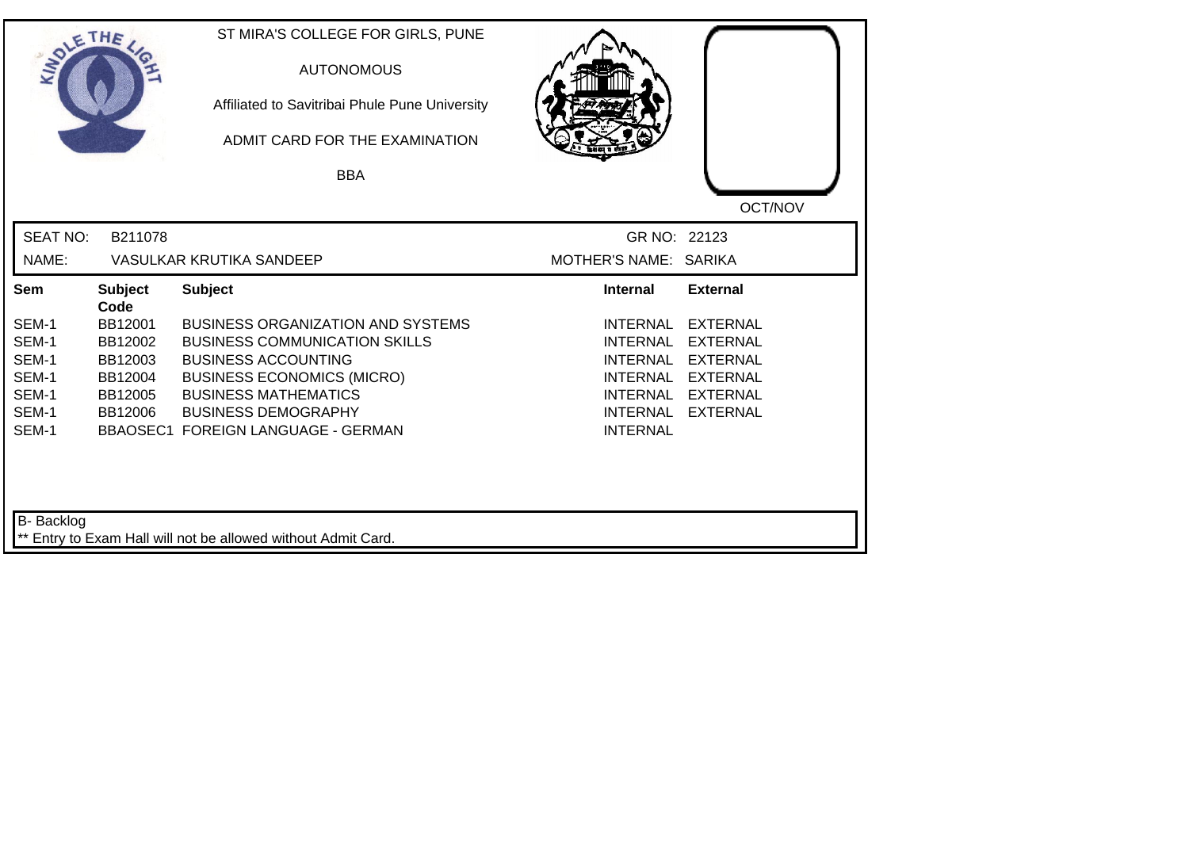ST MIRA'S COLLEGE FOR GIRLS, PUNE

AUTONOMOUS

Affiliated to Savitribai Phule Pune University

ADMIT CARD FOR THE EXAMINATION

BBA

OCT/NOV

SEAT NO: B211078 GR NO: 22123

NAME: VASULKAR KRUTIKA SANDEEP MOTHER'S NAME: SARIKA

| Sem | Subject Code | Subject | Internal | External |
|---|---|---|---|---|
| SEM-1 | BB12001 | BUSINESS ORGANIZATION AND SYSTEMS | INTERNAL | EXTERNAL |
| SEM-1 | BB12002 | BUSINESS COMMUNICATION SKILLS | INTERNAL | EXTERNAL |
| SEM-1 | BB12003 | BUSINESS ACCOUNTING | INTERNAL | EXTERNAL |
| SEM-1 | BB12004 | BUSINESS ECONOMICS (MICRO) | INTERNAL | EXTERNAL |
| SEM-1 | BB12005 | BUSINESS MATHEMATICS | INTERNAL | EXTERNAL |
| SEM-1 | BB12006 | BUSINESS DEMOGRAPHY | INTERNAL | EXTERNAL |
| SEM-1 | BBAOSEC1 | FOREIGN LANGUAGE - GERMAN | INTERNAL | |

B- Backlog

** Entry to Exam Hall will not be allowed without Admit Card.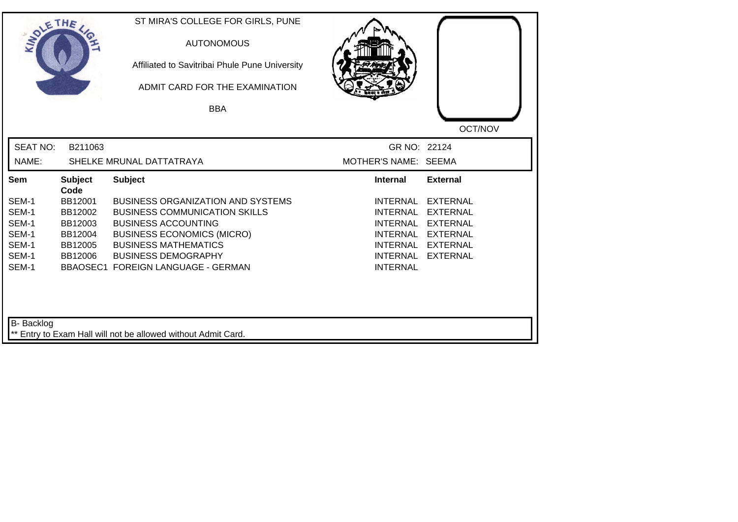ST MIRA'S COLLEGE FOR GIRLS, PUNE

AUTONOMOUS

Affiliated to Savitribai Phule Pune University

ADMIT CARD FOR THE EXAMINATION

BBA

OCT/NOV

SEAT NO: B211063 GR NO: 22124

NAME: SHELKE MRUNAL DATTATRAYA MOTHER'S NAME: SEEMA

| Sem | Subject Code | Subject | Internal | External |
|---|---|---|---|---|
| SEM-1 | BB12001 | BUSINESS ORGANIZATION AND SYSTEMS | INTERNAL | EXTERNAL |
| SEM-1 | BB12002 | BUSINESS COMMUNICATION SKILLS | INTERNAL | EXTERNAL |
| SEM-1 | BB12003 | BUSINESS ACCOUNTING | INTERNAL | EXTERNAL |
| SEM-1 | BB12004 | BUSINESS ECONOMICS (MICRO) | INTERNAL | EXTERNAL |
| SEM-1 | BB12005 | BUSINESS MATHEMATICS | INTERNAL | EXTERNAL |
| SEM-1 | BB12006 | BUSINESS DEMOGRAPHY | INTERNAL | EXTERNAL |
| SEM-1 | BBAOSEC1 | FOREIGN LANGUAGE - GERMAN | INTERNAL | |

B- Backlog

** Entry to Exam Hall will not be allowed without Admit Card.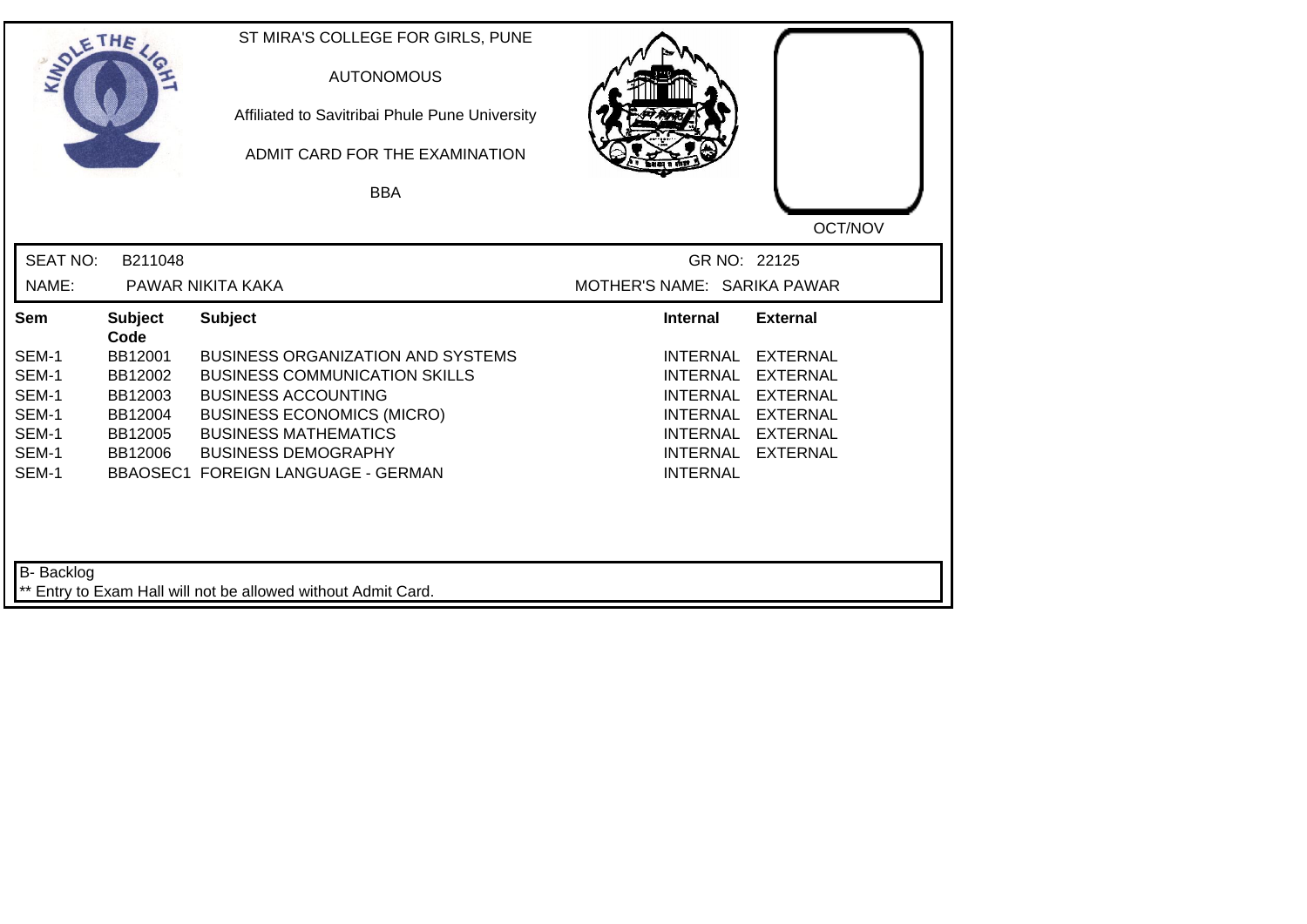ST MIRA'S COLLEGE FOR GIRLS, PUNE

AUTONOMOUS

Affiliated to Savitribai Phule Pune University

ADMIT CARD FOR THE EXAMINATION

BBA

OCT/NOV

SEAT NO: B211048 GR NO: 22125

NAME: PAWAR NIKITA KAKA MOTHER'S NAME: SARIKA PAWAR

| Sem | Subject Code | Subject | Internal | External |
|---|---|---|---|---|
| SEM-1 | BB12001 | BUSINESS ORGANIZATION AND SYSTEMS | INTERNAL | EXTERNAL |
| SEM-1 | BB12002 | BUSINESS COMMUNICATION SKILLS | INTERNAL | EXTERNAL |
| SEM-1 | BB12003 | BUSINESS ACCOUNTING | INTERNAL | EXTERNAL |
| SEM-1 | BB12004 | BUSINESS ECONOMICS (MICRO) | INTERNAL | EXTERNAL |
| SEM-1 | BB12005 | BUSINESS MATHEMATICS | INTERNAL | EXTERNAL |
| SEM-1 | BB12006 | BUSINESS DEMOGRAPHY | INTERNAL | EXTERNAL |
| SEM-1 | BBAOSEC1 | FOREIGN LANGUAGE - GERMAN | INTERNAL | |

B- Backlog

** Entry to Exam Hall will not be allowed without Admit Card.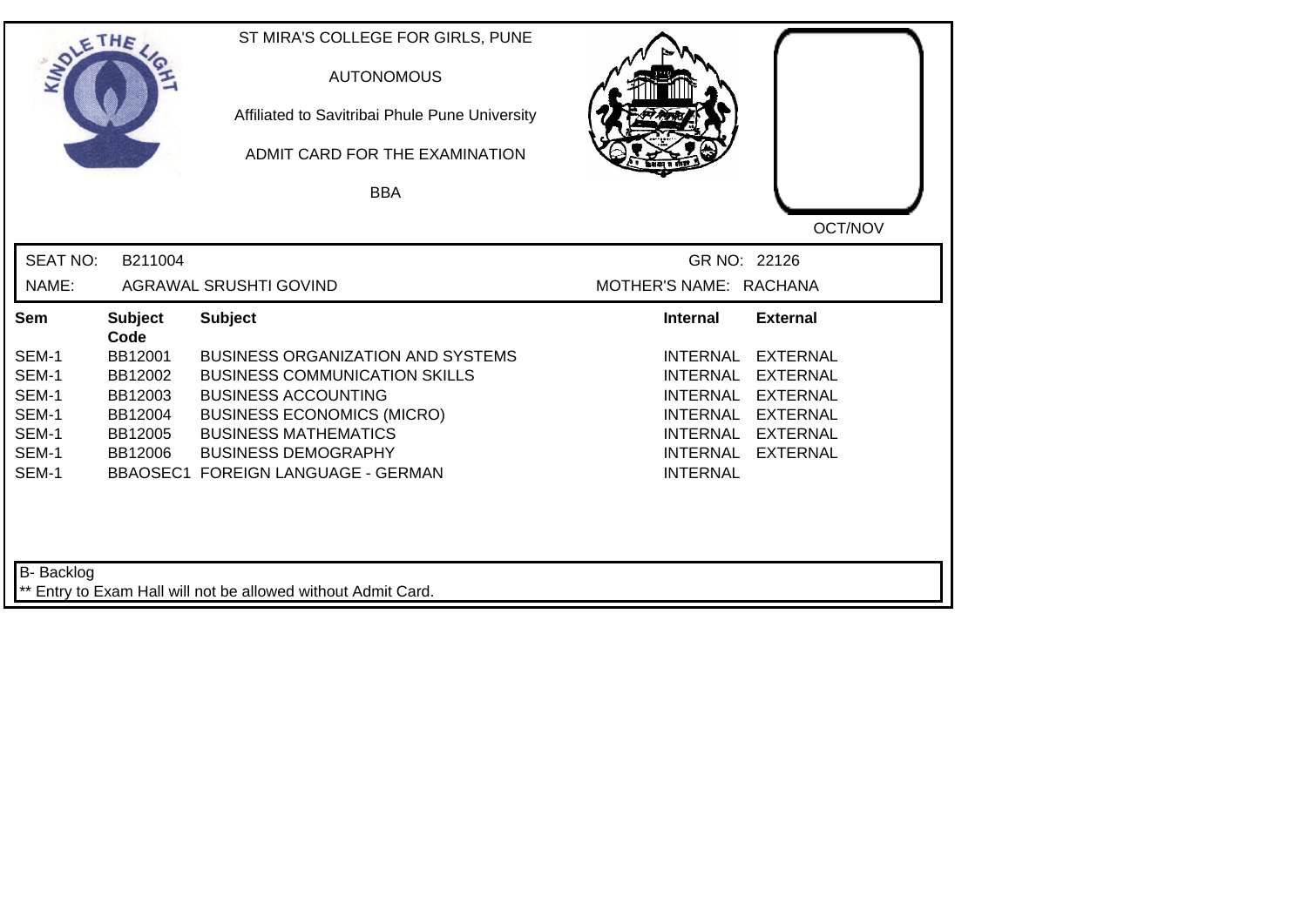ST MIRA'S COLLEGE FOR GIRLS, PUNE

AUTONOMOUS

Affiliated to Savitribai Phule Pune University

ADMIT CARD FOR THE EXAMINATION

BBA

OCT/NOV

SEAT NO: B211004 GR NO: 22126

NAME: AGRAWAL SRUSHTI GOVIND MOTHER'S NAME: RACHANA

| Sem | Subject Code | Subject | Internal | External |
|---|---|---|---|---|
| SEM-1 | BB12001 | BUSINESS ORGANIZATION AND SYSTEMS | INTERNAL | EXTERNAL |
| SEM-1 | BB12002 | BUSINESS COMMUNICATION SKILLS | INTERNAL | EXTERNAL |
| SEM-1 | BB12003 | BUSINESS ACCOUNTING | INTERNAL | EXTERNAL |
| SEM-1 | BB12004 | BUSINESS ECONOMICS (MICRO) | INTERNAL | EXTERNAL |
| SEM-1 | BB12005 | BUSINESS MATHEMATICS | INTERNAL | EXTERNAL |
| SEM-1 | BB12006 | BUSINESS DEMOGRAPHY | INTERNAL | EXTERNAL |
| SEM-1 | BBAOSEC1 | FOREIGN LANGUAGE - GERMAN | INTERNAL | |

B- Backlog

** Entry to Exam Hall will not be allowed without Admit Card.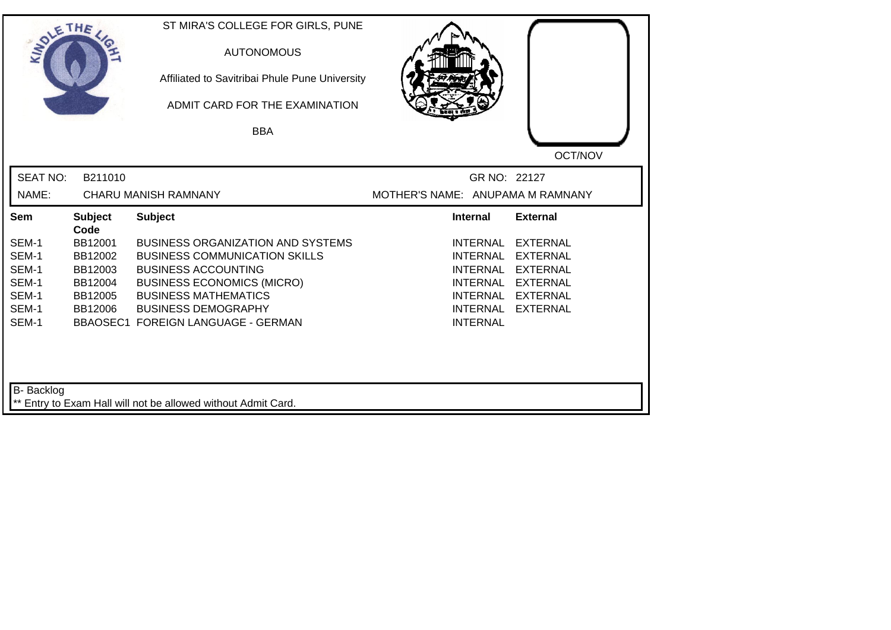ST MIRA'S COLLEGE FOR GIRLS, PUNE

AUTONOMOUS

Affiliated to Savitribai Phule Pune University

ADMIT CARD FOR THE EXAMINATION

BBA

OCT/NOV

SEAT NO: B211010 | GR NO: 22127

NAME: CHARU MANISH RAMNANY | MOTHER'S NAME: ANUPAMA M RAMNANY

| Sem | Subject Code | Subject | Internal | External |
|---|---|---|---|---|
| SEM-1 | BB12001 | BUSINESS ORGANIZATION AND SYSTEMS | INTERNAL | EXTERNAL |
| SEM-1 | BB12002 | BUSINESS COMMUNICATION SKILLS | INTERNAL | EXTERNAL |
| SEM-1 | BB12003 | BUSINESS ACCOUNTING | INTERNAL | EXTERNAL |
| SEM-1 | BB12004 | BUSINESS ECONOMICS (MICRO) | INTERNAL | EXTERNAL |
| SEM-1 | BB12005 | BUSINESS MATHEMATICS | INTERNAL | EXTERNAL |
| SEM-1 | BB12006 | BUSINESS DEMOGRAPHY | INTERNAL | EXTERNAL |
| SEM-1 | BBAOSEC1 | FOREIGN LANGUAGE - GERMAN | INTERNAL | |

B- Backlog

** Entry to Exam Hall will not be allowed without Admit Card.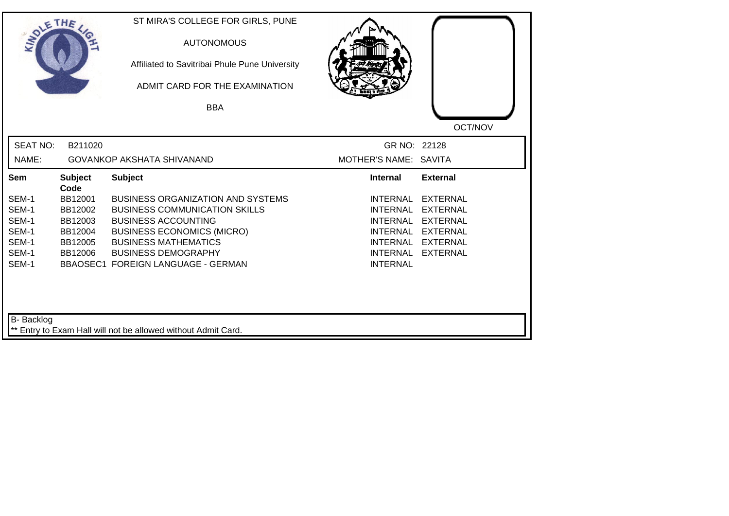ST MIRA'S COLLEGE FOR GIRLS, PUNE

AUTONOMOUS

Affiliated to Savitribai Phule Pune University

ADMIT CARD FOR THE EXAMINATION

BBA

OCT/NOV

SEAT NO: B211020 GR NO: 22128

NAME: GOVANKOP AKSHATA SHIVANAND MOTHER'S NAME: SAVITA

| Sem | Subject Code | Subject | Internal | External |
|---|---|---|---|---|
| SEM-1 | BB12001 | BUSINESS ORGANIZATION AND SYSTEMS | INTERNAL | EXTERNAL |
| SEM-1 | BB12002 | BUSINESS COMMUNICATION SKILLS | INTERNAL | EXTERNAL |
| SEM-1 | BB12003 | BUSINESS ACCOUNTING | INTERNAL | EXTERNAL |
| SEM-1 | BB12004 | BUSINESS ECONOMICS (MICRO) | INTERNAL | EXTERNAL |
| SEM-1 | BB12005 | BUSINESS MATHEMATICS | INTERNAL | EXTERNAL |
| SEM-1 | BB12006 | BUSINESS DEMOGRAPHY | INTERNAL | EXTERNAL |
| SEM-1 | BBAOSEC1 | FOREIGN LANGUAGE - GERMAN | INTERNAL | |

B- Backlog

** Entry to Exam Hall will not be allowed without Admit Card.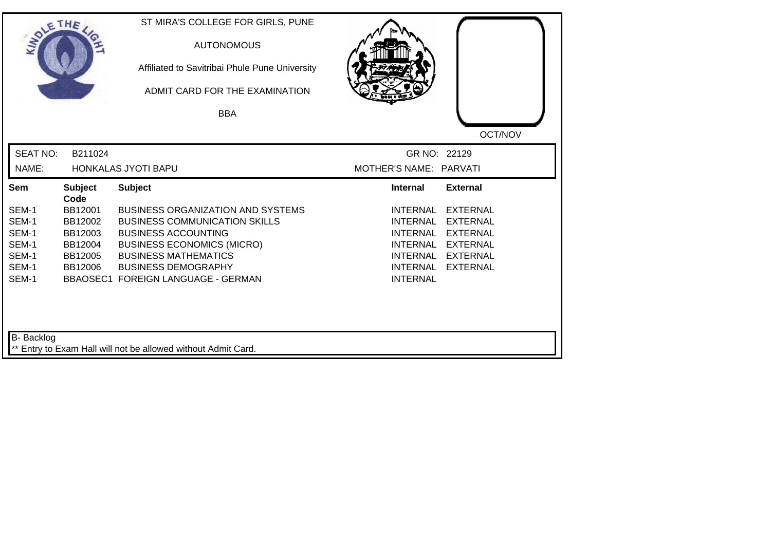ST MIRA'S COLLEGE FOR GIRLS, PUNE

AUTONOMOUS

Affiliated to Savitribai Phule Pune University

ADMIT CARD FOR THE EXAMINATION

BBA

OCT/NOV

SEAT NO: B211024 | GR NO: 22129

NAME: HONKALAS JYOTI BAPU | MOTHER'S NAME: PARVATI

| Sem | Subject Code | Subject | Internal | External |
|---|---|---|---|---|
| SEM-1 | BB12001 | BUSINESS ORGANIZATION AND SYSTEMS | INTERNAL | EXTERNAL |
| SEM-1 | BB12002 | BUSINESS COMMUNICATION SKILLS | INTERNAL | EXTERNAL |
| SEM-1 | BB12003 | BUSINESS ACCOUNTING | INTERNAL | EXTERNAL |
| SEM-1 | BB12004 | BUSINESS ECONOMICS (MICRO) | INTERNAL | EXTERNAL |
| SEM-1 | BB12005 | BUSINESS MATHEMATICS | INTERNAL | EXTERNAL |
| SEM-1 | BB12006 | BUSINESS DEMOGRAPHY | INTERNAL | EXTERNAL |
| SEM-1 | BBAOSEC1 | FOREIGN LANGUAGE - GERMAN | INTERNAL | |

B- Backlog

** Entry to Exam Hall will not be allowed without Admit Card.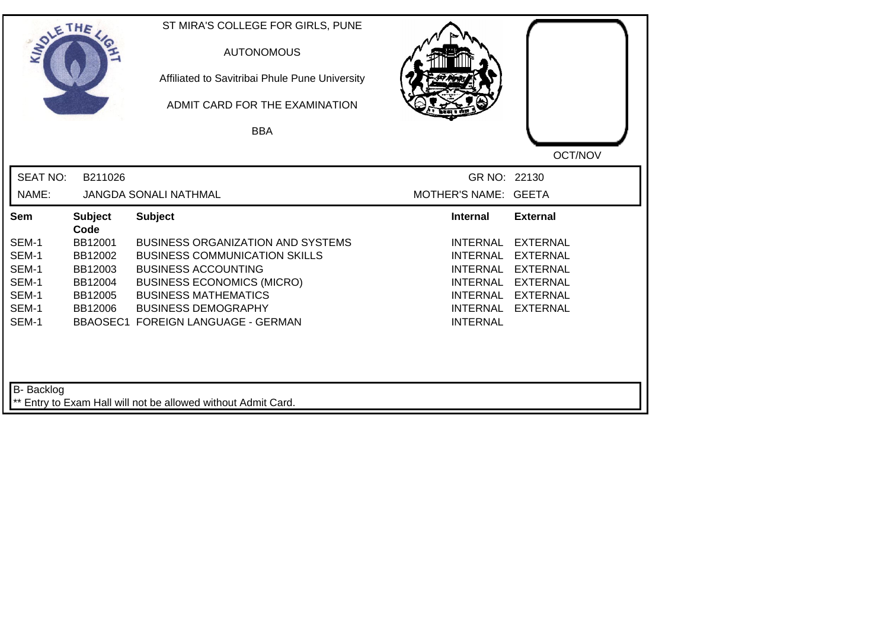ST MIRA'S COLLEGE FOR GIRLS, PUNE

AUTONOMOUS

Affiliated to Savitribai Phule Pune University

ADMIT CARD FOR THE EXAMINATION

BBA

OCT/NOV

SEAT NO: B211026

GR NO: 22130

NAME: JANGDA SONALI NATHMAL

MOTHER'S NAME: GEETA

| Sem | Subject Code | Subject | Internal | External |
|---|---|---|---|---|
| SEM-1 | BB12001 | BUSINESS ORGANIZATION AND SYSTEMS | INTERNAL | EXTERNAL |
| SEM-1 | BB12002 | BUSINESS COMMUNICATION SKILLS | INTERNAL | EXTERNAL |
| SEM-1 | BB12003 | BUSINESS ACCOUNTING | INTERNAL | EXTERNAL |
| SEM-1 | BB12004 | BUSINESS ECONOMICS (MICRO) | INTERNAL | EXTERNAL |
| SEM-1 | BB12005 | BUSINESS MATHEMATICS | INTERNAL | EXTERNAL |
| SEM-1 | BB12006 | BUSINESS DEMOGRAPHY | INTERNAL | EXTERNAL |
| SEM-1 | BBAOSEC1 | FOREIGN LANGUAGE - GERMAN | INTERNAL | |

B- Backlog

** Entry to Exam Hall will not be allowed without Admit Card.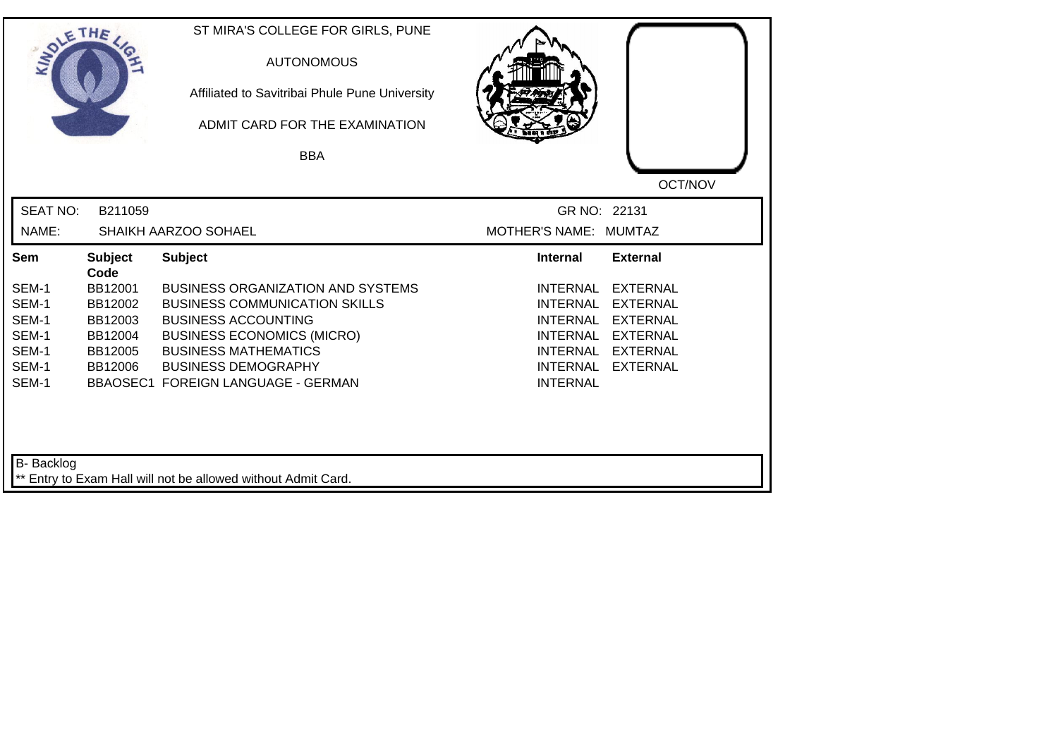ST MIRA'S COLLEGE FOR GIRLS, PUNE

AUTONOMOUS

Affiliated to Savitribai Phule Pune University

ADMIT CARD FOR THE EXAMINATION

BBA

OCT/NOV

| SEAT NO: | B211059 | GR NO: | 22131 |
|---|---|---|---|
| NAME: | SHAIKH AARZOO SOHAEL | MOTHER'S NAME: | MUMTAZ |

| Sem | Subject Code | Subject | Internal | External |
|---|---|---|---|---|
| SEM-1 | BB12001 | BUSINESS ORGANIZATION AND SYSTEMS | INTERNAL | EXTERNAL |
| SEM-1 | BB12002 | BUSINESS COMMUNICATION SKILLS | INTERNAL | EXTERNAL |
| SEM-1 | BB12003 | BUSINESS ACCOUNTING | INTERNAL | EXTERNAL |
| SEM-1 | BB12004 | BUSINESS ECONOMICS (MICRO) | INTERNAL | EXTERNAL |
| SEM-1 | BB12005 | BUSINESS MATHEMATICS | INTERNAL | EXTERNAL |
| SEM-1 | BB12006 | BUSINESS DEMOGRAPHY | INTERNAL | EXTERNAL |
| SEM-1 | BBAOSEC1 | FOREIGN LANGUAGE - GERMAN | INTERNAL | |

B- Backlog

** Entry to Exam Hall will not be allowed without Admit Card.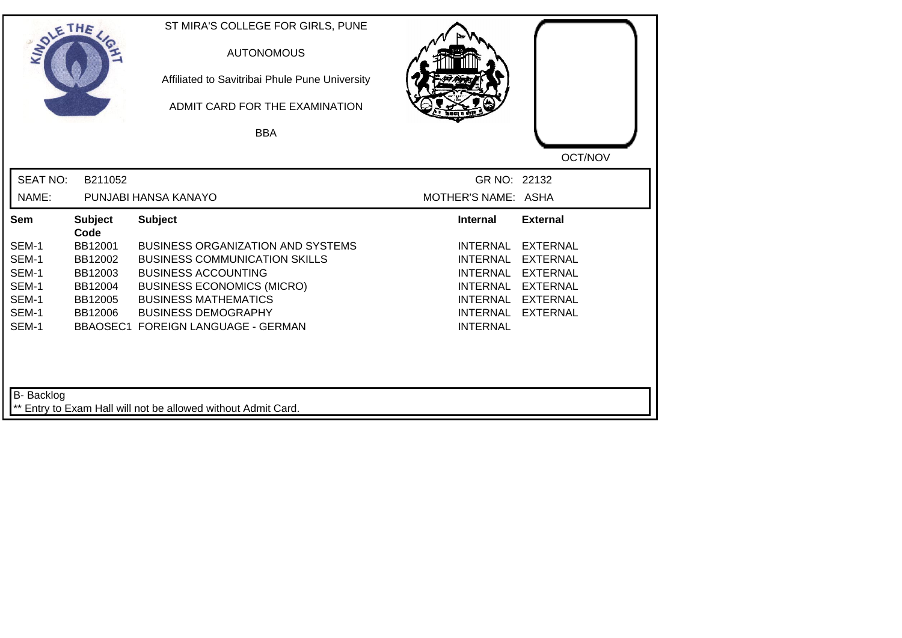ST MIRA'S COLLEGE FOR GIRLS, PUNE

AUTONOMOUS

Affiliated to Savitribai Phule Pune University

ADMIT CARD FOR THE EXAMINATION

BBA

OCT/NOV

SEAT NO: B211052 GR NO: 22132

NAME: PUNJABI HANSA KANAYO MOTHER'S NAME: ASHA

| Sem | Subject Code | Subject | Internal | External |
|---|---|---|---|---|
| SEM-1 | BB12001 | BUSINESS ORGANIZATION AND SYSTEMS | INTERNAL | EXTERNAL |
| SEM-1 | BB12002 | BUSINESS COMMUNICATION SKILLS | INTERNAL | EXTERNAL |
| SEM-1 | BB12003 | BUSINESS ACCOUNTING | INTERNAL | EXTERNAL |
| SEM-1 | BB12004 | BUSINESS ECONOMICS (MICRO) | INTERNAL | EXTERNAL |
| SEM-1 | BB12005 | BUSINESS MATHEMATICS | INTERNAL | EXTERNAL |
| SEM-1 | BB12006 | BUSINESS DEMOGRAPHY | INTERNAL | EXTERNAL |
| SEM-1 | BBAOSEC1 | FOREIGN LANGUAGE - GERMAN | INTERNAL | |

B- Backlog

** Entry to Exam Hall will not be allowed without Admit Card.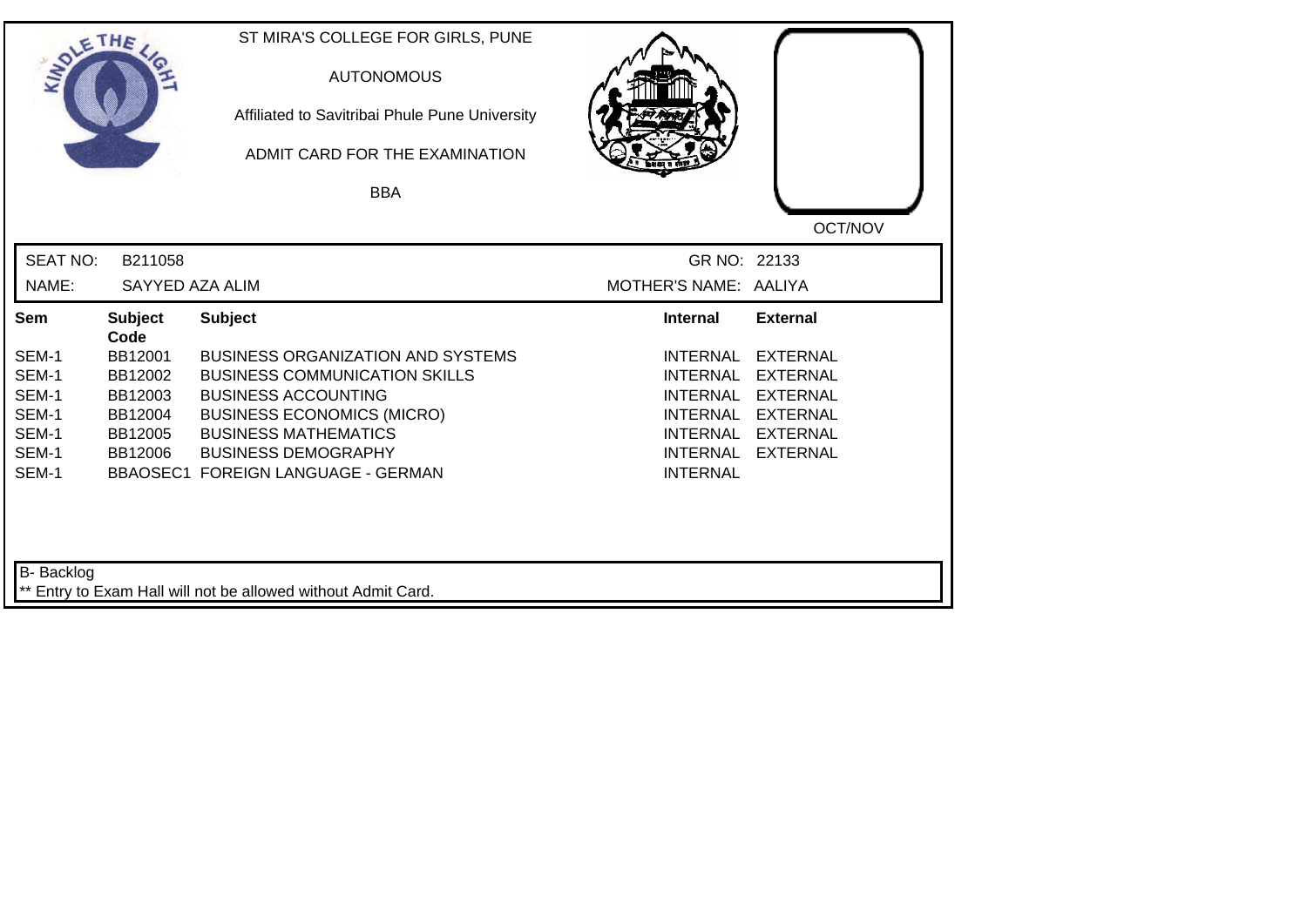ST MIRA'S COLLEGE FOR GIRLS, PUNE

AUTONOMOUS

Affiliated to Savitribai Phule Pune University

ADMIT CARD FOR THE EXAMINATION

BBA

OCT/NOV

| SEAT NO: | B211058 | GR NO: | 22133 |
|---|---|---|---|
| NAME: | SAYYED AZA ALIM | MOTHER'S NAME: | AALIYA |

| Sem | Subject Code | Subject | Internal | External |
|---|---|---|---|---|
| SEM-1 | BB12001 | BUSINESS ORGANIZATION AND SYSTEMS | INTERNAL | EXTERNAL |
| SEM-1 | BB12002 | BUSINESS COMMUNICATION SKILLS | INTERNAL | EXTERNAL |
| SEM-1 | BB12003 | BUSINESS ACCOUNTING | INTERNAL | EXTERNAL |
| SEM-1 | BB12004 | BUSINESS ECONOMICS (MICRO) | INTERNAL | EXTERNAL |
| SEM-1 | BB12005 | BUSINESS MATHEMATICS | INTERNAL | EXTERNAL |
| SEM-1 | BB12006 | BUSINESS DEMOGRAPHY | INTERNAL | EXTERNAL |
| SEM-1 | BBAOSEC1 | FOREIGN LANGUAGE - GERMAN | INTERNAL | |

B- Backlog

** Entry to Exam Hall will not be allowed without Admit Card.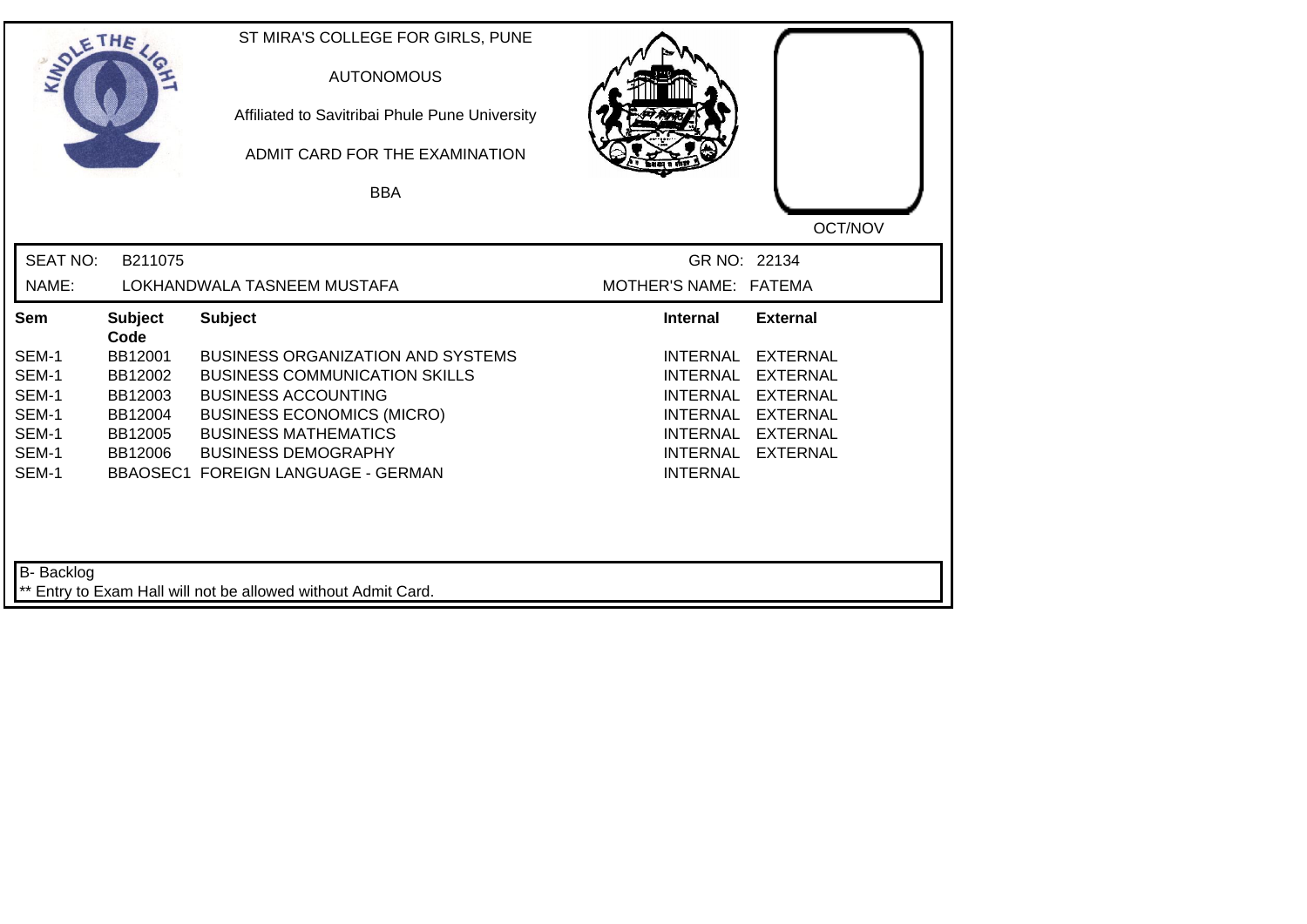ST MIRA'S COLLEGE FOR GIRLS, PUNE

AUTONOMOUS

Affiliated to Savitribai Phule Pune University

ADMIT CARD FOR THE EXAMINATION

BBA

OCT/NOV

SEAT NO: B211075 GR NO: 22134

NAME: LOKHANDWALA TASNEEM MUSTAFA MOTHER'S NAME: FATEMA

| Sem | Subject Code | Subject | Internal | External |
|---|---|---|---|---|
| SEM-1 | BB12001 | BUSINESS ORGANIZATION AND SYSTEMS | INTERNAL | EXTERNAL |
| SEM-1 | BB12002 | BUSINESS COMMUNICATION SKILLS | INTERNAL | EXTERNAL |
| SEM-1 | BB12003 | BUSINESS ACCOUNTING | INTERNAL | EXTERNAL |
| SEM-1 | BB12004 | BUSINESS ECONOMICS (MICRO) | INTERNAL | EXTERNAL |
| SEM-1 | BB12005 | BUSINESS MATHEMATICS | INTERNAL | EXTERNAL |
| SEM-1 | BB12006 | BUSINESS DEMOGRAPHY | INTERNAL | EXTERNAL |
| SEM-1 | BBAOSEC1 | FOREIGN LANGUAGE - GERMAN | INTERNAL | |

B- Backlog

** Entry to Exam Hall will not be allowed without Admit Card.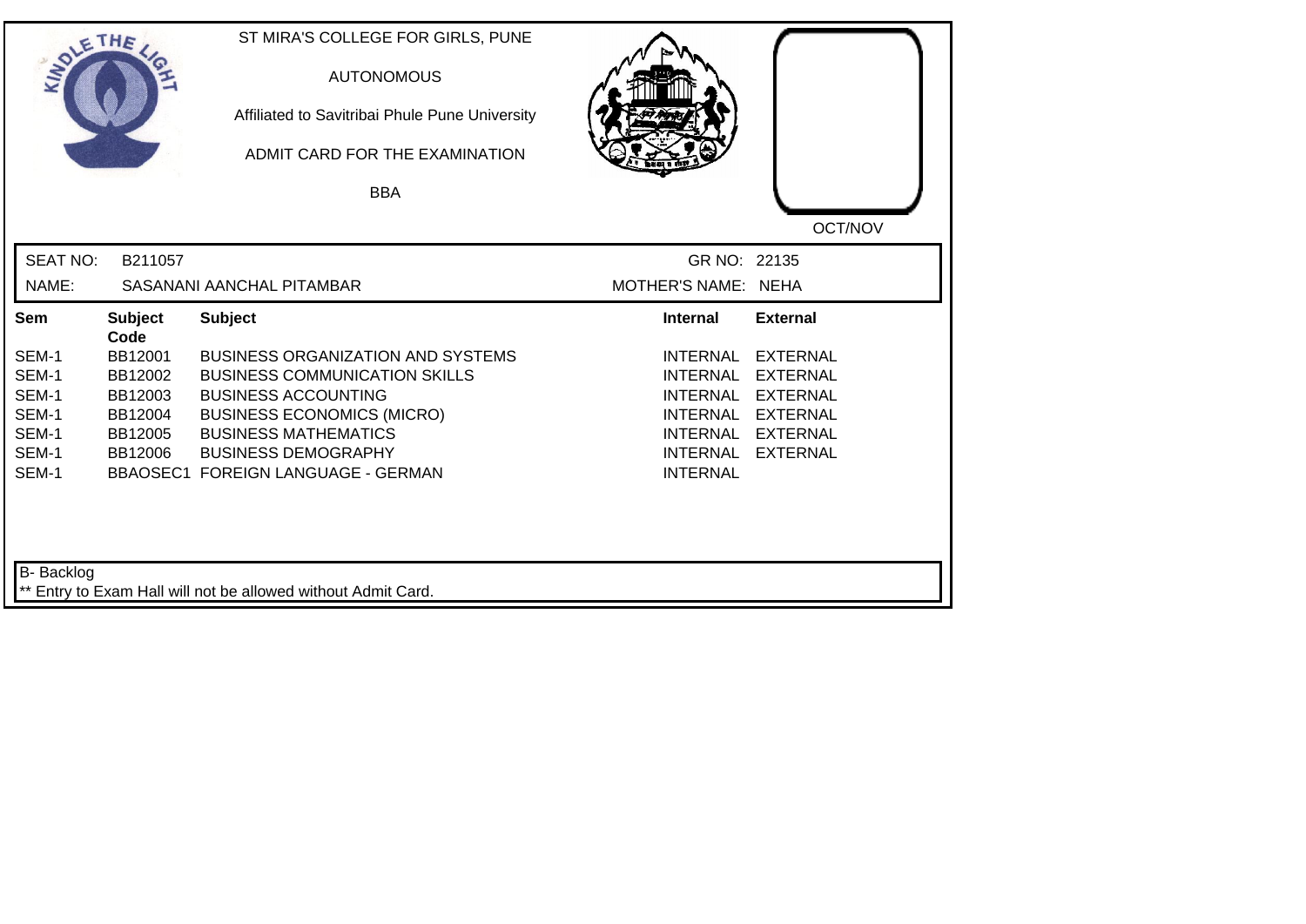ST MIRA'S COLLEGE FOR GIRLS, PUNE

AUTONOMOUS

Affiliated to Savitribai Phule Pune University

ADMIT CARD FOR THE EXAMINATION

BBA

OCT/NOV

| | | | |
|---|---|---|---|
| SEAT NO: | B211057 | GR NO: | 22135 |
| NAME: | SASANANI AANCHAL PITAMBAR | MOTHER'S NAME: | NEHA |

| Sem | Subject Code | Subject | Internal | External |
|---|---|---|---|---|
| SEM-1 | BB12001 | BUSINESS ORGANIZATION AND SYSTEMS | INTERNAL | EXTERNAL |
| SEM-1 | BB12002 | BUSINESS COMMUNICATION SKILLS | INTERNAL | EXTERNAL |
| SEM-1 | BB12003 | BUSINESS ACCOUNTING | INTERNAL | EXTERNAL |
| SEM-1 | BB12004 | BUSINESS ECONOMICS (MICRO) | INTERNAL | EXTERNAL |
| SEM-1 | BB12005 | BUSINESS MATHEMATICS | INTERNAL | EXTERNAL |
| SEM-1 | BB12006 | BUSINESS DEMOGRAPHY | INTERNAL | EXTERNAL |
| SEM-1 | BBAOSEC1 | FOREIGN LANGUAGE - GERMAN | INTERNAL | |

B- Backlog

** Entry to Exam Hall will not be allowed without Admit Card.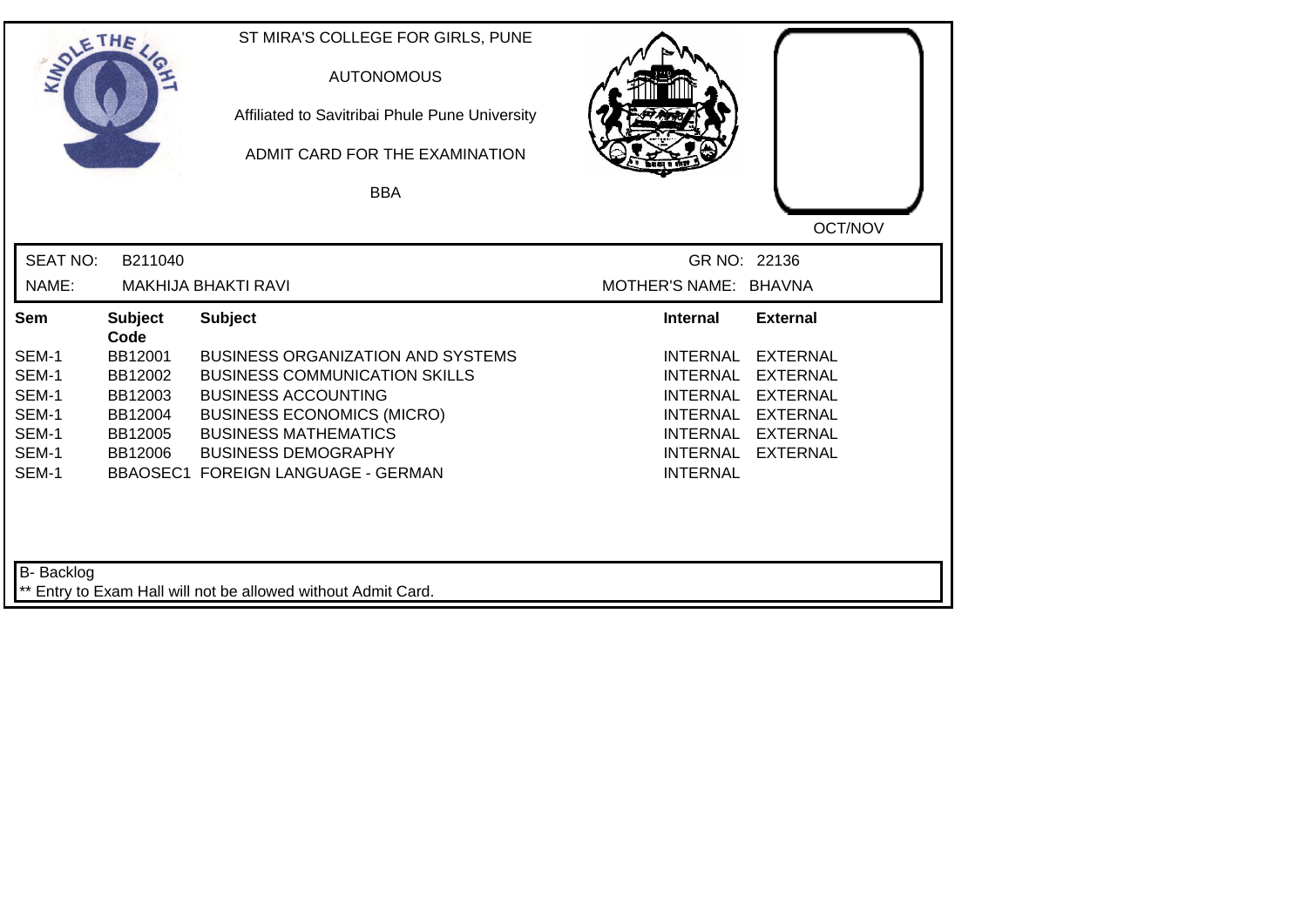ST MIRA'S COLLEGE FOR GIRLS, PUNE

AUTONOMOUS

Affiliated to Savitribai Phule Pune University

ADMIT CARD FOR THE EXAMINATION

BBA

OCT/NOV

SEAT NO: B211040 GR NO: 22136

NAME: MAKHIJA BHAKTI RAVI MOTHER'S NAME: BHAVNA

| Sem | Subject Code | Subject | Internal | External |
|---|---|---|---|---|
| SEM-1 | BB12001 | BUSINESS ORGANIZATION AND SYSTEMS | INTERNAL | EXTERNAL |
| SEM-1 | BB12002 | BUSINESS COMMUNICATION SKILLS | INTERNAL | EXTERNAL |
| SEM-1 | BB12003 | BUSINESS ACCOUNTING | INTERNAL | EXTERNAL |
| SEM-1 | BB12004 | BUSINESS ECONOMICS (MICRO) | INTERNAL | EXTERNAL |
| SEM-1 | BB12005 | BUSINESS MATHEMATICS | INTERNAL | EXTERNAL |
| SEM-1 | BB12006 | BUSINESS DEMOGRAPHY | INTERNAL | EXTERNAL |
| SEM-1 | BBAOSEC1 | FOREIGN LANGUAGE - GERMAN | INTERNAL | |

B- Backlog

** Entry to Exam Hall will not be allowed without Admit Card.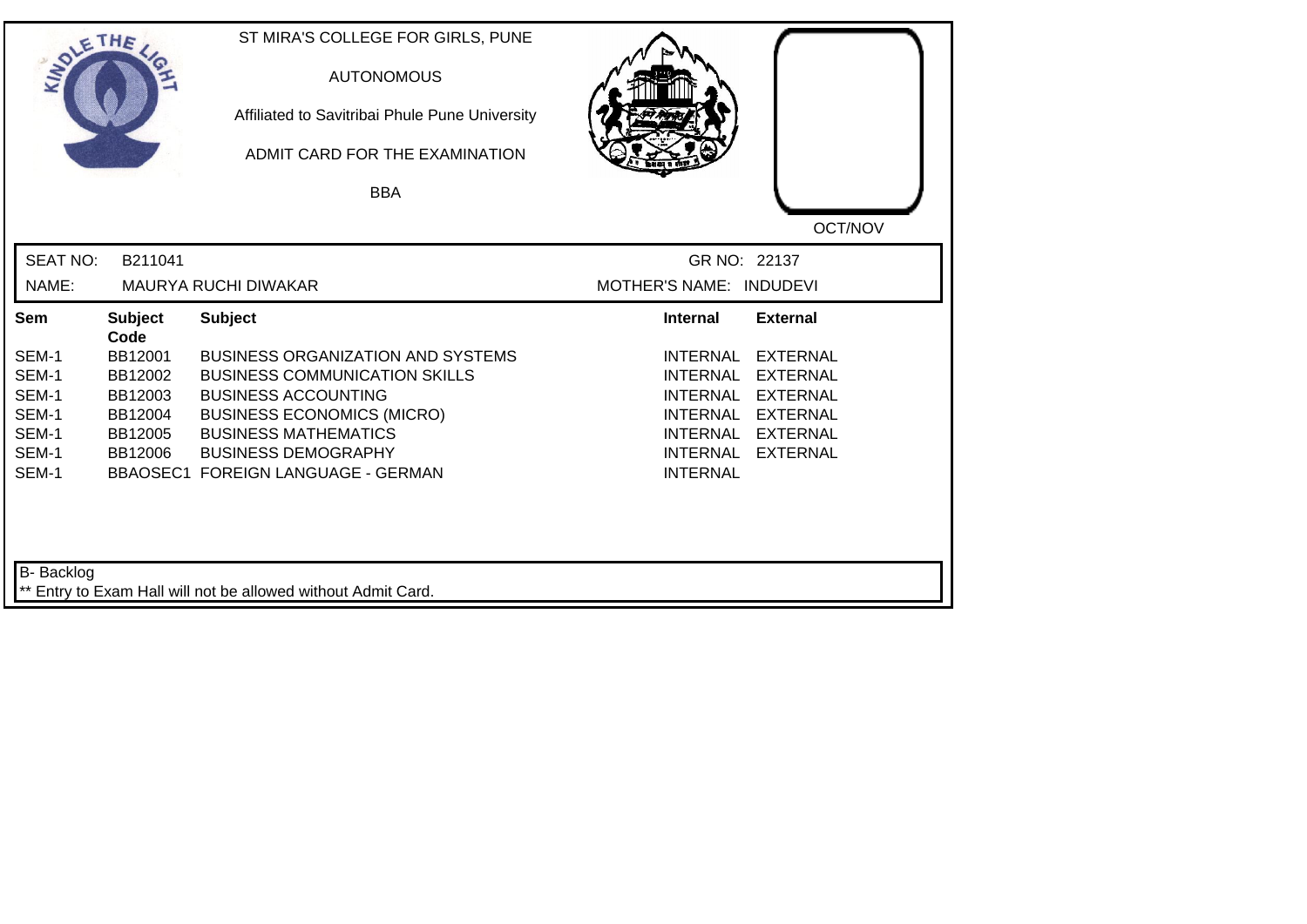ST MIRA'S COLLEGE FOR GIRLS, PUNE

AUTONOMOUS

Affiliated to Savitribai Phule Pune University

ADMIT CARD FOR THE EXAMINATION

BBA

OCT/NOV

SEAT NO: B211041 | GR NO: 22137

NAME: MAURYA RUCHI DIWAKAR | MOTHER'S NAME: INDUDEVI

| Sem | Subject Code | Subject | Internal | External |
|---|---|---|---|---|
| SEM-1 | BB12001 | BUSINESS ORGANIZATION AND SYSTEMS | INTERNAL | EXTERNAL |
| SEM-1 | BB12002 | BUSINESS COMMUNICATION SKILLS | INTERNAL | EXTERNAL |
| SEM-1 | BB12003 | BUSINESS ACCOUNTING | INTERNAL | EXTERNAL |
| SEM-1 | BB12004 | BUSINESS ECONOMICS (MICRO) | INTERNAL | EXTERNAL |
| SEM-1 | BB12005 | BUSINESS MATHEMATICS | INTERNAL | EXTERNAL |
| SEM-1 | BB12006 | BUSINESS DEMOGRAPHY | INTERNAL | EXTERNAL |
| SEM-1 | BBAOSEC1 | FOREIGN LANGUAGE - GERMAN | INTERNAL | |

B- Backlog

** Entry to Exam Hall will not be allowed without Admit Card.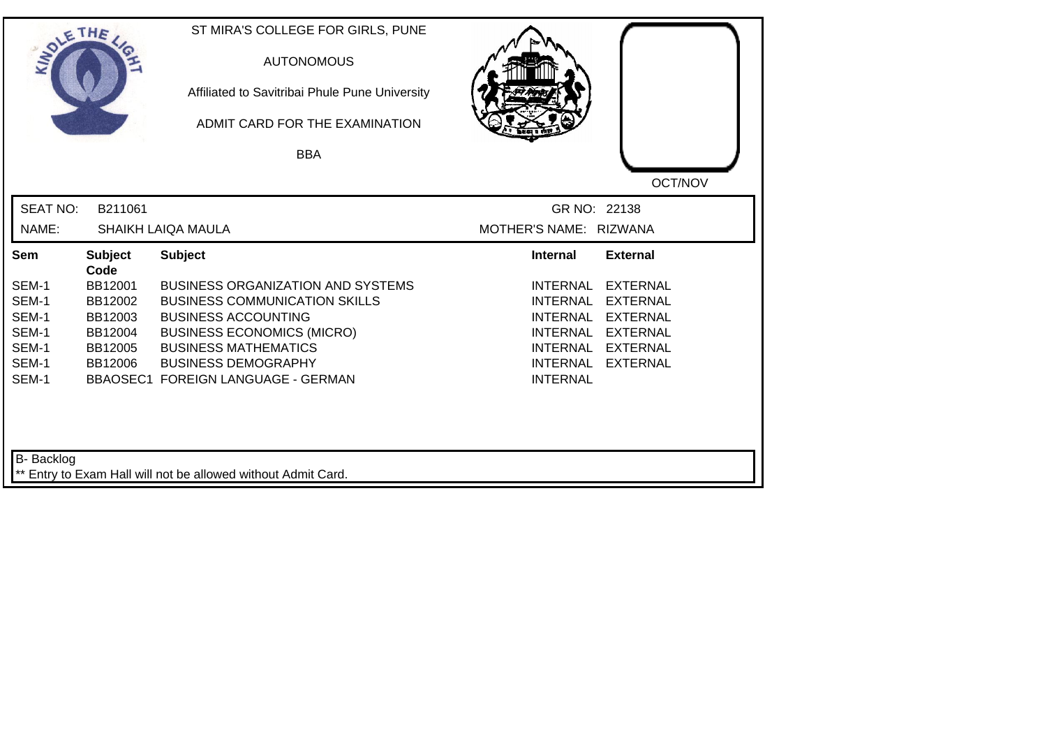ST MIRA'S COLLEGE FOR GIRLS, PUNE

AUTONOMOUS

Affiliated to Savitribai Phule Pune University

ADMIT CARD FOR THE EXAMINATION

BBA

OCT/NOV

| SEAT NO: | B211061 | GR NO: | 22138 |
|---|---|---|---|
| NAME: | SHAIKH LAIQA MAULA | MOTHER'S NAME: | RIZWANA |

| Sem | Subject Code | Subject | Internal | External |
|---|---|---|---|---|
| SEM-1 | BB12001 | BUSINESS ORGANIZATION AND SYSTEMS | INTERNAL | EXTERNAL |
| SEM-1 | BB12002 | BUSINESS COMMUNICATION SKILLS | INTERNAL | EXTERNAL |
| SEM-1 | BB12003 | BUSINESS ACCOUNTING | INTERNAL | EXTERNAL |
| SEM-1 | BB12004 | BUSINESS ECONOMICS (MICRO) | INTERNAL | EXTERNAL |
| SEM-1 | BB12005 | BUSINESS MATHEMATICS | INTERNAL | EXTERNAL |
| SEM-1 | BB12006 | BUSINESS DEMOGRAPHY | INTERNAL | EXTERNAL |
| SEM-1 | BBAOSEC1 | FOREIGN LANGUAGE - GERMAN | INTERNAL | |

B- Backlog

** Entry to Exam Hall will not be allowed without Admit Card.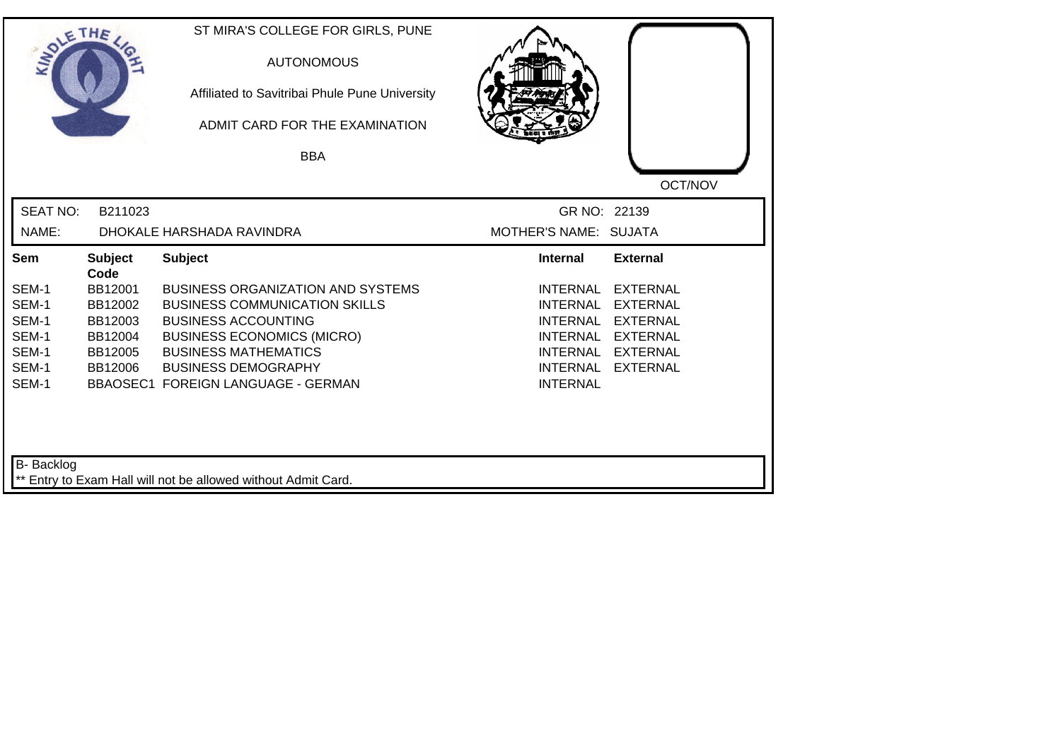ST MIRA'S COLLEGE FOR GIRLS, PUNE

AUTONOMOUS

Affiliated to Savitribai Phule Pune University

ADMIT CARD FOR THE EXAMINATION

BBA

OCT/NOV

SEAT NO: B211023 GR NO: 22139

NAME: DHOKALE HARSHADA RAVINDRA MOTHER'S NAME: SUJATA

| Sem | Subject Code | Subject | Internal | External |
|---|---|---|---|---|
| SEM-1 | BB12001 | BUSINESS ORGANIZATION AND SYSTEMS | INTERNAL | EXTERNAL |
| SEM-1 | BB12002 | BUSINESS COMMUNICATION SKILLS | INTERNAL | EXTERNAL |
| SEM-1 | BB12003 | BUSINESS ACCOUNTING | INTERNAL | EXTERNAL |
| SEM-1 | BB12004 | BUSINESS ECONOMICS (MICRO) | INTERNAL | EXTERNAL |
| SEM-1 | BB12005 | BUSINESS MATHEMATICS | INTERNAL | EXTERNAL |
| SEM-1 | BB12006 | BUSINESS DEMOGRAPHY | INTERNAL | EXTERNAL |
| SEM-1 | BBAOSEC1 | FOREIGN LANGUAGE - GERMAN | INTERNAL | |

B- Backlog

** Entry to Exam Hall will not be allowed without Admit Card.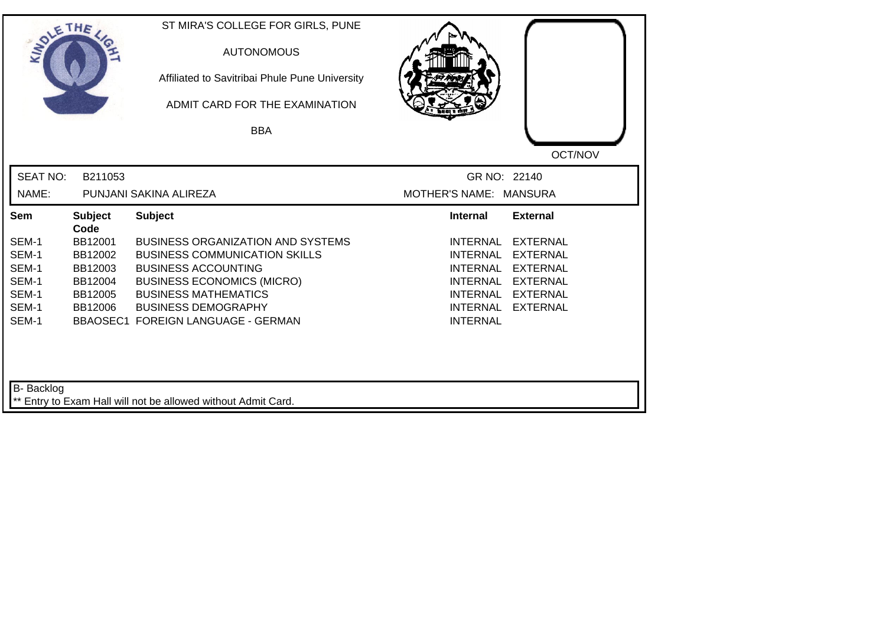ST MIRA'S COLLEGE FOR GIRLS, PUNE

AUTONOMOUS

Affiliated to Savitribai Phule Pune University

ADMIT CARD FOR THE EXAMINATION

BBA

OCT/NOV

SEAT NO: B211053 GR NO: 22140

NAME: PUNJANI SAKINA ALIREZA MOTHER'S NAME: MANSURA

| Sem | Subject Code | Subject | Internal | External |
|---|---|---|---|---|
| SEM-1 | BB12001 | BUSINESS ORGANIZATION AND SYSTEMS | INTERNAL | EXTERNAL |
| SEM-1 | BB12002 | BUSINESS COMMUNICATION SKILLS | INTERNAL | EXTERNAL |
| SEM-1 | BB12003 | BUSINESS ACCOUNTING | INTERNAL | EXTERNAL |
| SEM-1 | BB12004 | BUSINESS ECONOMICS (MICRO) | INTERNAL | EXTERNAL |
| SEM-1 | BB12005 | BUSINESS MATHEMATICS | INTERNAL | EXTERNAL |
| SEM-1 | BB12006 | BUSINESS DEMOGRAPHY | INTERNAL | EXTERNAL |
| SEM-1 | BBAOSEC1 | FOREIGN LANGUAGE - GERMAN | INTERNAL | |

B- Backlog

** Entry to Exam Hall will not be allowed without Admit Card.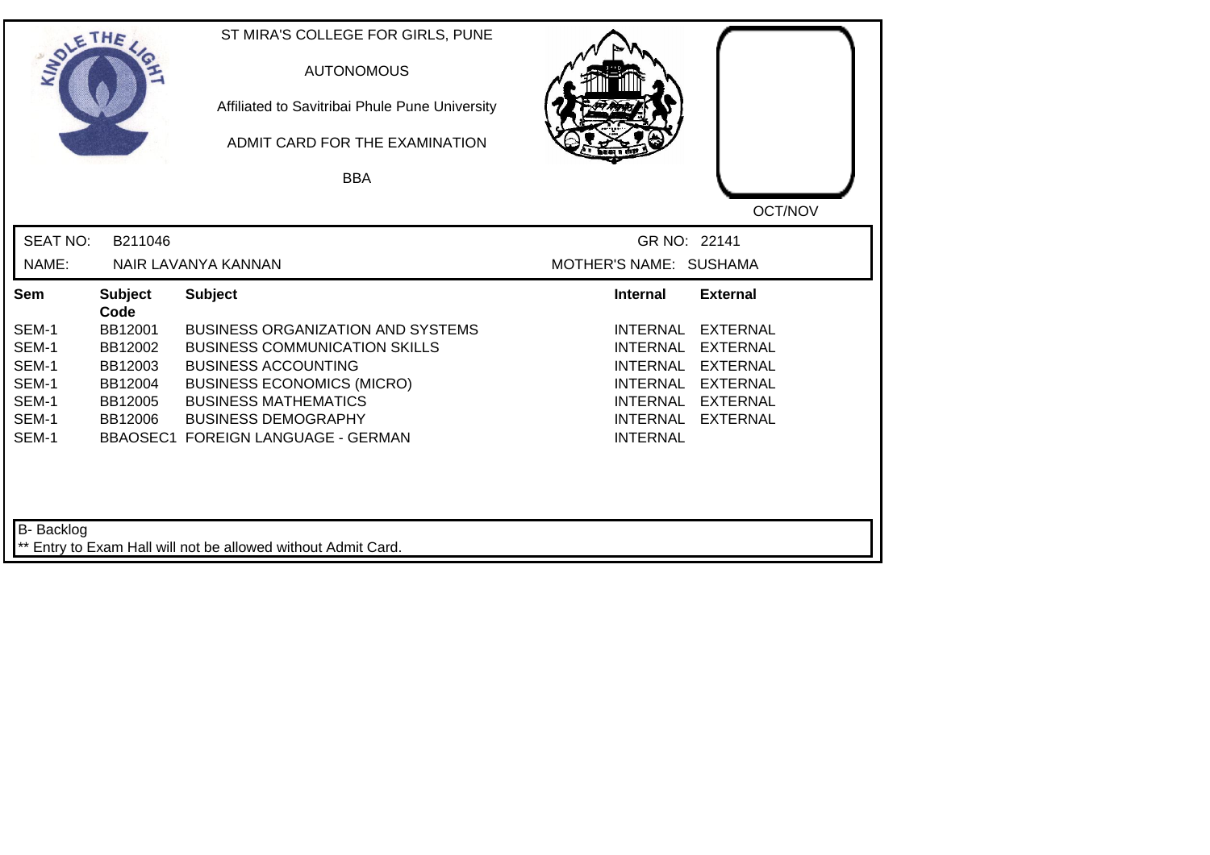ST MIRA'S COLLEGE FOR GIRLS, PUNE

AUTONOMOUS

Affiliated to Savitribai Phule Pune University

ADMIT CARD FOR THE EXAMINATION

BBA

OCT/NOV

SEAT NO: B211046 | GR NO: 22141

NAME: NAIR LAVANYA KANNAN | MOTHER'S NAME: SUSHAMA

| Sem | Subject Code | Subject | Internal | External |
|---|---|---|---|---|
| SEM-1 | BB12001 | BUSINESS ORGANIZATION AND SYSTEMS | INTERNAL | EXTERNAL |
| SEM-1 | BB12002 | BUSINESS COMMUNICATION SKILLS | INTERNAL | EXTERNAL |
| SEM-1 | BB12003 | BUSINESS ACCOUNTING | INTERNAL | EXTERNAL |
| SEM-1 | BB12004 | BUSINESS ECONOMICS (MICRO) | INTERNAL | EXTERNAL |
| SEM-1 | BB12005 | BUSINESS MATHEMATICS | INTERNAL | EXTERNAL |
| SEM-1 | BB12006 | BUSINESS DEMOGRAPHY | INTERNAL | EXTERNAL |
| SEM-1 | BBAOSEC1 | FOREIGN LANGUAGE - GERMAN | INTERNAL | |

B- Backlog

** Entry to Exam Hall will not be allowed without Admit Card.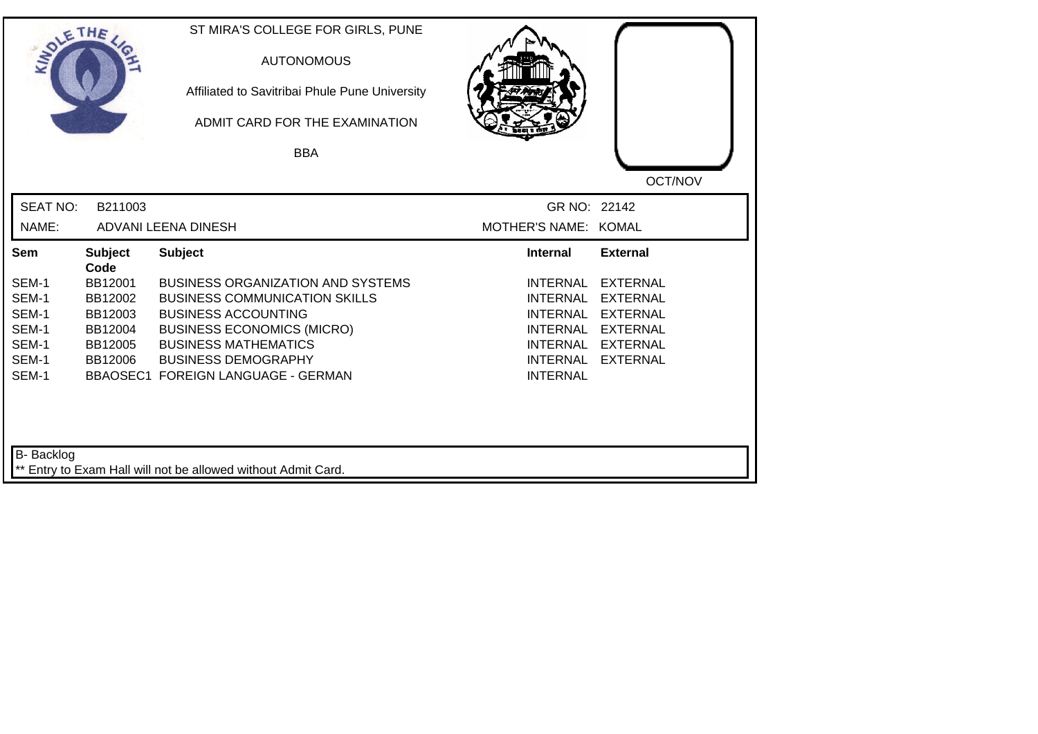ST MIRA'S COLLEGE FOR GIRLS, PUNE

AUTONOMOUS

Affiliated to Savitribai Phule Pune University

ADMIT CARD FOR THE EXAMINATION

BBA

OCT/NOV

SEAT NO: B211003 GR NO: 22142

NAME: ADVANI LEENA DINESH MOTHER'S NAME: KOMAL

| Sem | Subject Code | Subject | Internal | External |
|---|---|---|---|---|
| SEM-1 | BB12001 | BUSINESS ORGANIZATION AND SYSTEMS | INTERNAL | EXTERNAL |
| SEM-1 | BB12002 | BUSINESS COMMUNICATION SKILLS | INTERNAL | EXTERNAL |
| SEM-1 | BB12003 | BUSINESS ACCOUNTING | INTERNAL | EXTERNAL |
| SEM-1 | BB12004 | BUSINESS ECONOMICS (MICRO) | INTERNAL | EXTERNAL |
| SEM-1 | BB12005 | BUSINESS MATHEMATICS | INTERNAL | EXTERNAL |
| SEM-1 | BB12006 | BUSINESS DEMOGRAPHY | INTERNAL | EXTERNAL |
| SEM-1 | BBAOSEC1 | FOREIGN LANGUAGE - GERMAN | INTERNAL | |

B- Backlog

** Entry to Exam Hall will not be allowed without Admit Card.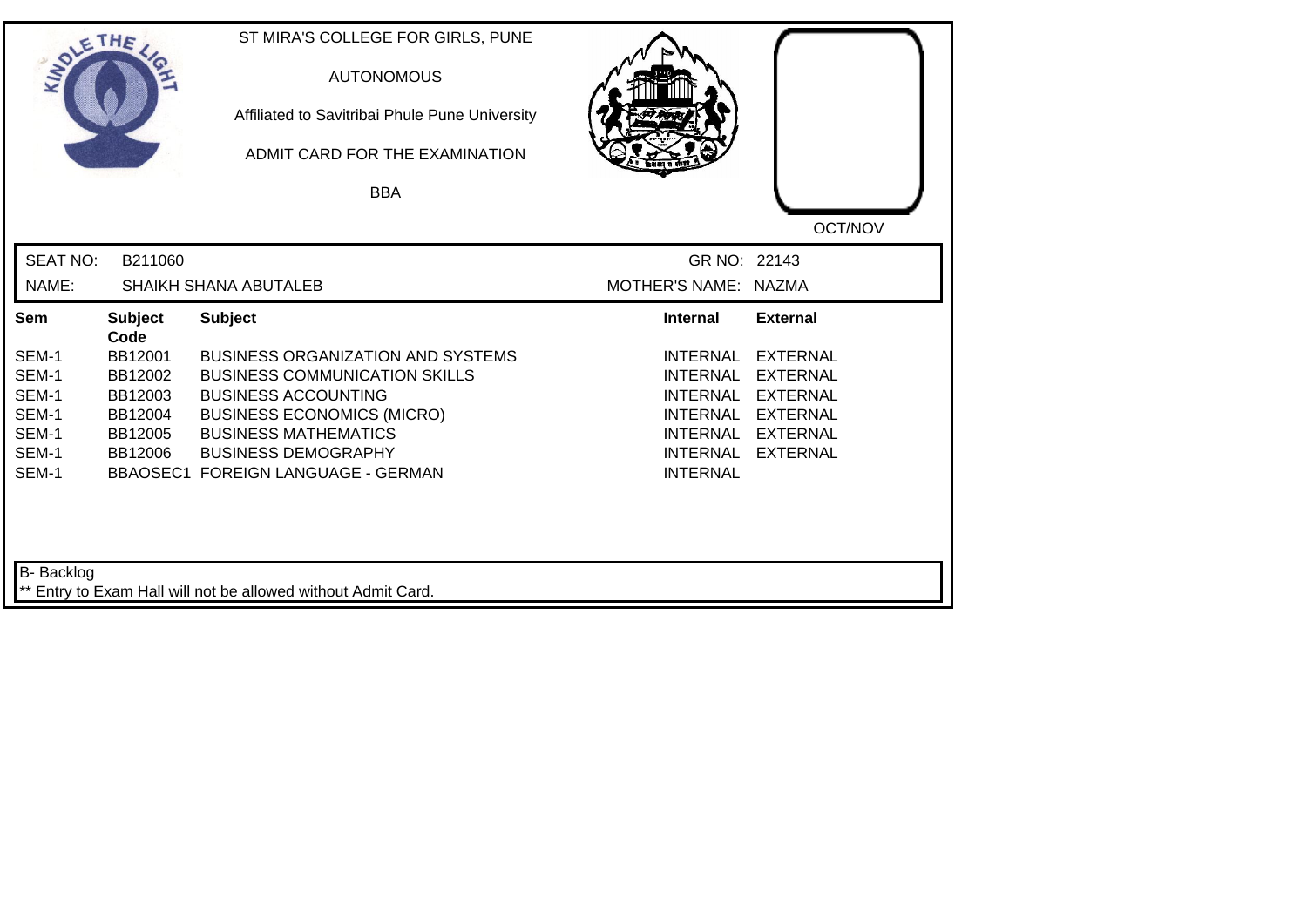ST MIRA'S COLLEGE FOR GIRLS, PUNE

AUTONOMOUS

Affiliated to Savitribai Phule Pune University

ADMIT CARD FOR THE EXAMINATION

BBA

OCT/NOV

SEAT NO: B211060 GR NO: 22143

NAME: SHAIKH SHANA ABUTALEB MOTHER'S NAME: NAZMA

| Sem | Subject Code | Subject | Internal | External |
|---|---|---|---|---|
| SEM-1 | BB12001 | BUSINESS ORGANIZATION AND SYSTEMS | INTERNAL | EXTERNAL |
| SEM-1 | BB12002 | BUSINESS COMMUNICATION SKILLS | INTERNAL | EXTERNAL |
| SEM-1 | BB12003 | BUSINESS ACCOUNTING | INTERNAL | EXTERNAL |
| SEM-1 | BB12004 | BUSINESS ECONOMICS (MICRO) | INTERNAL | EXTERNAL |
| SEM-1 | BB12005 | BUSINESS MATHEMATICS | INTERNAL | EXTERNAL |
| SEM-1 | BB12006 | BUSINESS DEMOGRAPHY | INTERNAL | EXTERNAL |
| SEM-1 | BBAOSEC1 | FOREIGN LANGUAGE - GERMAN | INTERNAL | |

B- Backlog

** Entry to Exam Hall will not be allowed without Admit Card.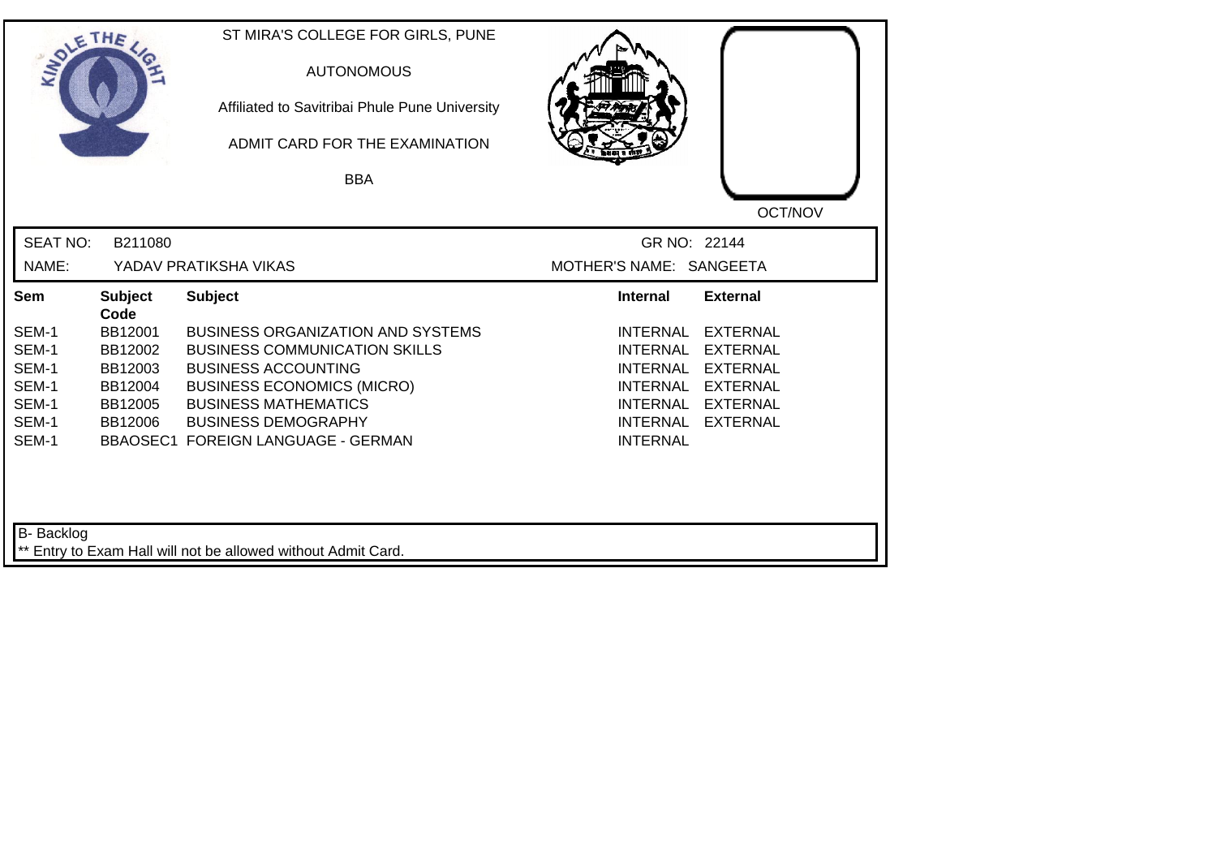ST MIRA'S COLLEGE FOR GIRLS, PUNE

AUTONOMOUS

Affiliated to Savitribai Phule Pune University

ADMIT CARD FOR THE EXAMINATION

BBA

OCT/NOV

SEAT NO: B211080 GR NO: 22144

NAME: YADAV PRATIKSHA VIKAS MOTHER'S NAME: SANGEETA

| Sem | Subject Code | Subject | Internal | External |
|---|---|---|---|---|
| SEM-1 | BB12001 | BUSINESS ORGANIZATION AND SYSTEMS | INTERNAL | EXTERNAL |
| SEM-1 | BB12002 | BUSINESS COMMUNICATION SKILLS | INTERNAL | EXTERNAL |
| SEM-1 | BB12003 | BUSINESS ACCOUNTING | INTERNAL | EXTERNAL |
| SEM-1 | BB12004 | BUSINESS ECONOMICS (MICRO) | INTERNAL | EXTERNAL |
| SEM-1 | BB12005 | BUSINESS MATHEMATICS | INTERNAL | EXTERNAL |
| SEM-1 | BB12006 | BUSINESS DEMOGRAPHY | INTERNAL | EXTERNAL |
| SEM-1 | BBAOSEC1 | FOREIGN LANGUAGE - GERMAN | INTERNAL | |

B- Backlog

** Entry to Exam Hall will not be allowed without Admit Card.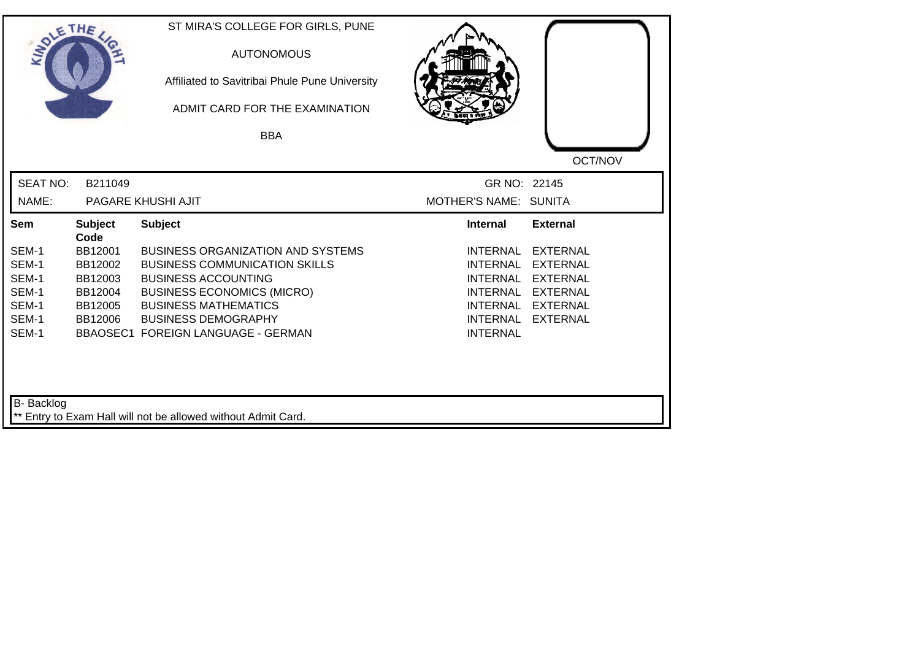ST MIRA'S COLLEGE FOR GIRLS, PUNE

AUTONOMOUS

Affiliated to Savitribai Phule Pune University

ADMIT CARD FOR THE EXAMINATION

BBA

OCT/NOV

SEAT NO: B211049 GR NO: 22145

NAME: PAGARE KHUSHI AJIT MOTHER'S NAME: SUNITA

| Sem | Subject Code | Subject | Internal | External |
|---|---|---|---|---|
| SEM-1 | BB12001 | BUSINESS ORGANIZATION AND SYSTEMS | INTERNAL | EXTERNAL |
| SEM-1 | BB12002 | BUSINESS COMMUNICATION SKILLS | INTERNAL | EXTERNAL |
| SEM-1 | BB12003 | BUSINESS ACCOUNTING | INTERNAL | EXTERNAL |
| SEM-1 | BB12004 | BUSINESS ECONOMICS (MICRO) | INTERNAL | EXTERNAL |
| SEM-1 | BB12005 | BUSINESS MATHEMATICS | INTERNAL | EXTERNAL |
| SEM-1 | BB12006 | BUSINESS DEMOGRAPHY | INTERNAL | EXTERNAL |
| SEM-1 | BBAOSEC1 | FOREIGN LANGUAGE - GERMAN | INTERNAL | |

B- Backlog

** Entry to Exam Hall will not be allowed without Admit Card.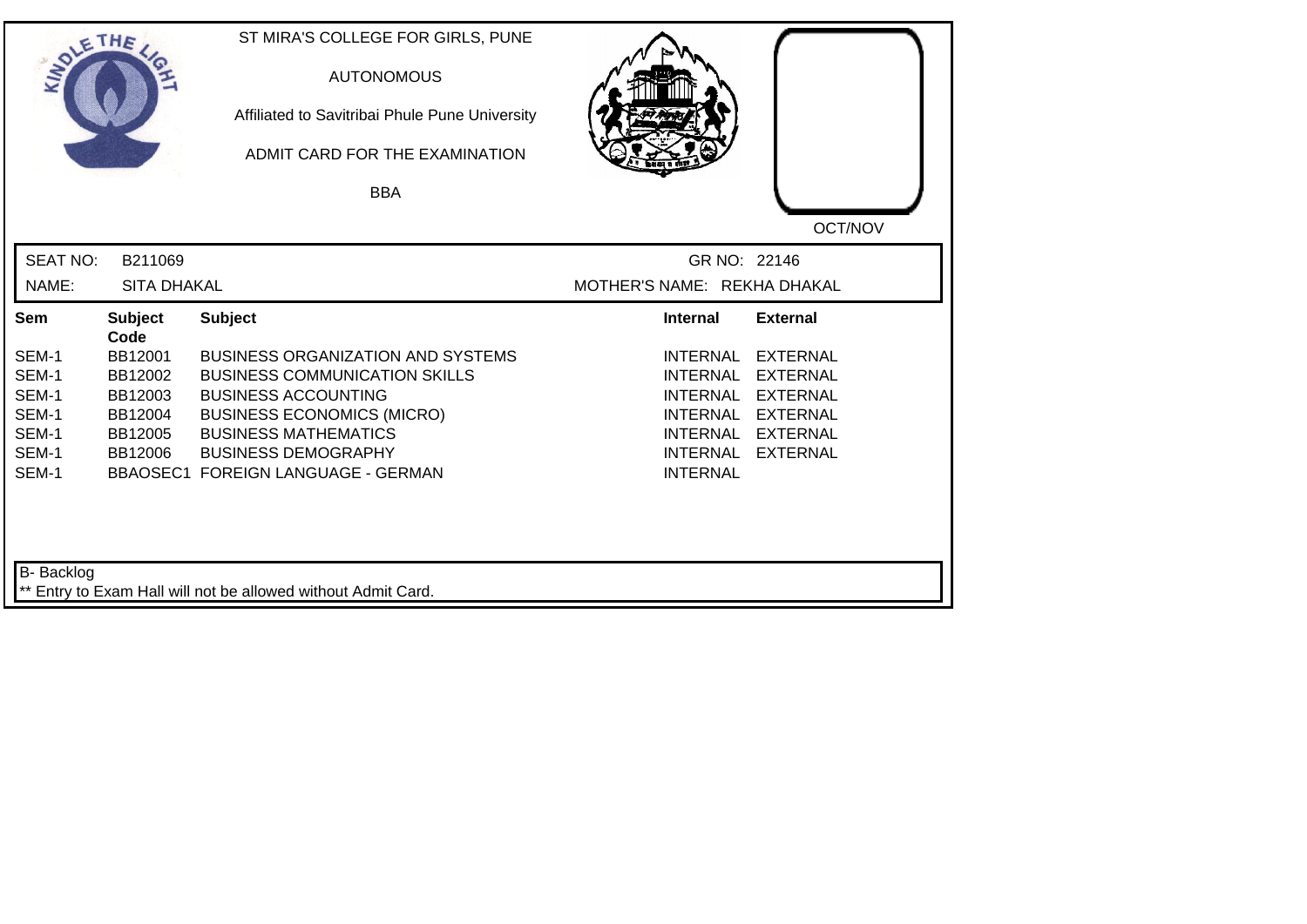ST MIRA'S COLLEGE FOR GIRLS, PUNE

AUTONOMOUS

Affiliated to Savitribai Phule Pune University

ADMIT CARD FOR THE EXAMINATION

BBA

OCT/NOV

SEAT NO: B211069 GR NO: 22146

NAME: SITA DHAKAL MOTHER'S NAME: REKHA DHAKAL

| Sem | Subject Code | Subject | Internal | External |
|---|---|---|---|---|
| SEM-1 | BB12001 | BUSINESS ORGANIZATION AND SYSTEMS | INTERNAL | EXTERNAL |
| SEM-1 | BB12002 | BUSINESS COMMUNICATION SKILLS | INTERNAL | EXTERNAL |
| SEM-1 | BB12003 | BUSINESS ACCOUNTING | INTERNAL | EXTERNAL |
| SEM-1 | BB12004 | BUSINESS ECONOMICS (MICRO) | INTERNAL | EXTERNAL |
| SEM-1 | BB12005 | BUSINESS MATHEMATICS | INTERNAL | EXTERNAL |
| SEM-1 | BB12006 | BUSINESS DEMOGRAPHY | INTERNAL | EXTERNAL |
| SEM-1 | BBAOSEC1 | FOREIGN LANGUAGE - GERMAN | INTERNAL | |

B- Backlog

** Entry to Exam Hall will not be allowed without Admit Card.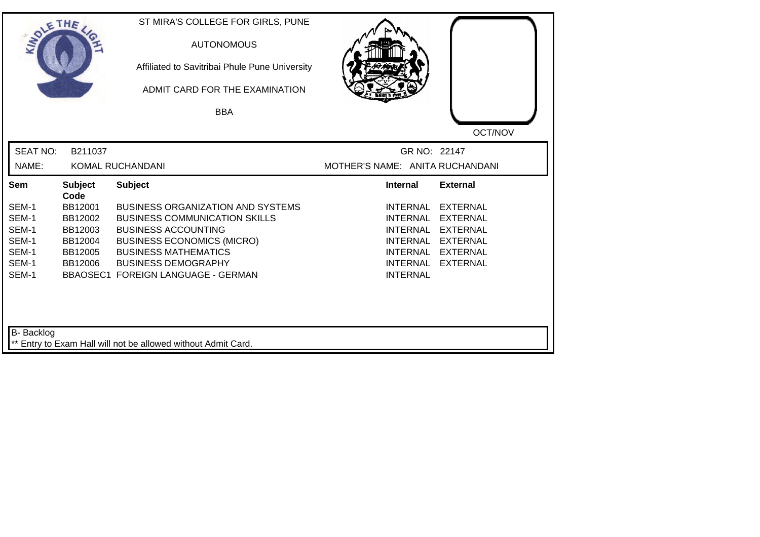ST MIRA'S COLLEGE FOR GIRLS, PUNE

AUTONOMOUS

Affiliated to Savitribai Phule Pune University

ADMIT CARD FOR THE EXAMINATION

BBA

OCT/NOV

SEAT NO: B211037

GR NO: 22147

NAME: KOMAL RUCHANDANI

MOTHER'S NAME: ANITA RUCHANDANI

| Sem | Subject Code | Subject | Internal | External |
|---|---|---|---|---|
| SEM-1 | BB12001 | BUSINESS ORGANIZATION AND SYSTEMS | INTERNAL | EXTERNAL |
| SEM-1 | BB12002 | BUSINESS COMMUNICATION SKILLS | INTERNAL | EXTERNAL |
| SEM-1 | BB12003 | BUSINESS ACCOUNTING | INTERNAL | EXTERNAL |
| SEM-1 | BB12004 | BUSINESS ECONOMICS (MICRO) | INTERNAL | EXTERNAL |
| SEM-1 | BB12005 | BUSINESS MATHEMATICS | INTERNAL | EXTERNAL |
| SEM-1 | BB12006 | BUSINESS DEMOGRAPHY | INTERNAL | EXTERNAL |
| SEM-1 | BBAOSEC1 | FOREIGN LANGUAGE - GERMAN | INTERNAL | |

B- Backlog

** Entry to Exam Hall will not be allowed without Admit Card.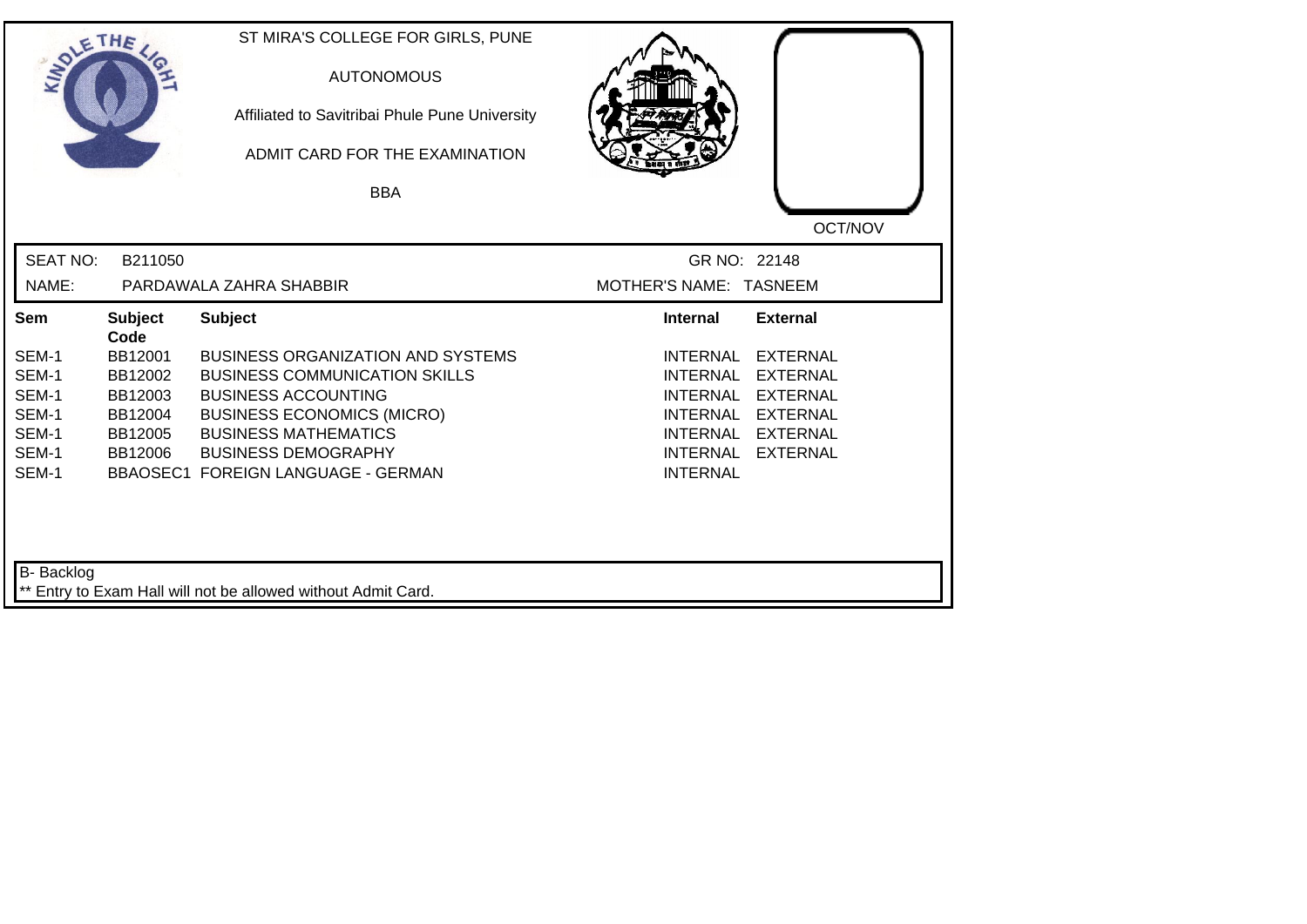ST MIRA'S COLLEGE FOR GIRLS, PUNE

AUTONOMOUS

Affiliated to Savitribai Phule Pune University

ADMIT CARD FOR THE EXAMINATION

BBA

OCT/NOV

SEAT NO: B211050 GR NO: 22148

NAME: PARDAWALA ZAHRA SHABBIR MOTHER'S NAME: TASNEEM

| Sem | Subject Code | Subject | Internal | External |
|---|---|---|---|---|
| SEM-1 | BB12001 | BUSINESS ORGANIZATION AND SYSTEMS | INTERNAL | EXTERNAL |
| SEM-1 | BB12002 | BUSINESS COMMUNICATION SKILLS | INTERNAL | EXTERNAL |
| SEM-1 | BB12003 | BUSINESS ACCOUNTING | INTERNAL | EXTERNAL |
| SEM-1 | BB12004 | BUSINESS ECONOMICS (MICRO) | INTERNAL | EXTERNAL |
| SEM-1 | BB12005 | BUSINESS MATHEMATICS | INTERNAL | EXTERNAL |
| SEM-1 | BB12006 | BUSINESS DEMOGRAPHY | INTERNAL | EXTERNAL |
| SEM-1 | BBAOSEC1 | FOREIGN LANGUAGE - GERMAN | INTERNAL | |

B- Backlog

** Entry to Exam Hall will not be allowed without Admit Card.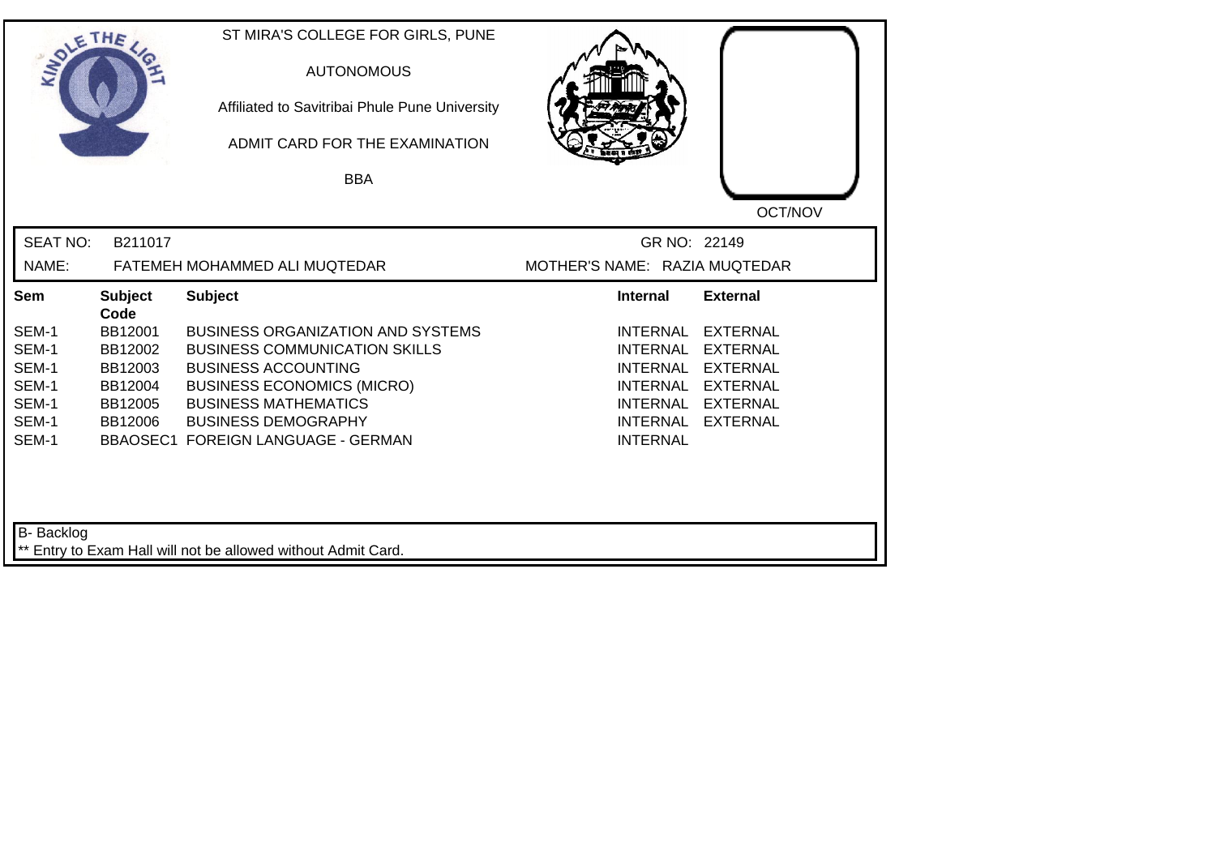ST MIRA'S COLLEGE FOR GIRLS, PUNE

AUTONOMOUS

Affiliated to Savitribai Phule Pune University

ADMIT CARD FOR THE EXAMINATION

BBA

OCT/NOV

SEAT NO: B211017 GR NO: 22149

NAME: FATEMEH MOHAMMED ALI MUQTEDAR MOTHER'S NAME: RAZIA MUQTEDAR

| Sem | Subject Code | Subject | Internal | External |
|---|---|---|---|---|
| SEM-1 | BB12001 | BUSINESS ORGANIZATION AND SYSTEMS | INTERNAL | EXTERNAL |
| SEM-1 | BB12002 | BUSINESS COMMUNICATION SKILLS | INTERNAL | EXTERNAL |
| SEM-1 | BB12003 | BUSINESS ACCOUNTING | INTERNAL | EXTERNAL |
| SEM-1 | BB12004 | BUSINESS ECONOMICS (MICRO) | INTERNAL | EXTERNAL |
| SEM-1 | BB12005 | BUSINESS MATHEMATICS | INTERNAL | EXTERNAL |
| SEM-1 | BB12006 | BUSINESS DEMOGRAPHY | INTERNAL | EXTERNAL |
| SEM-1 | BBAOSEC1 | FOREIGN LANGUAGE - GERMAN | INTERNAL | |

B- Backlog

** Entry to Exam Hall will not be allowed without Admit Card.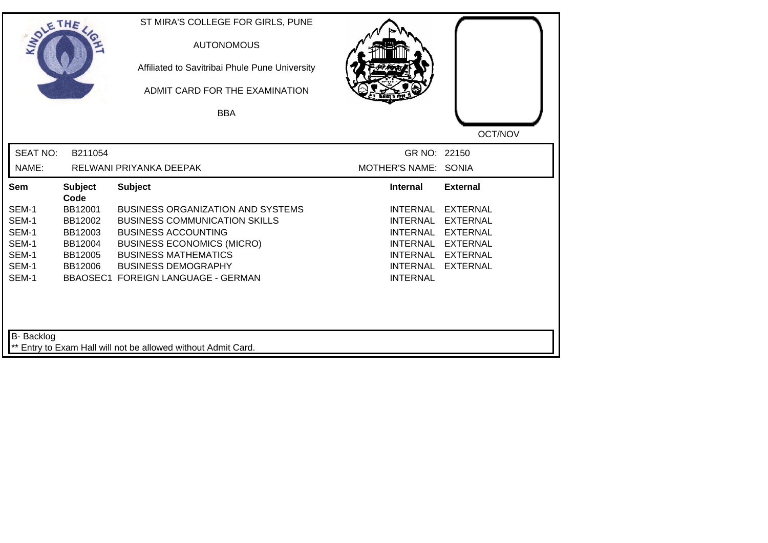ST MIRA'S COLLEGE FOR GIRLS, PUNE

AUTONOMOUS

Affiliated to Savitribai Phule Pune University

ADMIT CARD FOR THE EXAMINATION

BBA

OCT/NOV

SEAT NO: B211054 | GR NO: 22150

NAME: RELWANI PRIYANKA DEEPAK | MOTHER'S NAME: SONIA

| Sem | Subject Code | Subject | Internal | External |
|---|---|---|---|---|
| SEM-1 | BB12001 | BUSINESS ORGANIZATION AND SYSTEMS | INTERNAL | EXTERNAL |
| SEM-1 | BB12002 | BUSINESS COMMUNICATION SKILLS | INTERNAL | EXTERNAL |
| SEM-1 | BB12003 | BUSINESS ACCOUNTING | INTERNAL | EXTERNAL |
| SEM-1 | BB12004 | BUSINESS ECONOMICS (MICRO) | INTERNAL | EXTERNAL |
| SEM-1 | BB12005 | BUSINESS MATHEMATICS | INTERNAL | EXTERNAL |
| SEM-1 | BB12006 | BUSINESS DEMOGRAPHY | INTERNAL | EXTERNAL |
| SEM-1 | BBAOSEC1 | FOREIGN LANGUAGE - GERMAN | INTERNAL | |

B- Backlog

** Entry to Exam Hall will not be allowed without Admit Card.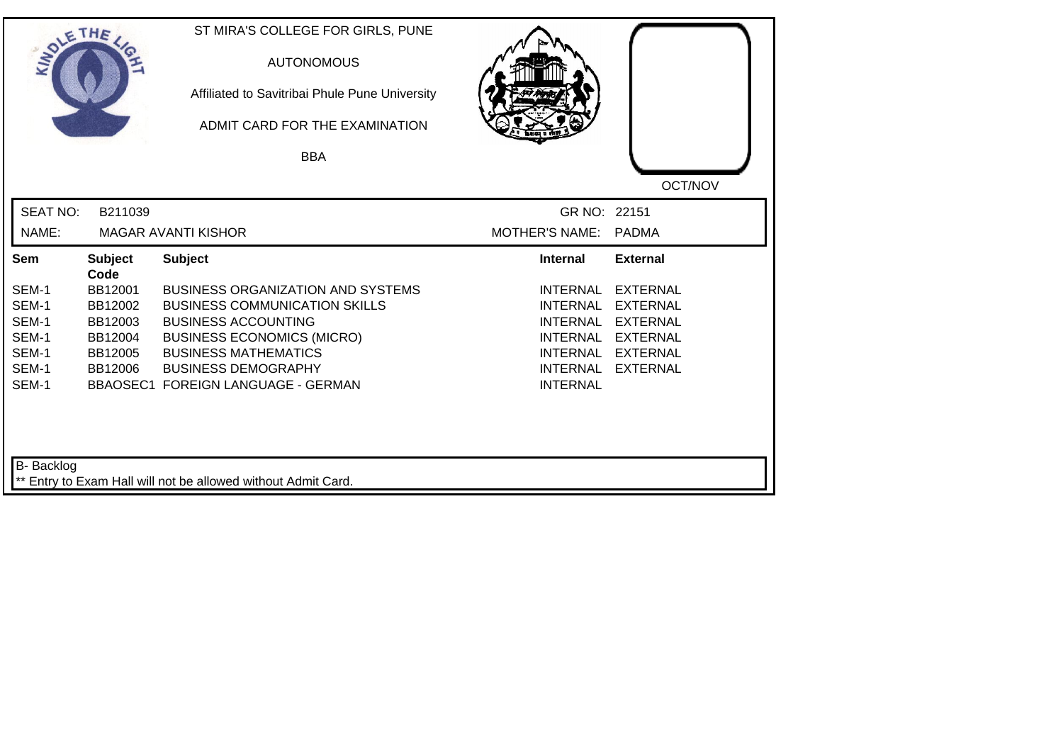ST MIRA'S COLLEGE FOR GIRLS, PUNE

AUTONOMOUS

Affiliated to Savitribai Phule Pune University

ADMIT CARD FOR THE EXAMINATION

BBA

OCT/NOV

SEAT NO: B211039 GR NO: 22151

NAME: MAGAR AVANTI KISHOR MOTHER'S NAME: PADMA

| Sem | Subject Code | Subject | Internal | External |
|---|---|---|---|---|
| SEM-1 | BB12001 | BUSINESS ORGANIZATION AND SYSTEMS | INTERNAL | EXTERNAL |
| SEM-1 | BB12002 | BUSINESS COMMUNICATION SKILLS | INTERNAL | EXTERNAL |
| SEM-1 | BB12003 | BUSINESS ACCOUNTING | INTERNAL | EXTERNAL |
| SEM-1 | BB12004 | BUSINESS ECONOMICS (MICRO) | INTERNAL | EXTERNAL |
| SEM-1 | BB12005 | BUSINESS MATHEMATICS | INTERNAL | EXTERNAL |
| SEM-1 | BB12006 | BUSINESS DEMOGRAPHY | INTERNAL | EXTERNAL |
| SEM-1 | BBAOSEC1 | FOREIGN LANGUAGE - GERMAN | INTERNAL | |

B- Backlog

** Entry to Exam Hall will not be allowed without Admit Card.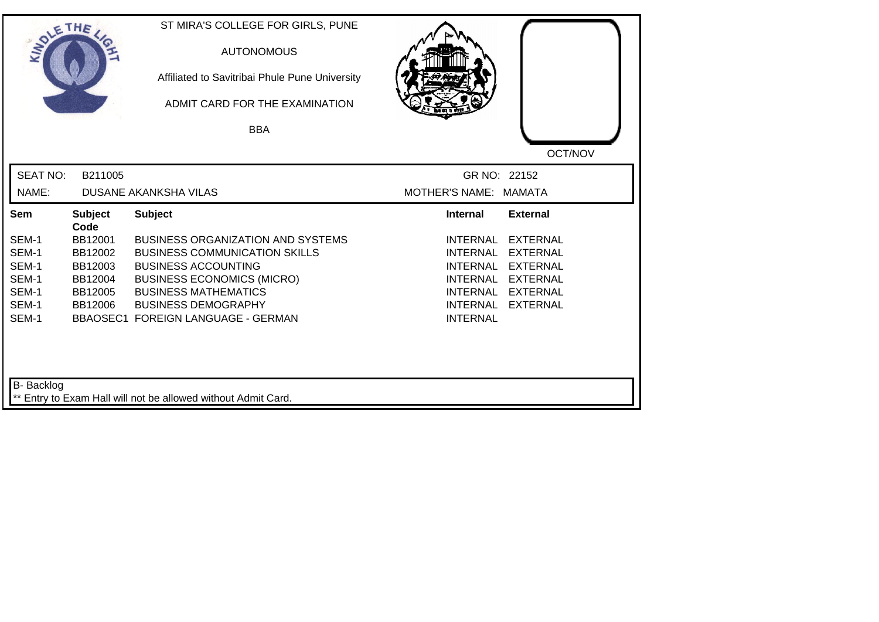ST MIRA'S COLLEGE FOR GIRLS, PUNE

AUTONOMOUS

Affiliated to Savitribai Phule Pune University

ADMIT CARD FOR THE EXAMINATION

BBA

OCT/NOV

SEAT NO: B211005 GR NO: 22152

NAME: DUSANE AKANKSHA VILAS MOTHER'S NAME: MAMATA

| Sem | Subject Code | Subject | Internal | External |
|---|---|---|---|---|
| SEM-1 | BB12001 | BUSINESS ORGANIZATION AND SYSTEMS | INTERNAL | EXTERNAL |
| SEM-1 | BB12002 | BUSINESS COMMUNICATION SKILLS | INTERNAL | EXTERNAL |
| SEM-1 | BB12003 | BUSINESS ACCOUNTING | INTERNAL | EXTERNAL |
| SEM-1 | BB12004 | BUSINESS ECONOMICS (MICRO) | INTERNAL | EXTERNAL |
| SEM-1 | BB12005 | BUSINESS MATHEMATICS | INTERNAL | EXTERNAL |
| SEM-1 | BB12006 | BUSINESS DEMOGRAPHY | INTERNAL | EXTERNAL |
| SEM-1 | BBAOSEC1 | FOREIGN LANGUAGE - GERMAN | INTERNAL | |

B- Backlog

** Entry to Exam Hall will not be allowed without Admit Card.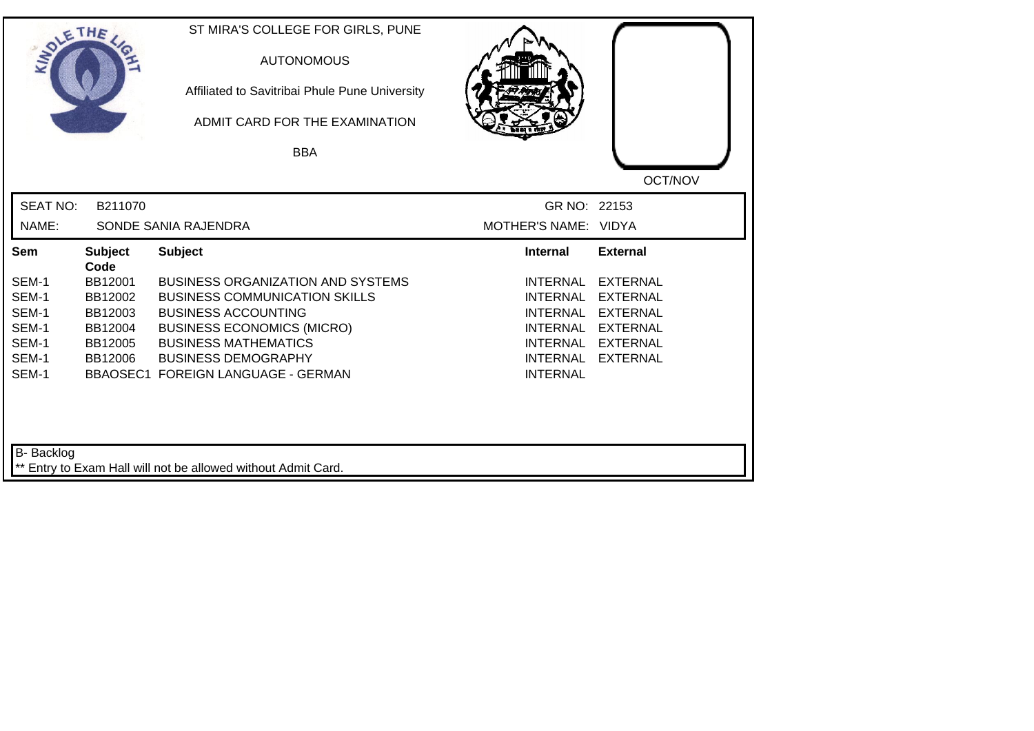ST MIRA'S COLLEGE FOR GIRLS, PUNE

AUTONOMOUS

Affiliated to Savitribai Phule Pune University

ADMIT CARD FOR THE EXAMINATION

BBA

OCT/NOV

SEAT NO: B211070 GR NO: 22153

NAME: SONDE SANIA RAJENDRA MOTHER'S NAME: VIDYA

| Sem | Subject Code | Subject | Internal | External |
|---|---|---|---|---|
| SEM-1 | BB12001 | BUSINESS ORGANIZATION AND SYSTEMS | INTERNAL | EXTERNAL |
| SEM-1 | BB12002 | BUSINESS COMMUNICATION SKILLS | INTERNAL | EXTERNAL |
| SEM-1 | BB12003 | BUSINESS ACCOUNTING | INTERNAL | EXTERNAL |
| SEM-1 | BB12004 | BUSINESS ECONOMICS (MICRO) | INTERNAL | EXTERNAL |
| SEM-1 | BB12005 | BUSINESS MATHEMATICS | INTERNAL | EXTERNAL |
| SEM-1 | BB12006 | BUSINESS DEMOGRAPHY | INTERNAL | EXTERNAL |
| SEM-1 | BBAOSEC1 | FOREIGN LANGUAGE - GERMAN | INTERNAL | |

B- Backlog

** Entry to Exam Hall will not be allowed without Admit Card.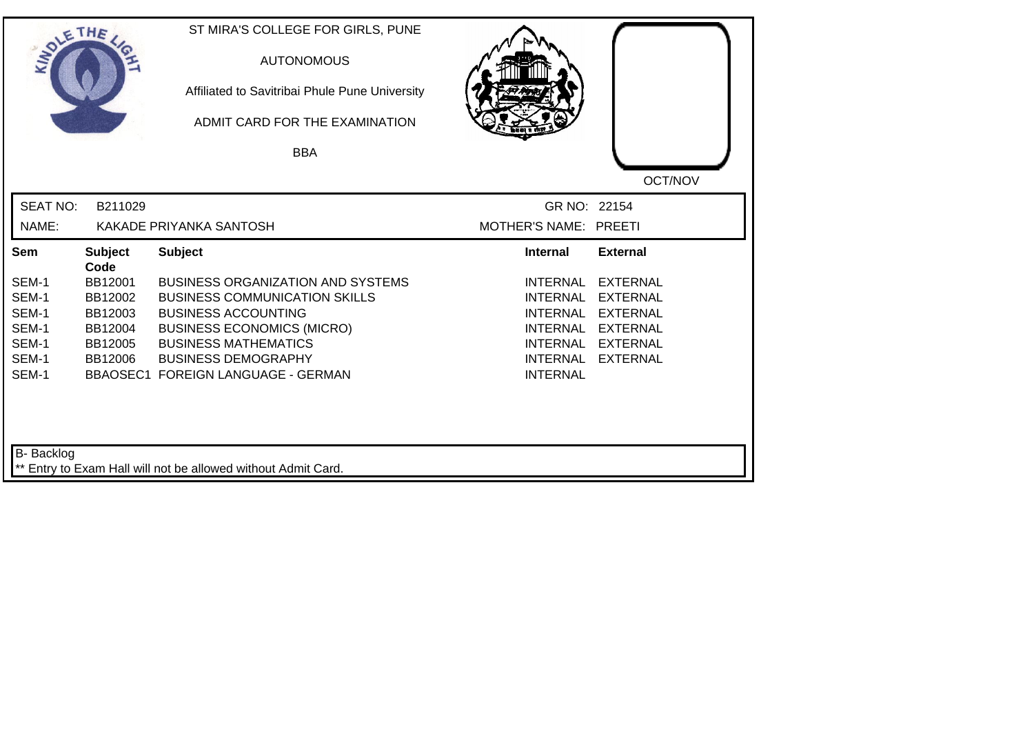ST MIRA'S COLLEGE FOR GIRLS, PUNE

AUTONOMOUS

Affiliated to Savitribai Phule Pune University

ADMIT CARD FOR THE EXAMINATION

BBA

OCT/NOV

SEAT NO: B211029 | GR NO: 22154

NAME: KAKADE PRIYANKA SANTOSH | MOTHER'S NAME: PREETI

| Sem | Subject Code | Subject | Internal | External |
|---|---|---|---|---|
| SEM-1 | BB12001 | BUSINESS ORGANIZATION AND SYSTEMS | INTERNAL | EXTERNAL |
| SEM-1 | BB12002 | BUSINESS COMMUNICATION SKILLS | INTERNAL | EXTERNAL |
| SEM-1 | BB12003 | BUSINESS ACCOUNTING | INTERNAL | EXTERNAL |
| SEM-1 | BB12004 | BUSINESS ECONOMICS (MICRO) | INTERNAL | EXTERNAL |
| SEM-1 | BB12005 | BUSINESS MATHEMATICS | INTERNAL | EXTERNAL |
| SEM-1 | BB12006 | BUSINESS DEMOGRAPHY | INTERNAL | EXTERNAL |
| SEM-1 | BBAOSEC1 | FOREIGN LANGUAGE - GERMAN | INTERNAL | |

B- Backlog

** Entry to Exam Hall will not be allowed without Admit Card.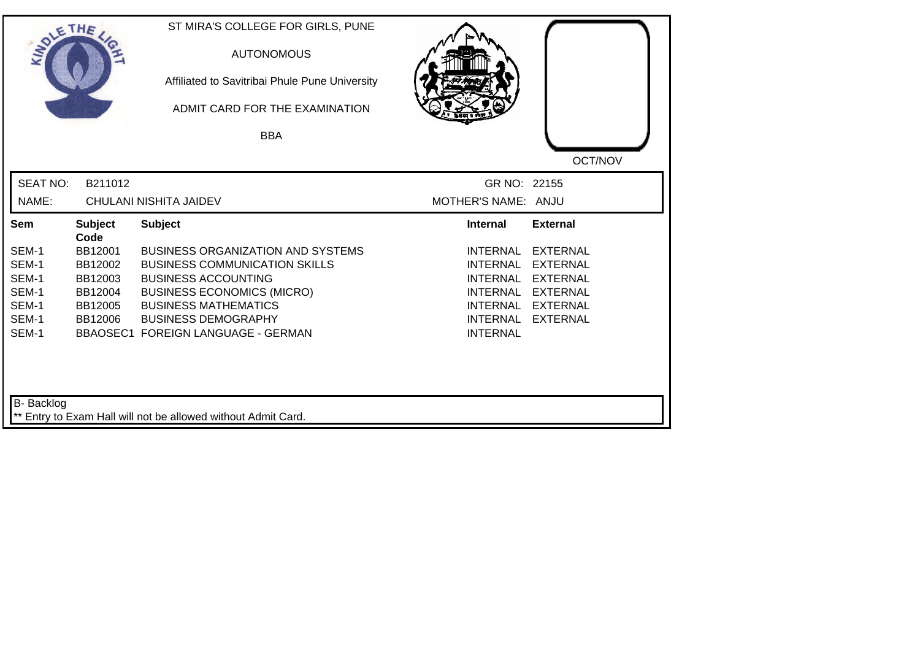ST MIRA'S COLLEGE FOR GIRLS, PUNE

AUTONOMOUS

Affiliated to Savitribai Phule Pune University

ADMIT CARD FOR THE EXAMINATION

BBA

OCT/NOV

| SEAT NO: | B211012 | GR NO: | 22155 |
|---|---|---|---|
| NAME: | CHULANI NISHITA JAIDEV | MOTHER'S NAME: | ANJU |

| Sem | Subject Code | Subject | Internal | External |
|---|---|---|---|---|
| SEM-1 | BB12001 | BUSINESS ORGANIZATION AND SYSTEMS | INTERNAL | EXTERNAL |
| SEM-1 | BB12002 | BUSINESS COMMUNICATION SKILLS | INTERNAL | EXTERNAL |
| SEM-1 | BB12003 | BUSINESS ACCOUNTING | INTERNAL | EXTERNAL |
| SEM-1 | BB12004 | BUSINESS ECONOMICS (MICRO) | INTERNAL | EXTERNAL |
| SEM-1 | BB12005 | BUSINESS MATHEMATICS | INTERNAL | EXTERNAL |
| SEM-1 | BB12006 | BUSINESS DEMOGRAPHY | INTERNAL | EXTERNAL |
| SEM-1 | BBAOSEC1 | FOREIGN LANGUAGE - GERMAN | INTERNAL | |

B- Backlog

** Entry to Exam Hall will not be allowed without Admit Card.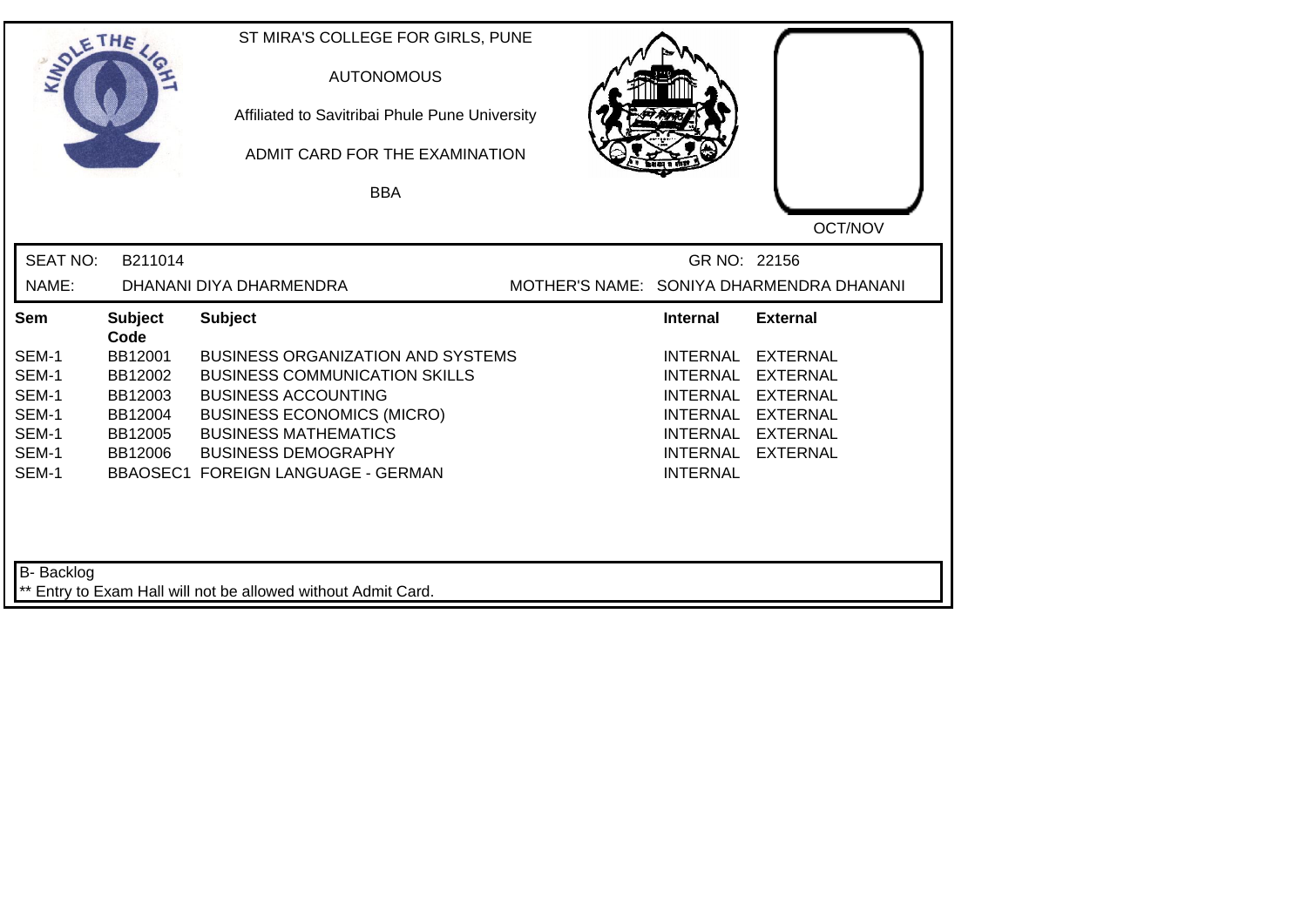ST MIRA'S COLLEGE FOR GIRLS, PUNE

AUTONOMOUS

Affiliated to Savitribai Phule Pune University

ADMIT CARD FOR THE EXAMINATION

BBA

OCT/NOV

SEAT NO: B211014 GR NO: 22156

NAME: DHANANI DIYA DHARMENDRA MOTHER'S NAME: SONIYA DHARMENDRA DHANANI

| Sem | Subject Code | Subject | Internal | External |
|---|---|---|---|---|
| SEM-1 | BB12001 | BUSINESS ORGANIZATION AND SYSTEMS | INTERNAL | EXTERNAL |
| SEM-1 | BB12002 | BUSINESS COMMUNICATION SKILLS | INTERNAL | EXTERNAL |
| SEM-1 | BB12003 | BUSINESS ACCOUNTING | INTERNAL | EXTERNAL |
| SEM-1 | BB12004 | BUSINESS ECONOMICS (MICRO) | INTERNAL | EXTERNAL |
| SEM-1 | BB12005 | BUSINESS MATHEMATICS | INTERNAL | EXTERNAL |
| SEM-1 | BB12006 | BUSINESS DEMOGRAPHY | INTERNAL | EXTERNAL |
| SEM-1 | BBAOSEC1 | FOREIGN LANGUAGE - GERMAN | INTERNAL | |

B- Backlog

** Entry to Exam Hall will not be allowed without Admit Card.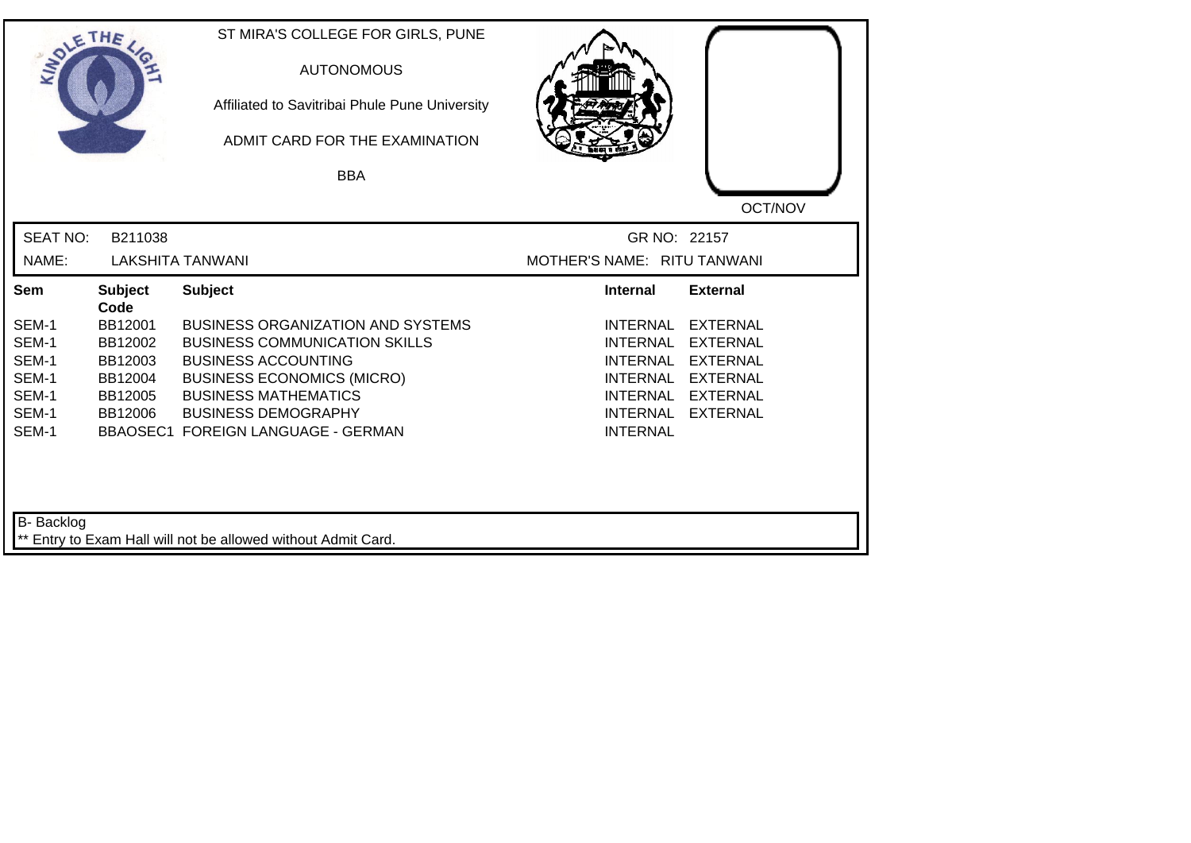ST MIRA'S COLLEGE FOR GIRLS, PUNE

AUTONOMOUS

Affiliated to Savitribai Phule Pune University

ADMIT CARD FOR THE EXAMINATION

BBA

OCT/NOV

SEAT NO: B211038 GR NO: 22157

NAME: LAKSHITA TANWANI MOTHER'S NAME: RITU TANWANI

| Sem | Subject Code | Subject | Internal | External |
|---|---|---|---|---|
| SEM-1 | BB12001 | BUSINESS ORGANIZATION AND SYSTEMS | INTERNAL | EXTERNAL |
| SEM-1 | BB12002 | BUSINESS COMMUNICATION SKILLS | INTERNAL | EXTERNAL |
| SEM-1 | BB12003 | BUSINESS ACCOUNTING | INTERNAL | EXTERNAL |
| SEM-1 | BB12004 | BUSINESS ECONOMICS (MICRO) | INTERNAL | EXTERNAL |
| SEM-1 | BB12005 | BUSINESS MATHEMATICS | INTERNAL | EXTERNAL |
| SEM-1 | BB12006 | BUSINESS DEMOGRAPHY | INTERNAL | EXTERNAL |
| SEM-1 | BBAOSEC1 | FOREIGN LANGUAGE - GERMAN | INTERNAL | |

B- Backlog

** Entry to Exam Hall will not be allowed without Admit Card.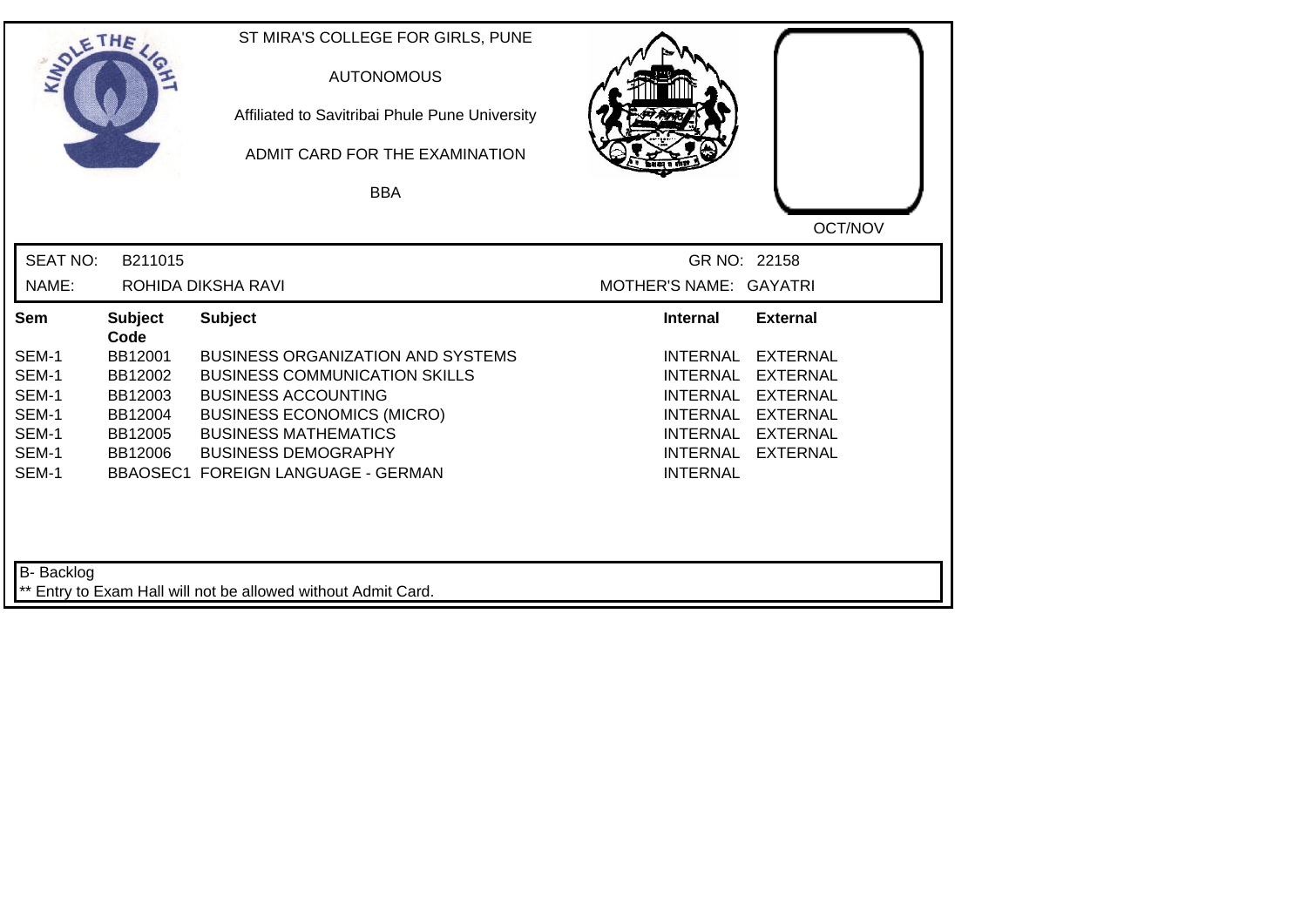ST MIRA'S COLLEGE FOR GIRLS, PUNE

AUTONOMOUS

Affiliated to Savitribai Phule Pune University

ADMIT CARD FOR THE EXAMINATION

BBA

OCT/NOV

SEAT NO: B211015 GR NO: 22158

NAME: ROHIDA DIKSHA RAVI MOTHER'S NAME: GAYATRI

| Sem | Subject Code | Subject | Internal | External |
|---|---|---|---|---|
| SEM-1 | BB12001 | BUSINESS ORGANIZATION AND SYSTEMS | INTERNAL | EXTERNAL |
| SEM-1 | BB12002 | BUSINESS COMMUNICATION SKILLS | INTERNAL | EXTERNAL |
| SEM-1 | BB12003 | BUSINESS ACCOUNTING | INTERNAL | EXTERNAL |
| SEM-1 | BB12004 | BUSINESS ECONOMICS (MICRO) | INTERNAL | EXTERNAL |
| SEM-1 | BB12005 | BUSINESS MATHEMATICS | INTERNAL | EXTERNAL |
| SEM-1 | BB12006 | BUSINESS DEMOGRAPHY | INTERNAL | EXTERNAL |
| SEM-1 | BBAOSEC1 | FOREIGN LANGUAGE - GERMAN | INTERNAL | |

B- Backlog

** Entry to Exam Hall will not be allowed without Admit Card.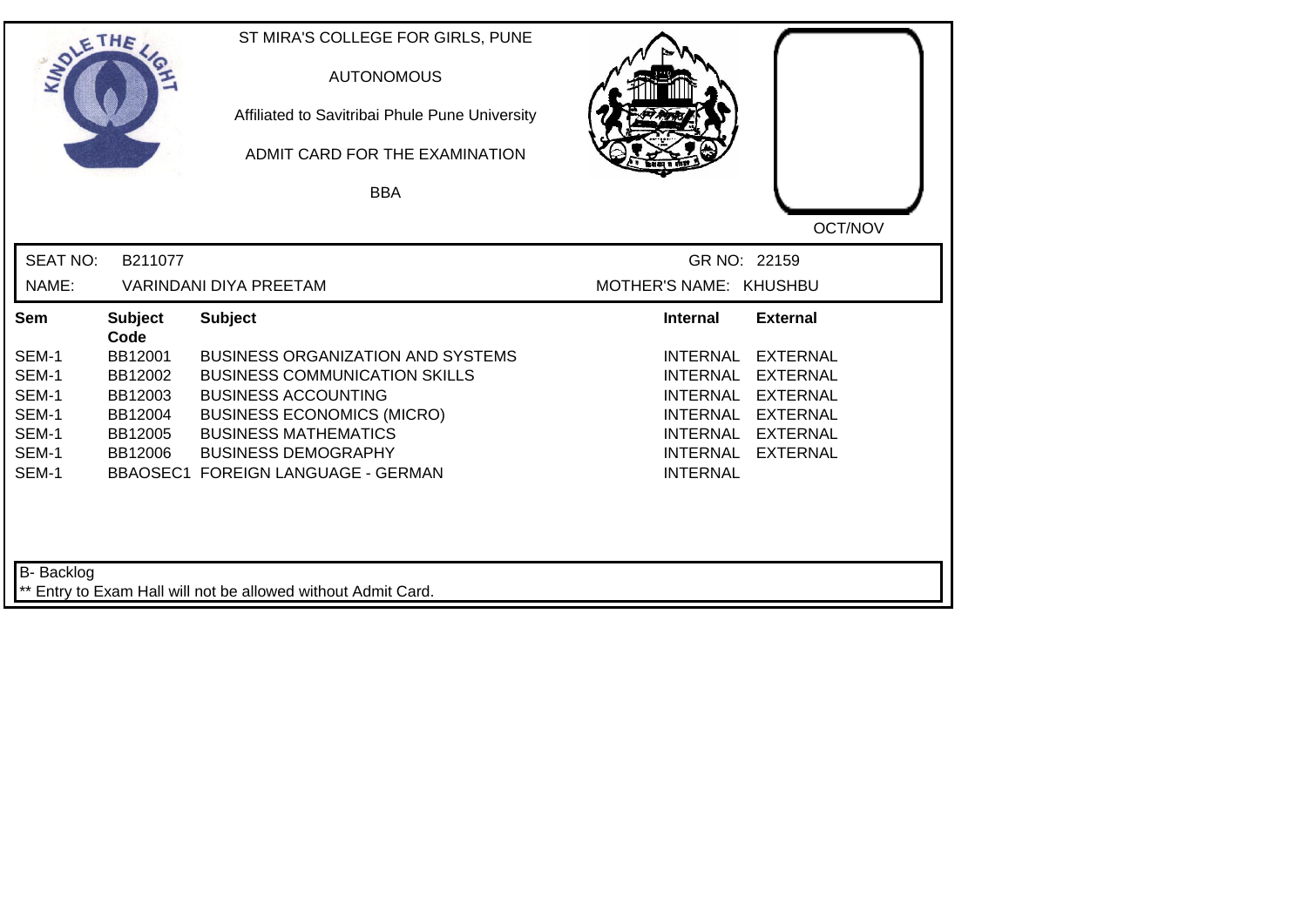ST MIRA'S COLLEGE FOR GIRLS, PUNE

AUTONOMOUS

Affiliated to Savitribai Phule Pune University

ADMIT CARD FOR THE EXAMINATION

BBA

OCT/NOV

SEAT NO: B211077 GR NO: 22159

NAME: VARINDANI DIYA PREETAM MOTHER'S NAME: KHUSHBU

| Sem | Subject Code | Subject | Internal | External |
| --- | --- | --- | --- | --- |
| SEM-1 | BB12001 | BUSINESS ORGANIZATION AND SYSTEMS | INTERNAL | EXTERNAL |
| SEM-1 | BB12002 | BUSINESS COMMUNICATION SKILLS | INTERNAL | EXTERNAL |
| SEM-1 | BB12003 | BUSINESS ACCOUNTING | INTERNAL | EXTERNAL |
| SEM-1 | BB12004 | BUSINESS ECONOMICS (MICRO) | INTERNAL | EXTERNAL |
| SEM-1 | BB12005 | BUSINESS MATHEMATICS | INTERNAL | EXTERNAL |
| SEM-1 | BB12006 | BUSINESS DEMOGRAPHY | INTERNAL | EXTERNAL |
| SEM-1 | BBAOSEC1 | FOREIGN LANGUAGE - GERMAN | INTERNAL | |

B- Backlog

** Entry to Exam Hall will not be allowed without Admit Card.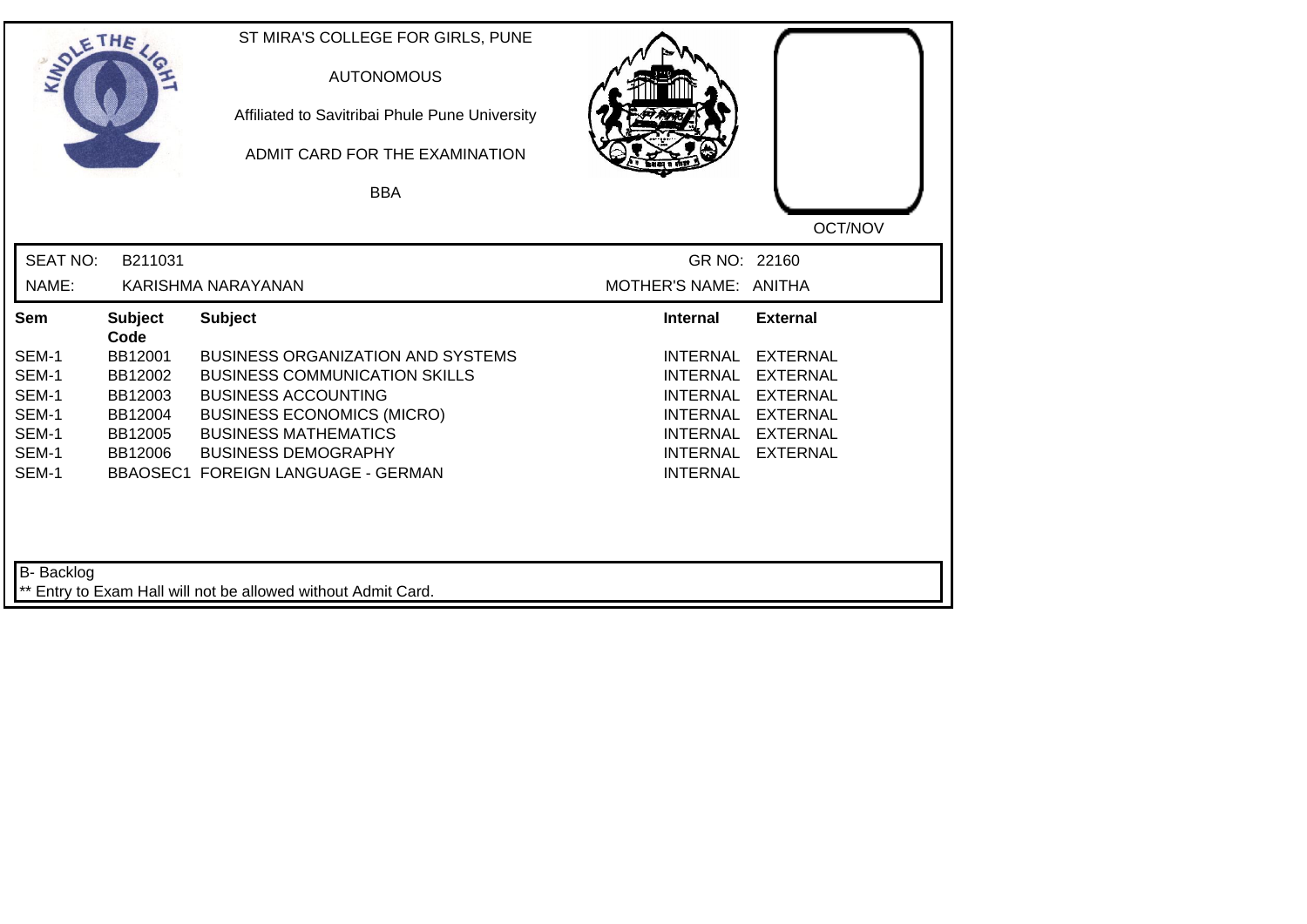ST MIRA'S COLLEGE FOR GIRLS, PUNE

AUTONOMOUS

Affiliated to Savitribai Phule Pune University

ADMIT CARD FOR THE EXAMINATION

BBA

OCT/NOV

SEAT NO: B211031 | GR NO: 22160

NAME: KARISHMA NARAYANAN | MOTHER'S NAME: ANITHA

| Sem | Subject Code | Subject | Internal | External |
|---|---|---|---|---|
| SEM-1 | BB12001 | BUSINESS ORGANIZATION AND SYSTEMS | INTERNAL | EXTERNAL |
| SEM-1 | BB12002 | BUSINESS COMMUNICATION SKILLS | INTERNAL | EXTERNAL |
| SEM-1 | BB12003 | BUSINESS ACCOUNTING | INTERNAL | EXTERNAL |
| SEM-1 | BB12004 | BUSINESS ECONOMICS (MICRO) | INTERNAL | EXTERNAL |
| SEM-1 | BB12005 | BUSINESS MATHEMATICS | INTERNAL | EXTERNAL |
| SEM-1 | BB12006 | BUSINESS DEMOGRAPHY | INTERNAL | EXTERNAL |
| SEM-1 | BBAOSEC1 | FOREIGN LANGUAGE - GERMAN | INTERNAL | |

B- Backlog

** Entry to Exam Hall will not be allowed without Admit Card.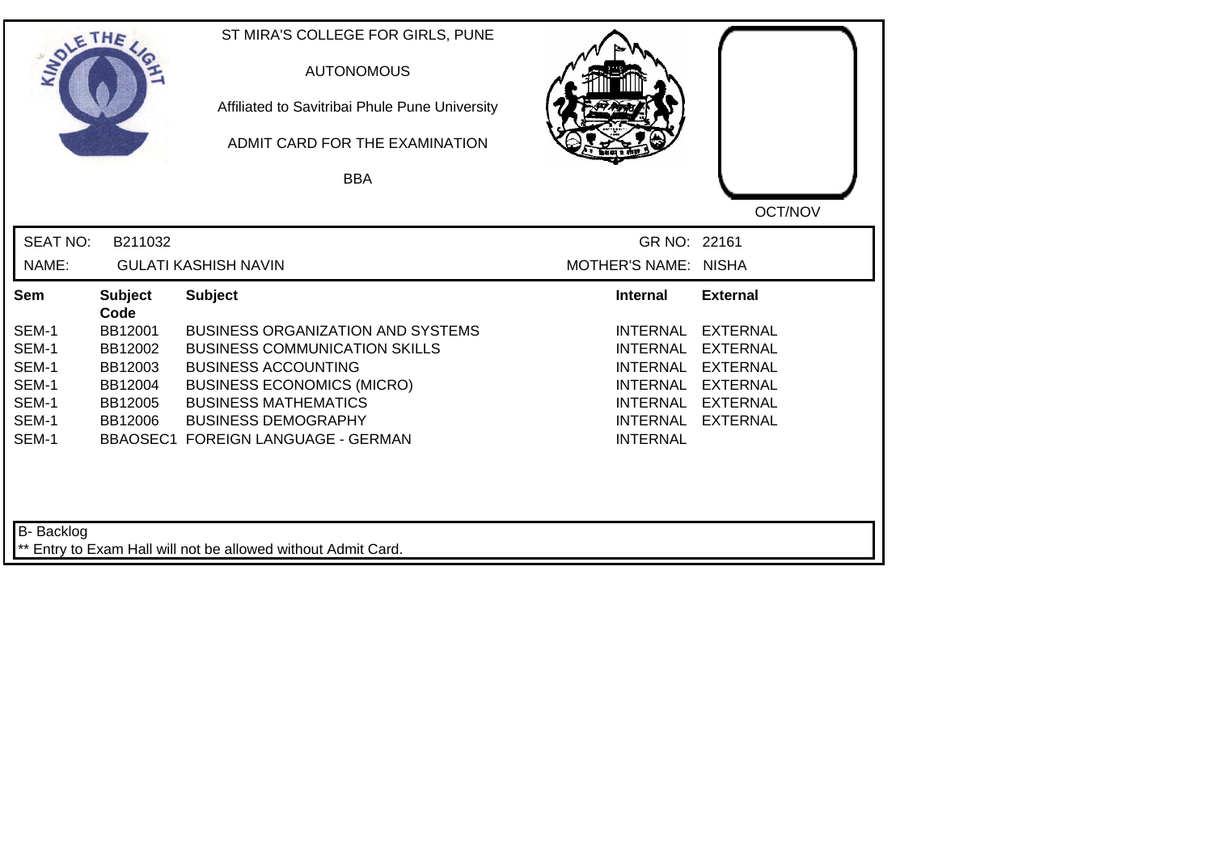ST MIRA'S COLLEGE FOR GIRLS, PUNE

AUTONOMOUS

Affiliated to Savitribai Phule Pune University

ADMIT CARD FOR THE EXAMINATION

BBA

OCT/NOV

| SEAT NO: | B211032 | GR NO: | 22161 |
|---|---|---|---|
| NAME: | GULATI KASHISH NAVIN | MOTHER'S NAME: | NISHA |

| Sem | Subject Code | Subject | Internal | External |
|---|---|---|---|---|
| SEM-1 | BB12001 | BUSINESS ORGANIZATION AND SYSTEMS | INTERNAL | EXTERNAL |
| SEM-1 | BB12002 | BUSINESS COMMUNICATION SKILLS | INTERNAL | EXTERNAL |
| SEM-1 | BB12003 | BUSINESS ACCOUNTING | INTERNAL | EXTERNAL |
| SEM-1 | BB12004 | BUSINESS ECONOMICS (MICRO) | INTERNAL | EXTERNAL |
| SEM-1 | BB12005 | BUSINESS MATHEMATICS | INTERNAL | EXTERNAL |
| SEM-1 | BB12006 | BUSINESS DEMOGRAPHY | INTERNAL | EXTERNAL |
| SEM-1 | BBAOSEC1 | FOREIGN LANGUAGE - GERMAN | INTERNAL | |

B- Backlog

** Entry to Exam Hall will not be allowed without Admit Card.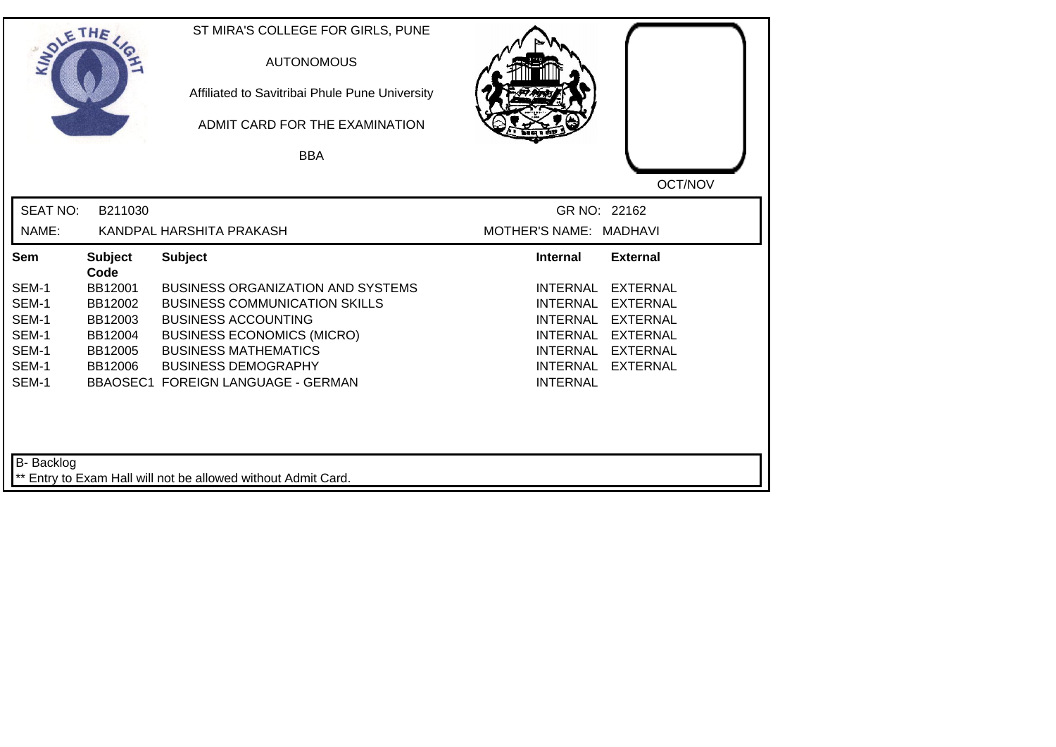ST MIRA'S COLLEGE FOR GIRLS, PUNE

AUTONOMOUS

Affiliated to Savitribai Phule Pune University

ADMIT CARD FOR THE EXAMINATION

BBA

OCT/NOV

SEAT NO: B211030 GR NO: 22162

NAME: KANDPAL HARSHITA PRAKASH MOTHER'S NAME: MADHAVI

| Sem | Subject Code | Subject | Internal | External |
|---|---|---|---|---|
| SEM-1 | BB12001 | BUSINESS ORGANIZATION AND SYSTEMS | INTERNAL | EXTERNAL |
| SEM-1 | BB12002 | BUSINESS COMMUNICATION SKILLS | INTERNAL | EXTERNAL |
| SEM-1 | BB12003 | BUSINESS ACCOUNTING | INTERNAL | EXTERNAL |
| SEM-1 | BB12004 | BUSINESS ECONOMICS (MICRO) | INTERNAL | EXTERNAL |
| SEM-1 | BB12005 | BUSINESS MATHEMATICS | INTERNAL | EXTERNAL |
| SEM-1 | BB12006 | BUSINESS DEMOGRAPHY | INTERNAL | EXTERNAL |
| SEM-1 | BBAOSEC1 | FOREIGN LANGUAGE - GERMAN | INTERNAL | |

B- Backlog

** Entry to Exam Hall will not be allowed without Admit Card.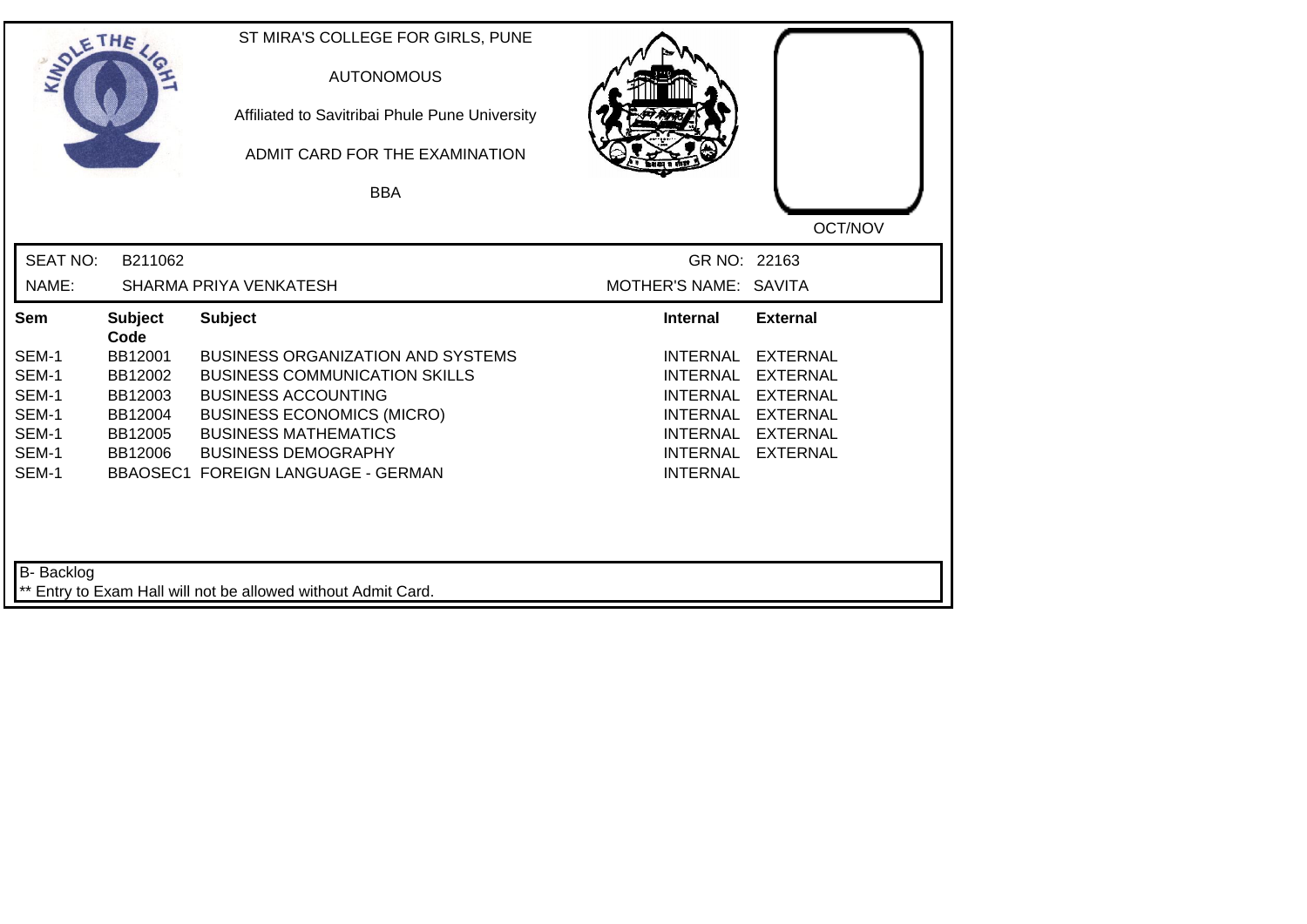ST MIRA'S COLLEGE FOR GIRLS, PUNE

AUTONOMOUS

Affiliated to Savitribai Phule Pune University

ADMIT CARD FOR THE EXAMINATION

BBA

OCT/NOV

SEAT NO: B211062 GR NO: 22163

NAME: SHARMA PRIYA VENKATESH MOTHER'S NAME: SAVITA

| Sem | Subject Code | Subject | Internal | External |
|---|---|---|---|---|
| SEM-1 | BB12001 | BUSINESS ORGANIZATION AND SYSTEMS | INTERNAL | EXTERNAL |
| SEM-1 | BB12002 | BUSINESS COMMUNICATION SKILLS | INTERNAL | EXTERNAL |
| SEM-1 | BB12003 | BUSINESS ACCOUNTING | INTERNAL | EXTERNAL |
| SEM-1 | BB12004 | BUSINESS ECONOMICS (MICRO) | INTERNAL | EXTERNAL |
| SEM-1 | BB12005 | BUSINESS MATHEMATICS | INTERNAL | EXTERNAL |
| SEM-1 | BB12006 | BUSINESS DEMOGRAPHY | INTERNAL | EXTERNAL |
| SEM-1 | BBAOSEC1 | FOREIGN LANGUAGE - GERMAN | INTERNAL | |

B- Backlog

** Entry to Exam Hall will not be allowed without Admit Card.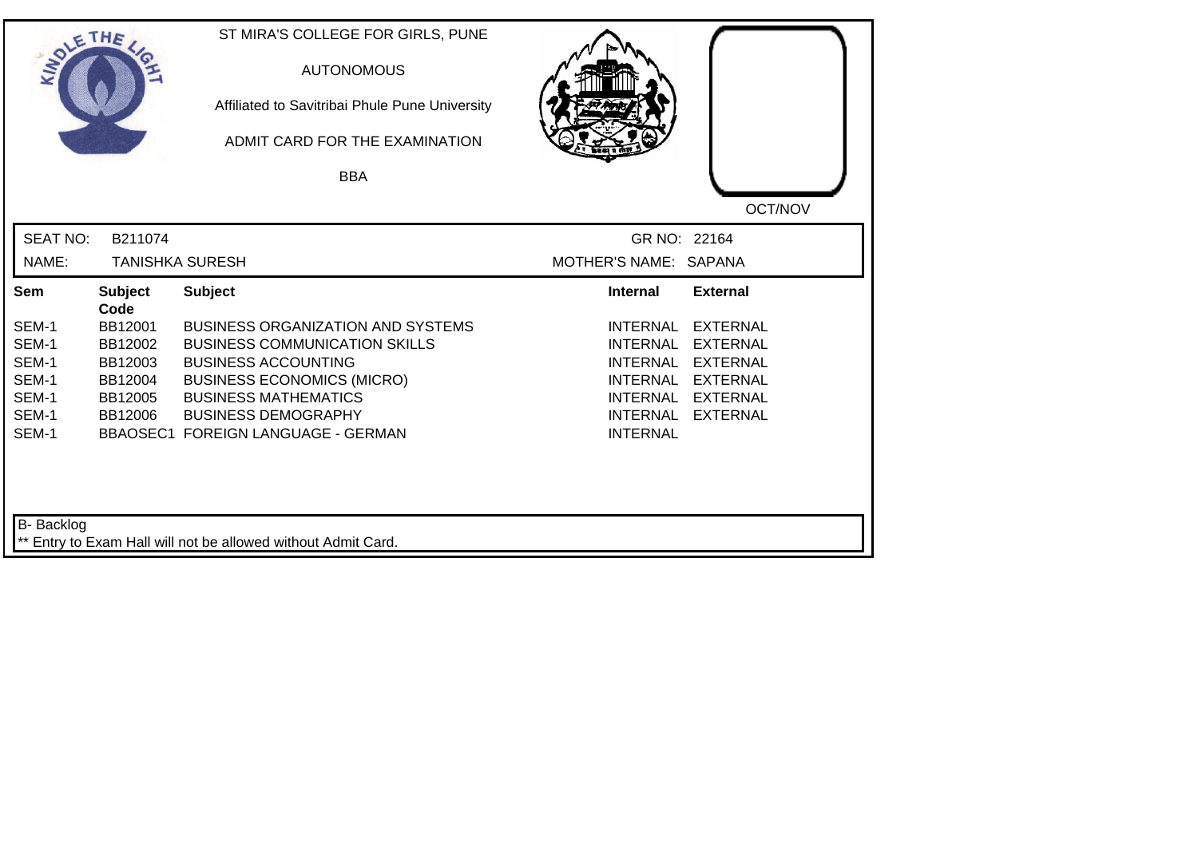ST MIRA'S COLLEGE FOR GIRLS, PUNE

AUTONOMOUS

Affiliated to Savitribai Phule Pune University

ADMIT CARD FOR THE EXAMINATION

BBA

OCT/NOV

SEAT NO: B211074

GR NO: 22164

NAME: TANISHKA SURESH

MOTHER'S NAME: SAPANA

| Sem | Subject Code | Subject | Internal | External |
|---|---|---|---|---|
| SEM-1 | BB12001 | BUSINESS ORGANIZATION AND SYSTEMS | INTERNAL | EXTERNAL |
| SEM-1 | BB12002 | BUSINESS COMMUNICATION SKILLS | INTERNAL | EXTERNAL |
| SEM-1 | BB12003 | BUSINESS ACCOUNTING | INTERNAL | EXTERNAL |
| SEM-1 | BB12004 | BUSINESS ECONOMICS (MICRO) | INTERNAL | EXTERNAL |
| SEM-1 | BB12005 | BUSINESS MATHEMATICS | INTERNAL | EXTERNAL |
| SEM-1 | BB12006 | BUSINESS DEMOGRAPHY | INTERNAL | EXTERNAL |
| SEM-1 | BBAOSEC1 | FOREIGN LANGUAGE - GERMAN | INTERNAL | |

B- Backlog

** Entry to Exam Hall will not be allowed without Admit Card.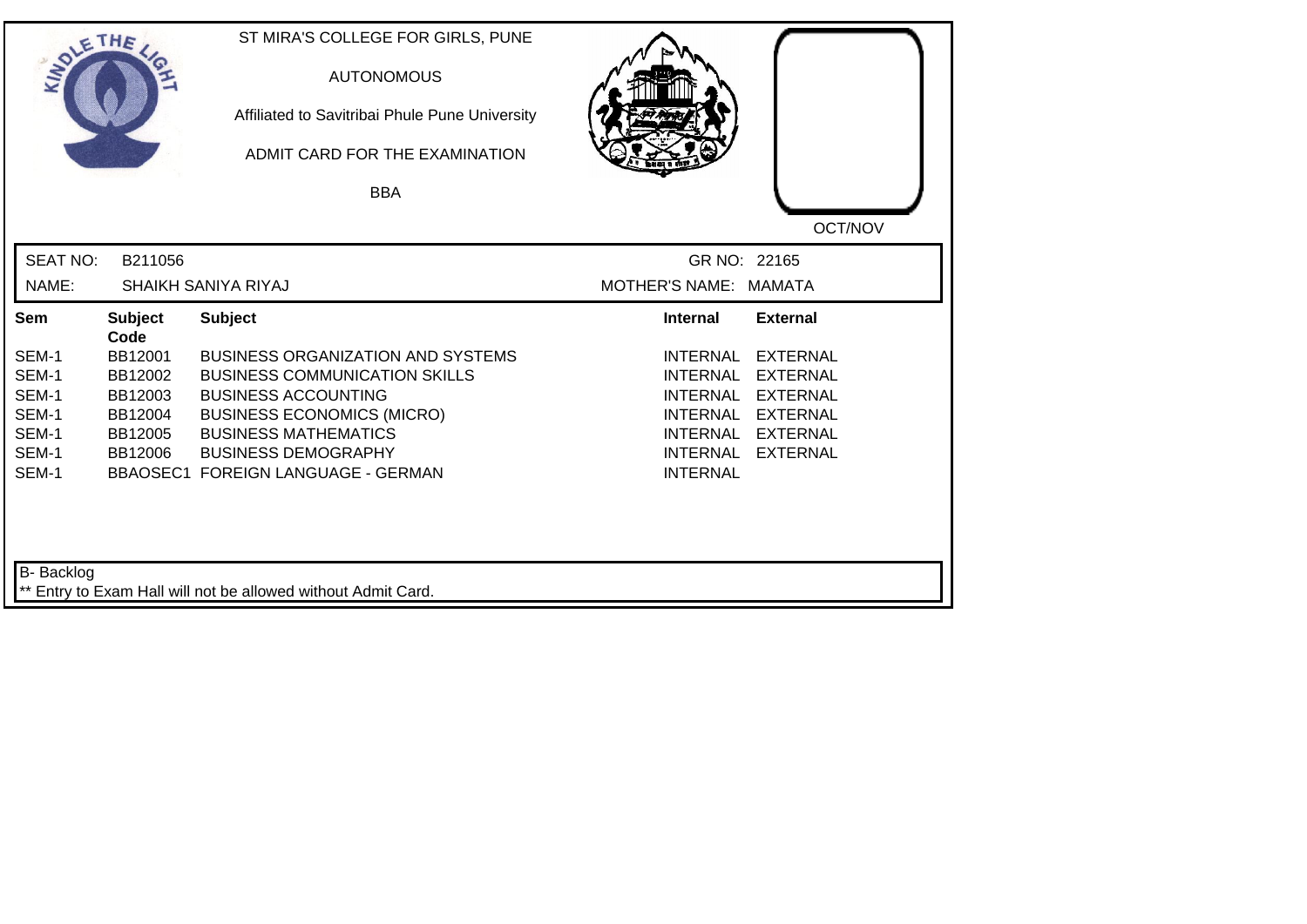ST MIRA'S COLLEGE FOR GIRLS, PUNE

AUTONOMOUS

Affiliated to Savitribai Phule Pune University

ADMIT CARD FOR THE EXAMINATION

BBA

OCT/NOV

SEAT NO: B211056 GR NO: 22165

NAME: SHAIKH SANIYA RIYAJ MOTHER'S NAME: MAMATA

| Sem | Subject Code | Subject | Internal | External |
|---|---|---|---|---|
| SEM-1 | BB12001 | BUSINESS ORGANIZATION AND SYSTEMS | INTERNAL | EXTERNAL |
| SEM-1 | BB12002 | BUSINESS COMMUNICATION SKILLS | INTERNAL | EXTERNAL |
| SEM-1 | BB12003 | BUSINESS ACCOUNTING | INTERNAL | EXTERNAL |
| SEM-1 | BB12004 | BUSINESS ECONOMICS (MICRO) | INTERNAL | EXTERNAL |
| SEM-1 | BB12005 | BUSINESS MATHEMATICS | INTERNAL | EXTERNAL |
| SEM-1 | BB12006 | BUSINESS DEMOGRAPHY | INTERNAL | EXTERNAL |
| SEM-1 | BBAOSEC1 | FOREIGN LANGUAGE - GERMAN | INTERNAL | |

B- Backlog

** Entry to Exam Hall will not be allowed without Admit Card.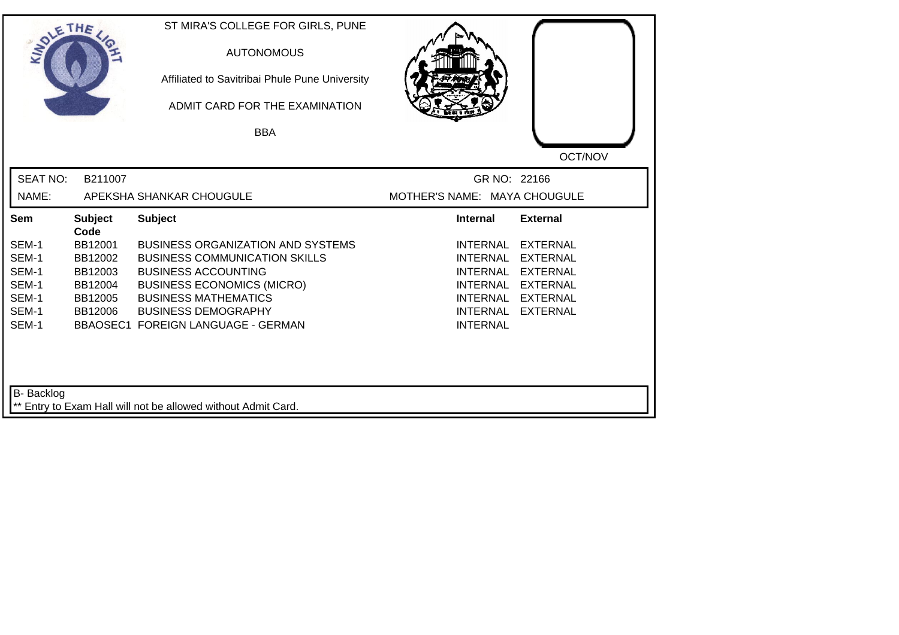ST MIRA'S COLLEGE FOR GIRLS, PUNE

AUTONOMOUS

Affiliated to Savitribai Phule Pune University

ADMIT CARD FOR THE EXAMINATION

BBA

OCT/NOV

SEAT NO: B211007 GR NO: 22166

NAME: APEKSHA SHANKAR CHOUGULE MOTHER'S NAME: MAYA CHOUGULE

| Sem | Subject Code | Subject | Internal | External |
|---|---|---|---|---|
| SEM-1 | BB12001 | BUSINESS ORGANIZATION AND SYSTEMS | INTERNAL | EXTERNAL |
| SEM-1 | BB12002 | BUSINESS COMMUNICATION SKILLS | INTERNAL | EXTERNAL |
| SEM-1 | BB12003 | BUSINESS ACCOUNTING | INTERNAL | EXTERNAL |
| SEM-1 | BB12004 | BUSINESS ECONOMICS (MICRO) | INTERNAL | EXTERNAL |
| SEM-1 | BB12005 | BUSINESS MATHEMATICS | INTERNAL | EXTERNAL |
| SEM-1 | BB12006 | BUSINESS DEMOGRAPHY | INTERNAL | EXTERNAL |
| SEM-1 | BBAOSEC1 | FOREIGN LANGUAGE - GERMAN | INTERNAL | |

B- Backlog

** Entry to Exam Hall will not be allowed without Admit Card.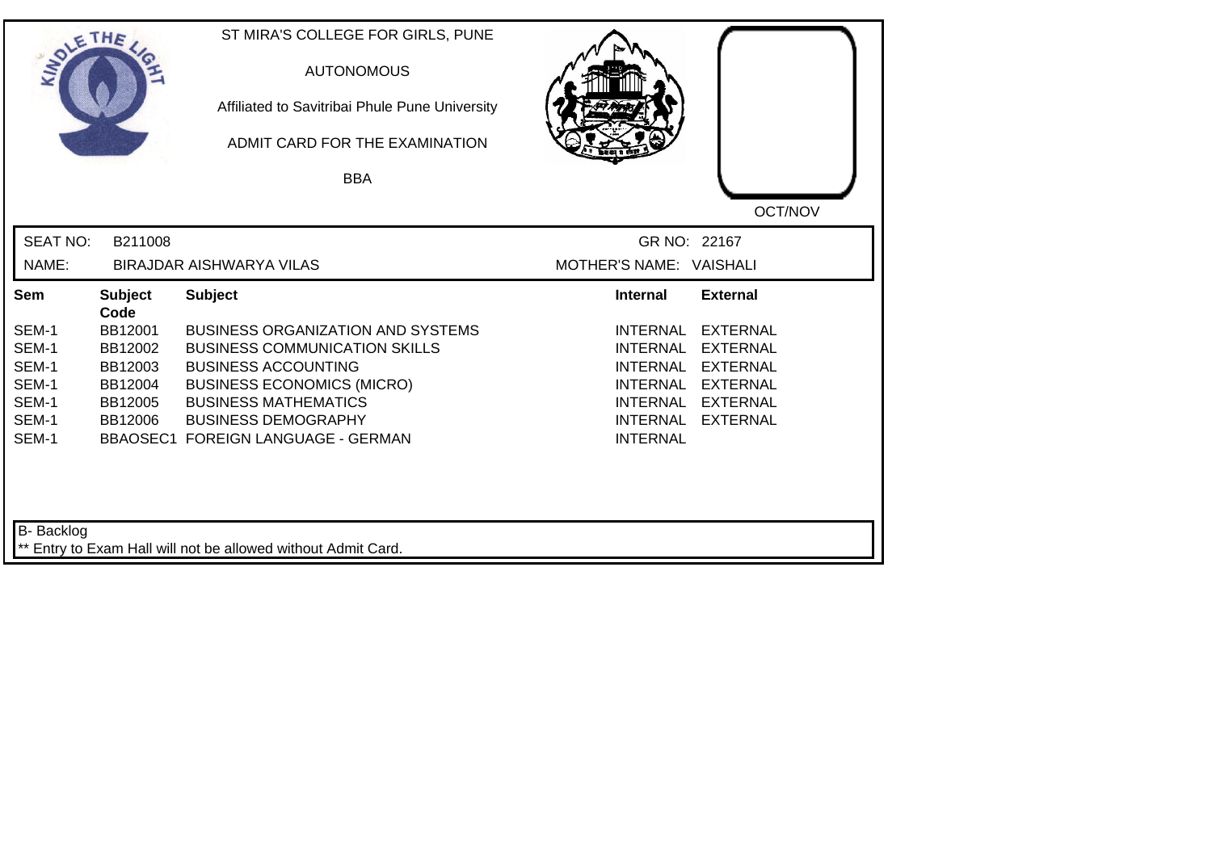ST MIRA'S COLLEGE FOR GIRLS, PUNE

AUTONOMOUS

Affiliated to Savitribai Phule Pune University

ADMIT CARD FOR THE EXAMINATION

BBA

OCT/NOV

SEAT NO: B211008 GR NO: 22167

NAME: BIRAJDAR AISHWARYA VILAS MOTHER'S NAME: VAISHALI

| Sem | Subject Code | Subject | Internal | External |
| --- | --- | --- | --- | --- |
| SEM-1 | BB12001 | BUSINESS ORGANIZATION AND SYSTEMS | INTERNAL | EXTERNAL |
| SEM-1 | BB12002 | BUSINESS COMMUNICATION SKILLS | INTERNAL | EXTERNAL |
| SEM-1 | BB12003 | BUSINESS ACCOUNTING | INTERNAL | EXTERNAL |
| SEM-1 | BB12004 | BUSINESS ECONOMICS (MICRO) | INTERNAL | EXTERNAL |
| SEM-1 | BB12005 | BUSINESS MATHEMATICS | INTERNAL | EXTERNAL |
| SEM-1 | BB12006 | BUSINESS DEMOGRAPHY | INTERNAL | EXTERNAL |
| SEM-1 | BBAOSEC1 | FOREIGN LANGUAGE - GERMAN | INTERNAL | |

B- Backlog

** Entry to Exam Hall will not be allowed without Admit Card.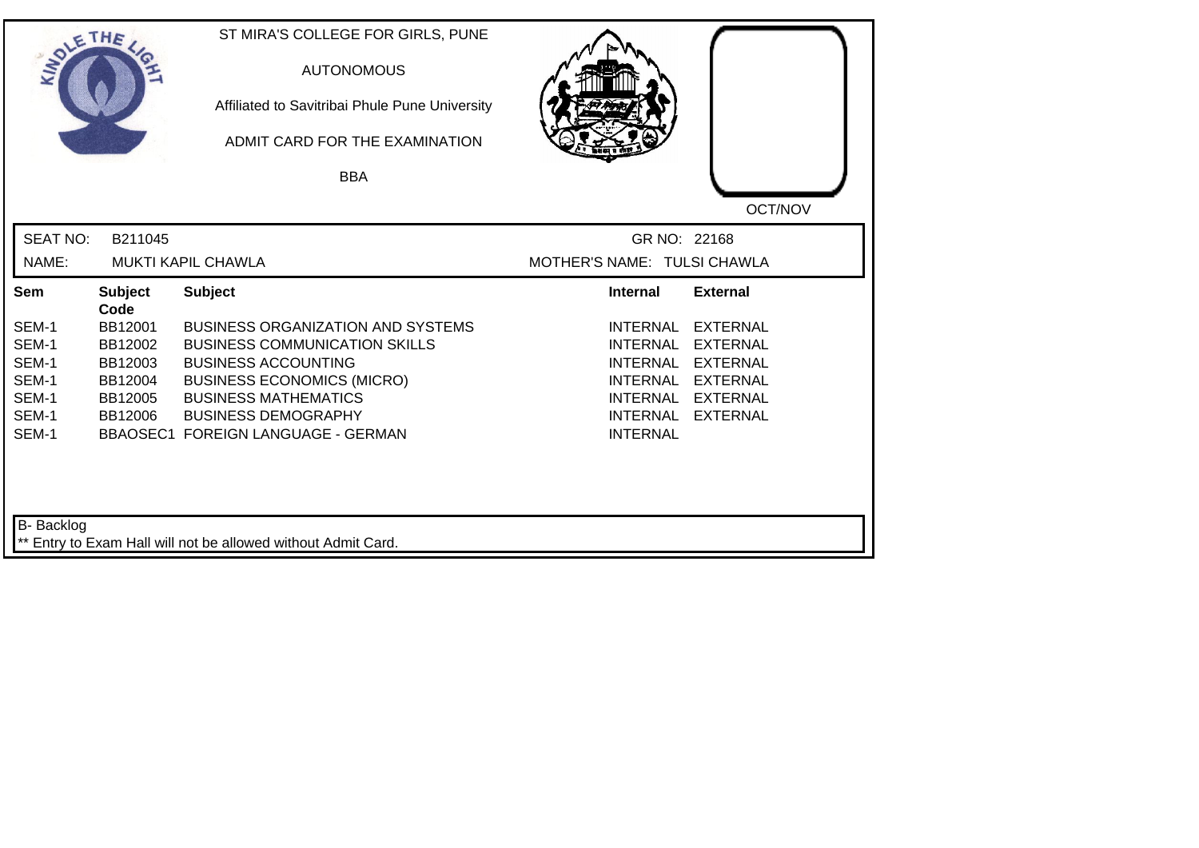ST MIRA'S COLLEGE FOR GIRLS, PUNE

AUTONOMOUS

Affiliated to Savitribai Phule Pune University

ADMIT CARD FOR THE EXAMINATION

BBA

OCT/NOV

SEAT NO: B211045 GR NO: 22168

NAME: MUKTI KAPIL CHAWLA MOTHER'S NAME: TULSI CHAWLA

| Sem | Subject Code | Subject | Internal | External |
|---|---|---|---|---|
| SEM-1 | BB12001 | BUSINESS ORGANIZATION AND SYSTEMS | INTERNAL | EXTERNAL |
| SEM-1 | BB12002 | BUSINESS COMMUNICATION SKILLS | INTERNAL | EXTERNAL |
| SEM-1 | BB12003 | BUSINESS ACCOUNTING | INTERNAL | EXTERNAL |
| SEM-1 | BB12004 | BUSINESS ECONOMICS (MICRO) | INTERNAL | EXTERNAL |
| SEM-1 | BB12005 | BUSINESS MATHEMATICS | INTERNAL | EXTERNAL |
| SEM-1 | BB12006 | BUSINESS DEMOGRAPHY | INTERNAL | EXTERNAL |
| SEM-1 | BBAOSEC1 | FOREIGN LANGUAGE - GERMAN | INTERNAL | |

B- Backlog

** Entry to Exam Hall will not be allowed without Admit Card.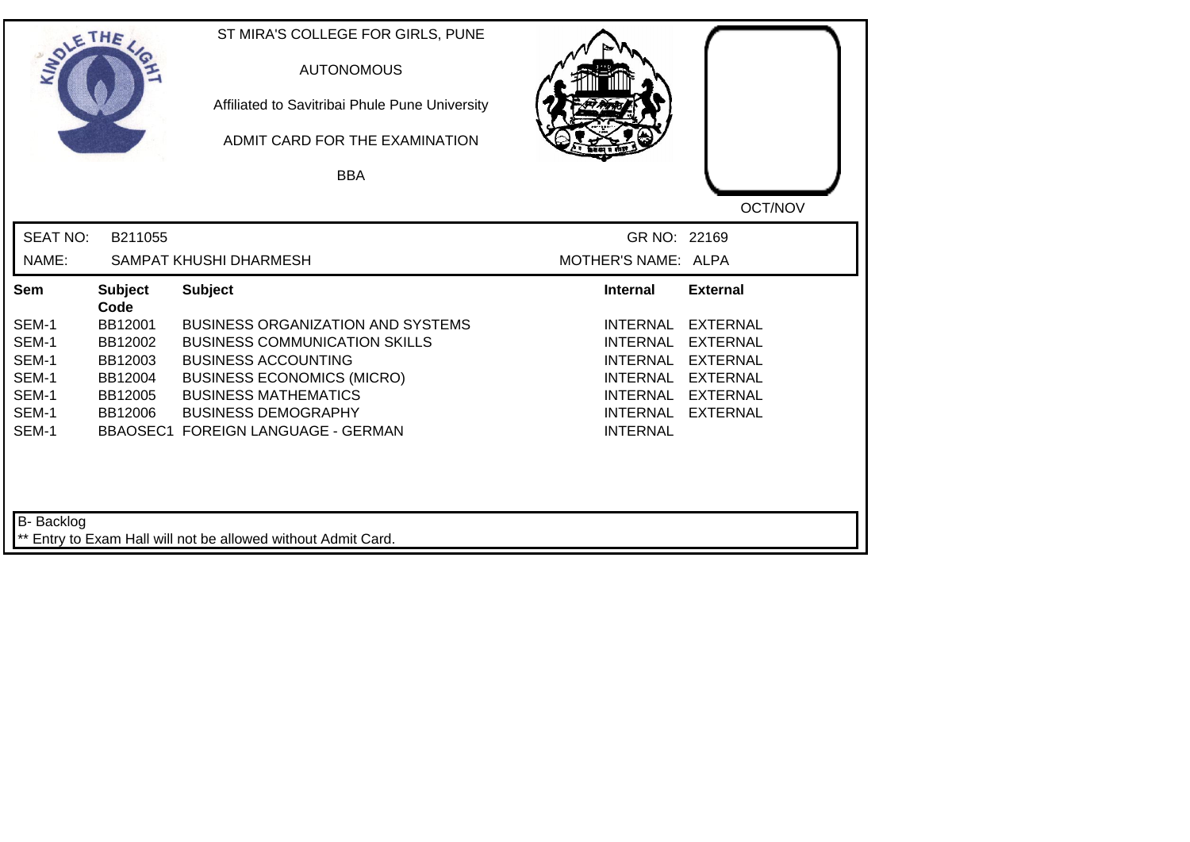ST MIRA'S COLLEGE FOR GIRLS, PUNE

AUTONOMOUS

Affiliated to Savitribai Phule Pune University

ADMIT CARD FOR THE EXAMINATION

BBA

OCT/NOV

SEAT NO: B211055 GR NO: 22169

NAME: SAMPAT KHUSHI DHARMESH MOTHER'S NAME: ALPA

| Sem | Subject Code | Subject | Internal | External |
|---|---|---|---|---|
| SEM-1 | BB12001 | BUSINESS ORGANIZATION AND SYSTEMS | INTERNAL | EXTERNAL |
| SEM-1 | BB12002 | BUSINESS COMMUNICATION SKILLS | INTERNAL | EXTERNAL |
| SEM-1 | BB12003 | BUSINESS ACCOUNTING | INTERNAL | EXTERNAL |
| SEM-1 | BB12004 | BUSINESS ECONOMICS (MICRO) | INTERNAL | EXTERNAL |
| SEM-1 | BB12005 | BUSINESS MATHEMATICS | INTERNAL | EXTERNAL |
| SEM-1 | BB12006 | BUSINESS DEMOGRAPHY | INTERNAL | EXTERNAL |
| SEM-1 | BBAOSEC1 | FOREIGN LANGUAGE - GERMAN | INTERNAL | |

B- Backlog

** Entry to Exam Hall will not be allowed without Admit Card.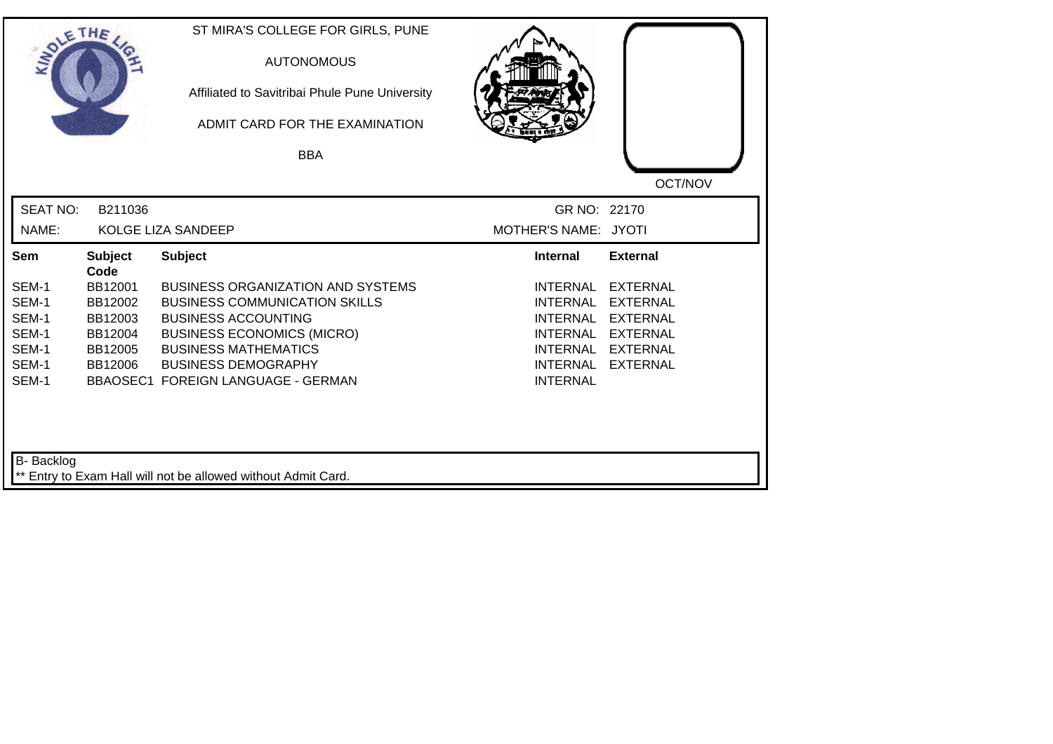ST MIRA'S COLLEGE FOR GIRLS, PUNE

AUTONOMOUS

Affiliated to Savitribai Phule Pune University

ADMIT CARD FOR THE EXAMINATION

BBA

OCT/NOV

SEAT NO: B211036 | GR NO: 22170

NAME: KOLGE LIZA SANDEEP | MOTHER'S NAME: JYOTI

| Sem | Subject Code | Subject | Internal | External |
|---|---|---|---|---|
| SEM-1 | BB12001 | BUSINESS ORGANIZATION AND SYSTEMS | INTERNAL | EXTERNAL |
| SEM-1 | BB12002 | BUSINESS COMMUNICATION SKILLS | INTERNAL | EXTERNAL |
| SEM-1 | BB12003 | BUSINESS ACCOUNTING | INTERNAL | EXTERNAL |
| SEM-1 | BB12004 | BUSINESS ECONOMICS (MICRO) | INTERNAL | EXTERNAL |
| SEM-1 | BB12005 | BUSINESS MATHEMATICS | INTERNAL | EXTERNAL |
| SEM-1 | BB12006 | BUSINESS DEMOGRAPHY | INTERNAL | EXTERNAL |
| SEM-1 | BBAOSEC1 | FOREIGN LANGUAGE - GERMAN | INTERNAL | |

B- Backlog

** Entry to Exam Hall will not be allowed without Admit Card.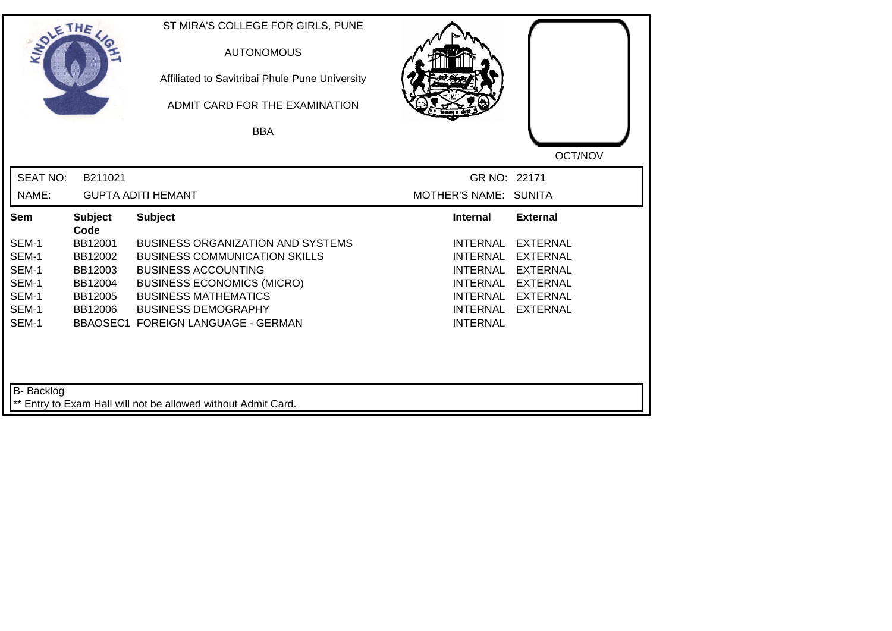ST MIRA'S COLLEGE FOR GIRLS, PUNE

AUTONOMOUS

Affiliated to Savitribai Phule Pune University

ADMIT CARD FOR THE EXAMINATION

BBA

OCT/NOV

SEAT NO: B211021 GR NO: 22171

NAME: GUPTA ADITI HEMANT MOTHER'S NAME: SUNITA

| Sem | Subject Code | Subject | Internal | External |
| --- | --- | --- | --- | --- |
| SEM-1 | BB12001 | BUSINESS ORGANIZATION AND SYSTEMS | INTERNAL | EXTERNAL |
| SEM-1 | BB12002 | BUSINESS COMMUNICATION SKILLS | INTERNAL | EXTERNAL |
| SEM-1 | BB12003 | BUSINESS ACCOUNTING | INTERNAL | EXTERNAL |
| SEM-1 | BB12004 | BUSINESS ECONOMICS (MICRO) | INTERNAL | EXTERNAL |
| SEM-1 | BB12005 | BUSINESS MATHEMATICS | INTERNAL | EXTERNAL |
| SEM-1 | BB12006 | BUSINESS DEMOGRAPHY | INTERNAL | EXTERNAL |
| SEM-1 | BBAOSEC1 | FOREIGN LANGUAGE - GERMAN | INTERNAL | |

B- Backlog

** Entry to Exam Hall will not be allowed without Admit Card.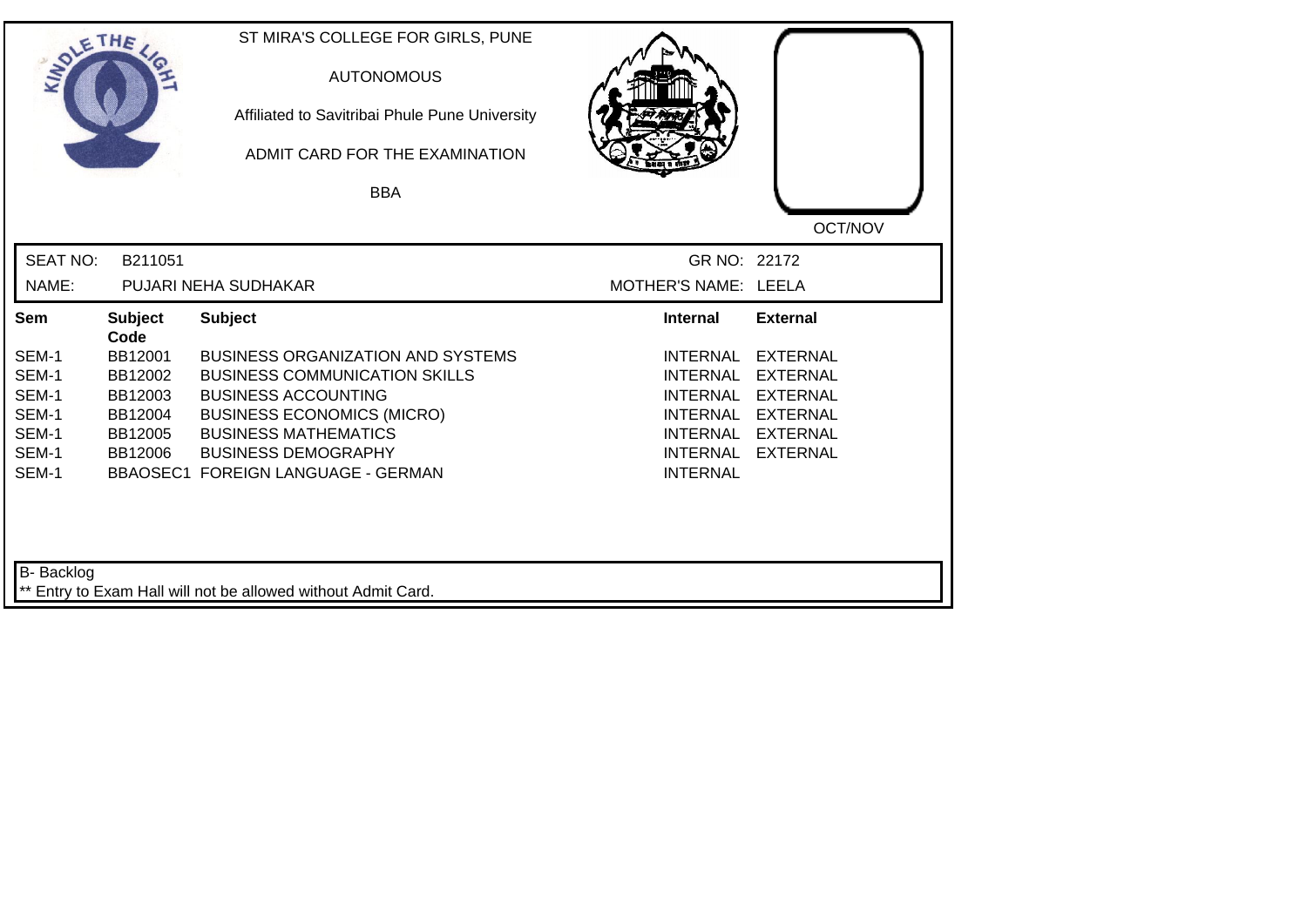ST MIRA'S COLLEGE FOR GIRLS, PUNE

AUTONOMOUS

Affiliated to Savitribai Phule Pune University

ADMIT CARD FOR THE EXAMINATION

BBA

OCT/NOV

SEAT NO: B211051 GR NO: 22172

NAME: PUJARI NEHA SUDHAKAR MOTHER'S NAME: LEELA

| Sem | Subject Code | Subject | Internal | External |
|---|---|---|---|---|
| SEM-1 | BB12001 | BUSINESS ORGANIZATION AND SYSTEMS | INTERNAL | EXTERNAL |
| SEM-1 | BB12002 | BUSINESS COMMUNICATION SKILLS | INTERNAL | EXTERNAL |
| SEM-1 | BB12003 | BUSINESS ACCOUNTING | INTERNAL | EXTERNAL |
| SEM-1 | BB12004 | BUSINESS ECONOMICS (MICRO) | INTERNAL | EXTERNAL |
| SEM-1 | BB12005 | BUSINESS MATHEMATICS | INTERNAL | EXTERNAL |
| SEM-1 | BB12006 | BUSINESS DEMOGRAPHY | INTERNAL | EXTERNAL |
| SEM-1 | BBAOSEC1 | FOREIGN LANGUAGE - GERMAN | INTERNAL | |

B- Backlog

** Entry to Exam Hall will not be allowed without Admit Card.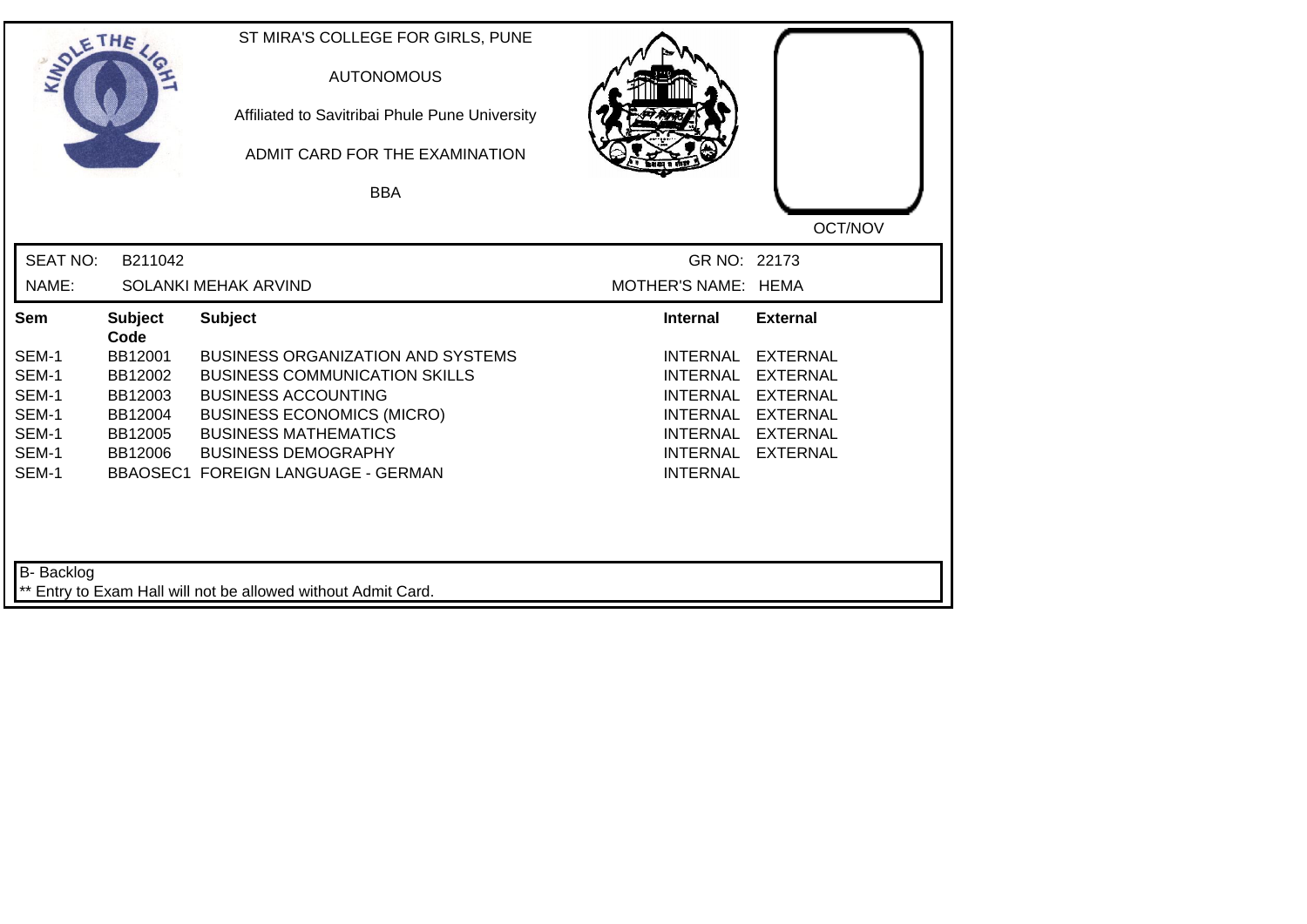ST MIRA'S COLLEGE FOR GIRLS, PUNE

AUTONOMOUS

Affiliated to Savitribai Phule Pune University

ADMIT CARD FOR THE EXAMINATION

BBA

OCT/NOV

SEAT NO: B211042 GR NO: 22173

NAME: SOLANKI MEHAK ARVIND MOTHER'S NAME: HEMA

| Sem | Subject Code | Subject | Internal | External |
|---|---|---|---|---|
| SEM-1 | BB12001 | BUSINESS ORGANIZATION AND SYSTEMS | INTERNAL | EXTERNAL |
| SEM-1 | BB12002 | BUSINESS COMMUNICATION SKILLS | INTERNAL | EXTERNAL |
| SEM-1 | BB12003 | BUSINESS ACCOUNTING | INTERNAL | EXTERNAL |
| SEM-1 | BB12004 | BUSINESS ECONOMICS (MICRO) | INTERNAL | EXTERNAL |
| SEM-1 | BB12005 | BUSINESS MATHEMATICS | INTERNAL | EXTERNAL |
| SEM-1 | BB12006 | BUSINESS DEMOGRAPHY | INTERNAL | EXTERNAL |
| SEM-1 | BBAOSEC1 | FOREIGN LANGUAGE - GERMAN | INTERNAL | |

B- Backlog

** Entry to Exam Hall will not be allowed without Admit Card.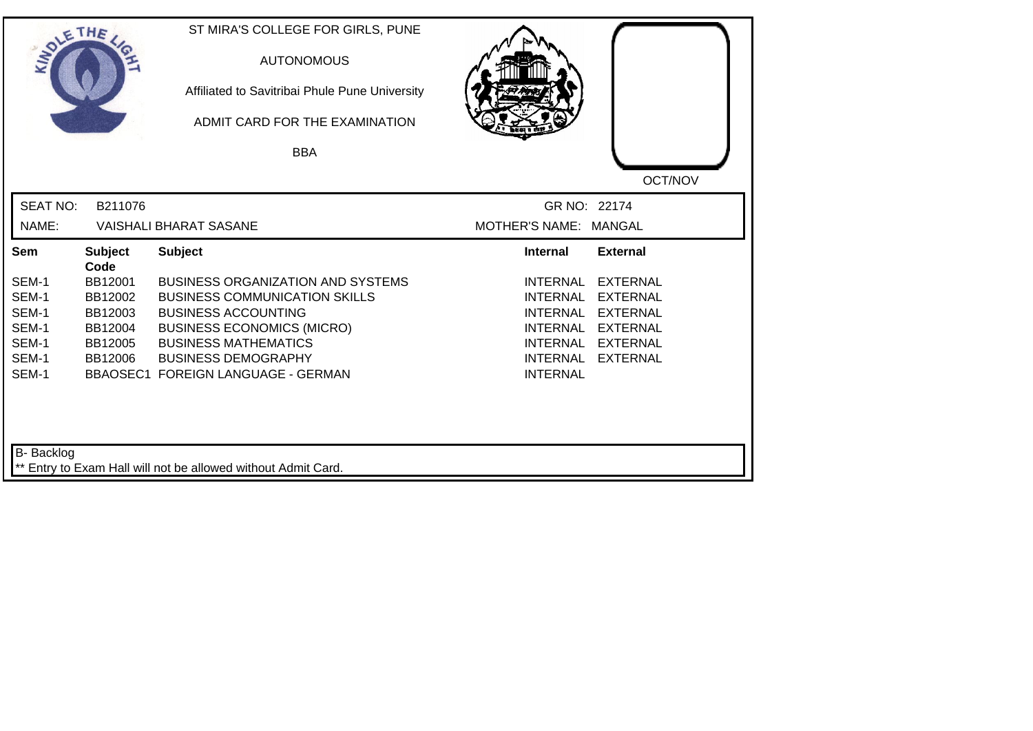ST MIRA'S COLLEGE FOR GIRLS, PUNE

AUTONOMOUS

Affiliated to Savitribai Phule Pune University

ADMIT CARD FOR THE EXAMINATION

BBA

OCT/NOV

SEAT NO: B211076 GR NO: 22174

NAME: VAISHALI BHARAT SASANE MOTHER'S NAME: MANGAL

| Sem | Subject Code | Subject | Internal | External |
|---|---|---|---|---|
| SEM-1 | BB12001 | BUSINESS ORGANIZATION AND SYSTEMS | INTERNAL | EXTERNAL |
| SEM-1 | BB12002 | BUSINESS COMMUNICATION SKILLS | INTERNAL | EXTERNAL |
| SEM-1 | BB12003 | BUSINESS ACCOUNTING | INTERNAL | EXTERNAL |
| SEM-1 | BB12004 | BUSINESS ECONOMICS (MICRO) | INTERNAL | EXTERNAL |
| SEM-1 | BB12005 | BUSINESS MATHEMATICS | INTERNAL | EXTERNAL |
| SEM-1 | BB12006 | BUSINESS DEMOGRAPHY | INTERNAL | EXTERNAL |
| SEM-1 | BBAOSEC1 | FOREIGN LANGUAGE - GERMAN | INTERNAL | |

B- Backlog

** Entry to Exam Hall will not be allowed without Admit Card.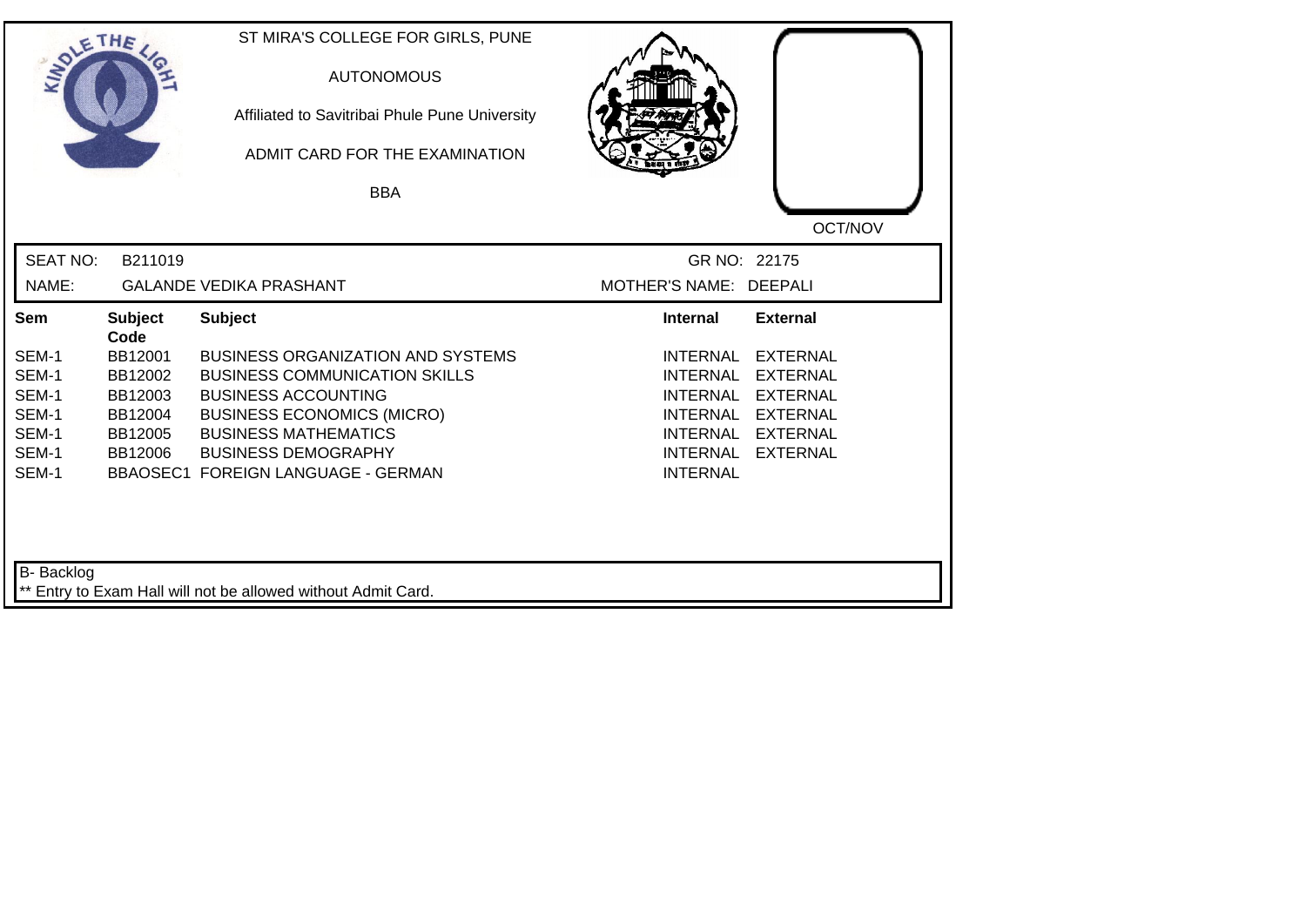ST MIRA'S COLLEGE FOR GIRLS, PUNE

AUTONOMOUS

Affiliated to Savitribai Phule Pune University

ADMIT CARD FOR THE EXAMINATION

BBA

OCT/NOV

SEAT NO: B211019 GR NO: 22175

NAME: GALANDE VEDIKA PRASHANT MOTHER'S NAME: DEEPALI

| Sem | Subject Code | Subject | Internal | External |
|---|---|---|---|---|
| SEM-1 | BB12001 | BUSINESS ORGANIZATION AND SYSTEMS | INTERNAL | EXTERNAL |
| SEM-1 | BB12002 | BUSINESS COMMUNICATION SKILLS | INTERNAL | EXTERNAL |
| SEM-1 | BB12003 | BUSINESS ACCOUNTING | INTERNAL | EXTERNAL |
| SEM-1 | BB12004 | BUSINESS ECONOMICS (MICRO) | INTERNAL | EXTERNAL |
| SEM-1 | BB12005 | BUSINESS MATHEMATICS | INTERNAL | EXTERNAL |
| SEM-1 | BB12006 | BUSINESS DEMOGRAPHY | INTERNAL | EXTERNAL |
| SEM-1 | BBAOSEC1 | FOREIGN LANGUAGE - GERMAN | INTERNAL | |

B- Backlog

** Entry to Exam Hall will not be allowed without Admit Card.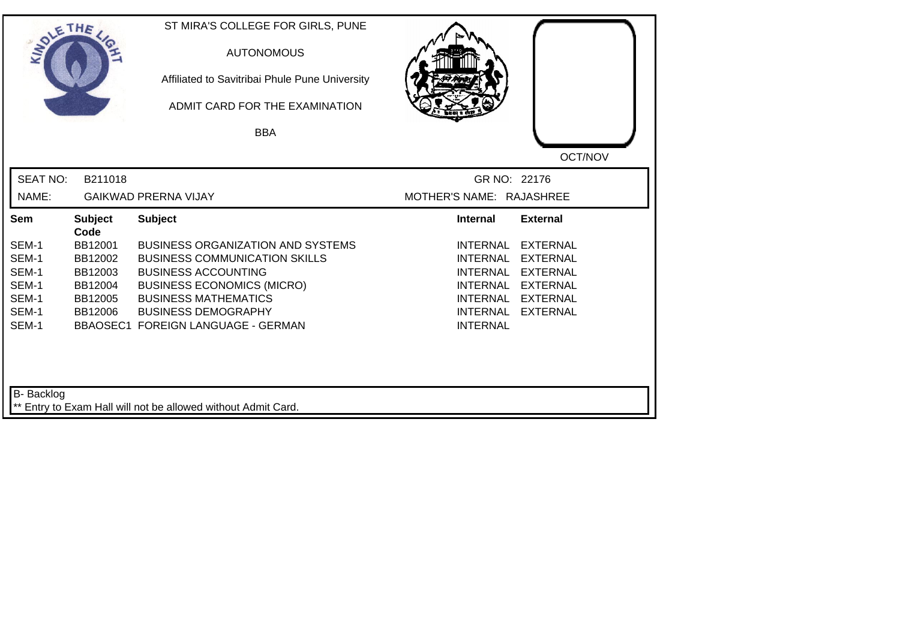ST MIRA'S COLLEGE FOR GIRLS, PUNE

AUTONOMOUS

Affiliated to Savitribai Phule Pune University

ADMIT CARD FOR THE EXAMINATION

BBA

OCT/NOV

SEAT NO: B211018 GR NO: 22176

NAME: GAIKWAD PRERNA VIJAY MOTHER'S NAME: RAJASHREE

| Sem | Subject Code | Subject | Internal | External |
|---|---|---|---|---|
| SEM-1 | BB12001 | BUSINESS ORGANIZATION AND SYSTEMS | INTERNAL | EXTERNAL |
| SEM-1 | BB12002 | BUSINESS COMMUNICATION SKILLS | INTERNAL | EXTERNAL |
| SEM-1 | BB12003 | BUSINESS ACCOUNTING | INTERNAL | EXTERNAL |
| SEM-1 | BB12004 | BUSINESS ECONOMICS (MICRO) | INTERNAL | EXTERNAL |
| SEM-1 | BB12005 | BUSINESS MATHEMATICS | INTERNAL | EXTERNAL |
| SEM-1 | BB12006 | BUSINESS DEMOGRAPHY | INTERNAL | EXTERNAL |
| SEM-1 | BBAOSEC1 | FOREIGN LANGUAGE - GERMAN | INTERNAL | |

B- Backlog

** Entry to Exam Hall will not be allowed without Admit Card.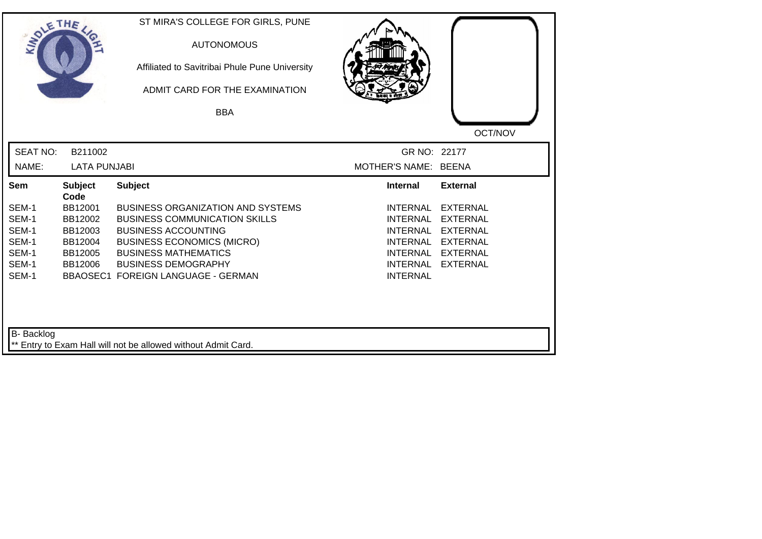ST MIRA'S COLLEGE FOR GIRLS, PUNE

AUTONOMOUS

Affiliated to Savitribai Phule Pune University

ADMIT CARD FOR THE EXAMINATION

BBA

OCT/NOV

SEAT NO: B211002 GR NO: 22177

NAME: LATA PUNJABI MOTHER'S NAME: BEENA

| Sem | Subject Code | Subject | Internal | External |
|---|---|---|---|---|
| SEM-1 | BB12001 | BUSINESS ORGANIZATION AND SYSTEMS | INTERNAL | EXTERNAL |
| SEM-1 | BB12002 | BUSINESS COMMUNICATION SKILLS | INTERNAL | EXTERNAL |
| SEM-1 | BB12003 | BUSINESS ACCOUNTING | INTERNAL | EXTERNAL |
| SEM-1 | BB12004 | BUSINESS ECONOMICS (MICRO) | INTERNAL | EXTERNAL |
| SEM-1 | BB12005 | BUSINESS MATHEMATICS | INTERNAL | EXTERNAL |
| SEM-1 | BB12006 | BUSINESS DEMOGRAPHY | INTERNAL | EXTERNAL |
| SEM-1 | BBAOSEC1 | FOREIGN LANGUAGE - GERMAN | INTERNAL | |

B- Backlog

** Entry to Exam Hall will not be allowed without Admit Card.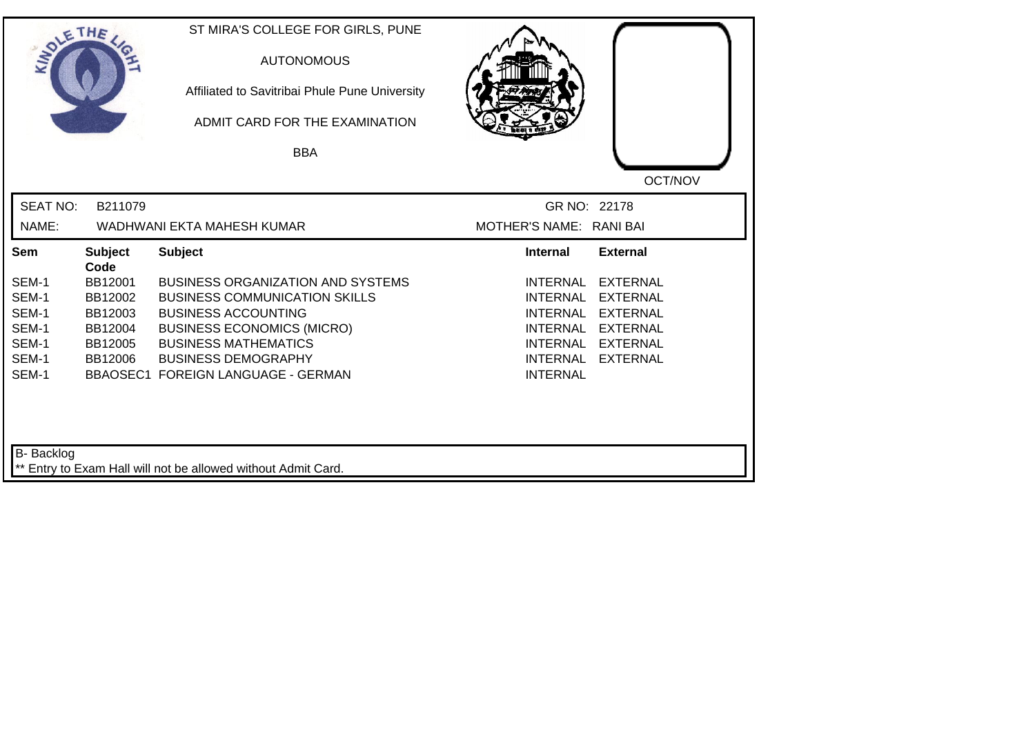ST MIRA'S COLLEGE FOR GIRLS, PUNE

AUTONOMOUS

Affiliated to Savitribai Phule Pune University

ADMIT CARD FOR THE EXAMINATION

BBA

OCT/NOV

| SEAT NO: | B211079 | GR NO: | 22178 |
|---|---|---|---|
| NAME: | WADHWANI EKTA MAHESH KUMAR | MOTHER'S NAME: | RANI BAI |

| Sem | Subject Code | Subject | Internal | External |
|---|---|---|---|---|
| SEM-1 | BB12001 | BUSINESS ORGANIZATION AND SYSTEMS | INTERNAL | EXTERNAL |
| SEM-1 | BB12002 | BUSINESS COMMUNICATION SKILLS | INTERNAL | EXTERNAL |
| SEM-1 | BB12003 | BUSINESS ACCOUNTING | INTERNAL | EXTERNAL |
| SEM-1 | BB12004 | BUSINESS ECONOMICS (MICRO) | INTERNAL | EXTERNAL |
| SEM-1 | BB12005 | BUSINESS MATHEMATICS | INTERNAL | EXTERNAL |
| SEM-1 | BB12006 | BUSINESS DEMOGRAPHY | INTERNAL | EXTERNAL |
| SEM-1 | BBAOSEC1 | FOREIGN LANGUAGE - GERMAN | INTERNAL | |

B- Backlog

** Entry to Exam Hall will not be allowed without Admit Card.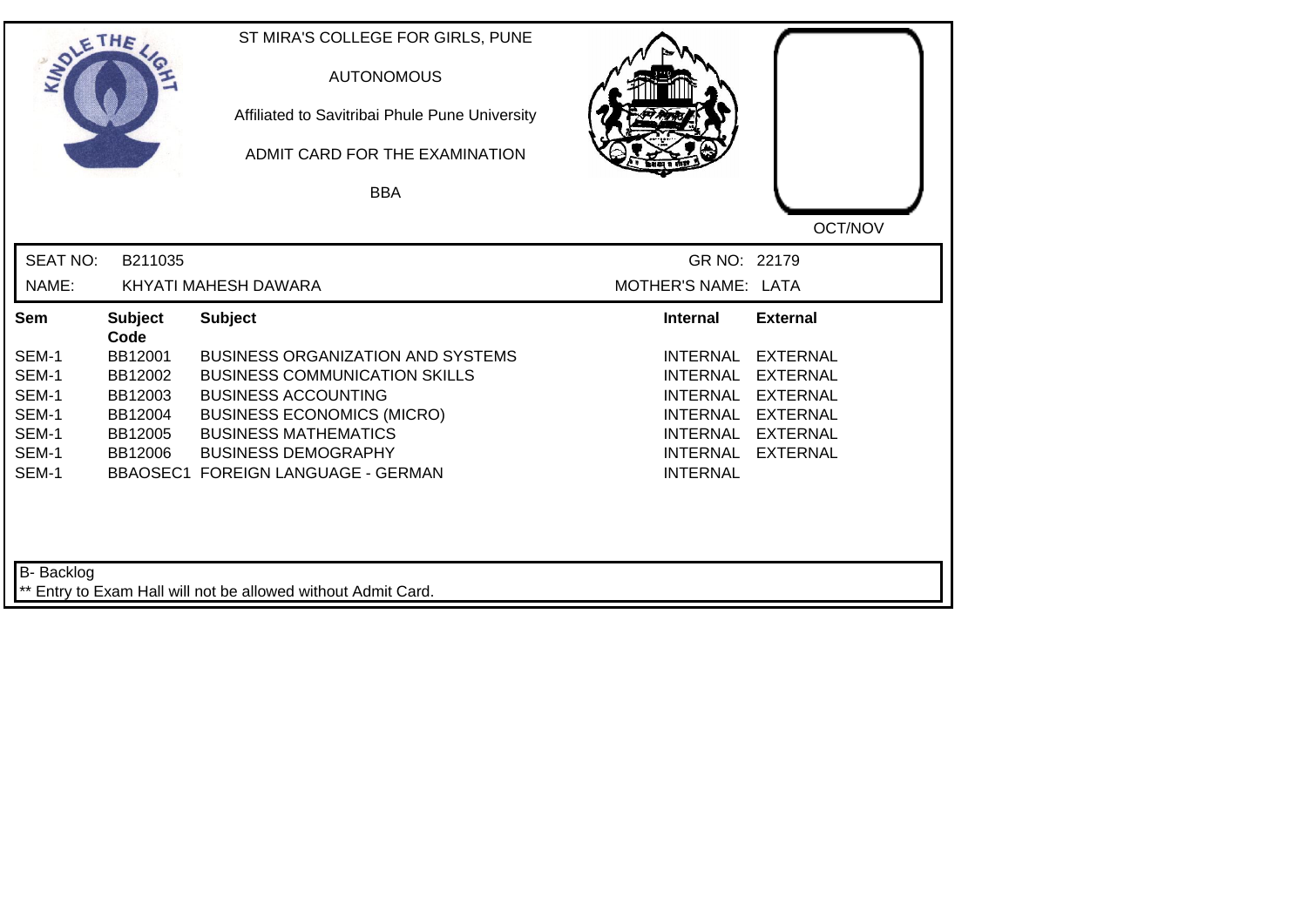ST MIRA'S COLLEGE FOR GIRLS, PUNE

AUTONOMOUS

Affiliated to Savitribai Phule Pune University

ADMIT CARD FOR THE EXAMINATION

BBA

OCT/NOV

SEAT NO: B211035 GR NO: 22179

NAME: KHYATI MAHESH DAWARA MOTHER'S NAME: LATA

| Sem | Subject Code | Subject | Internal | External |
|---|---|---|---|---|
| SEM-1 | BB12001 | BUSINESS ORGANIZATION AND SYSTEMS | INTERNAL | EXTERNAL |
| SEM-1 | BB12002 | BUSINESS COMMUNICATION SKILLS | INTERNAL | EXTERNAL |
| SEM-1 | BB12003 | BUSINESS ACCOUNTING | INTERNAL | EXTERNAL |
| SEM-1 | BB12004 | BUSINESS ECONOMICS (MICRO) | INTERNAL | EXTERNAL |
| SEM-1 | BB12005 | BUSINESS MATHEMATICS | INTERNAL | EXTERNAL |
| SEM-1 | BB12006 | BUSINESS DEMOGRAPHY | INTERNAL | EXTERNAL |
| SEM-1 | BBAOSEC1 | FOREIGN LANGUAGE - GERMAN | INTERNAL | |

B- Backlog

** Entry to Exam Hall will not be allowed without Admit Card.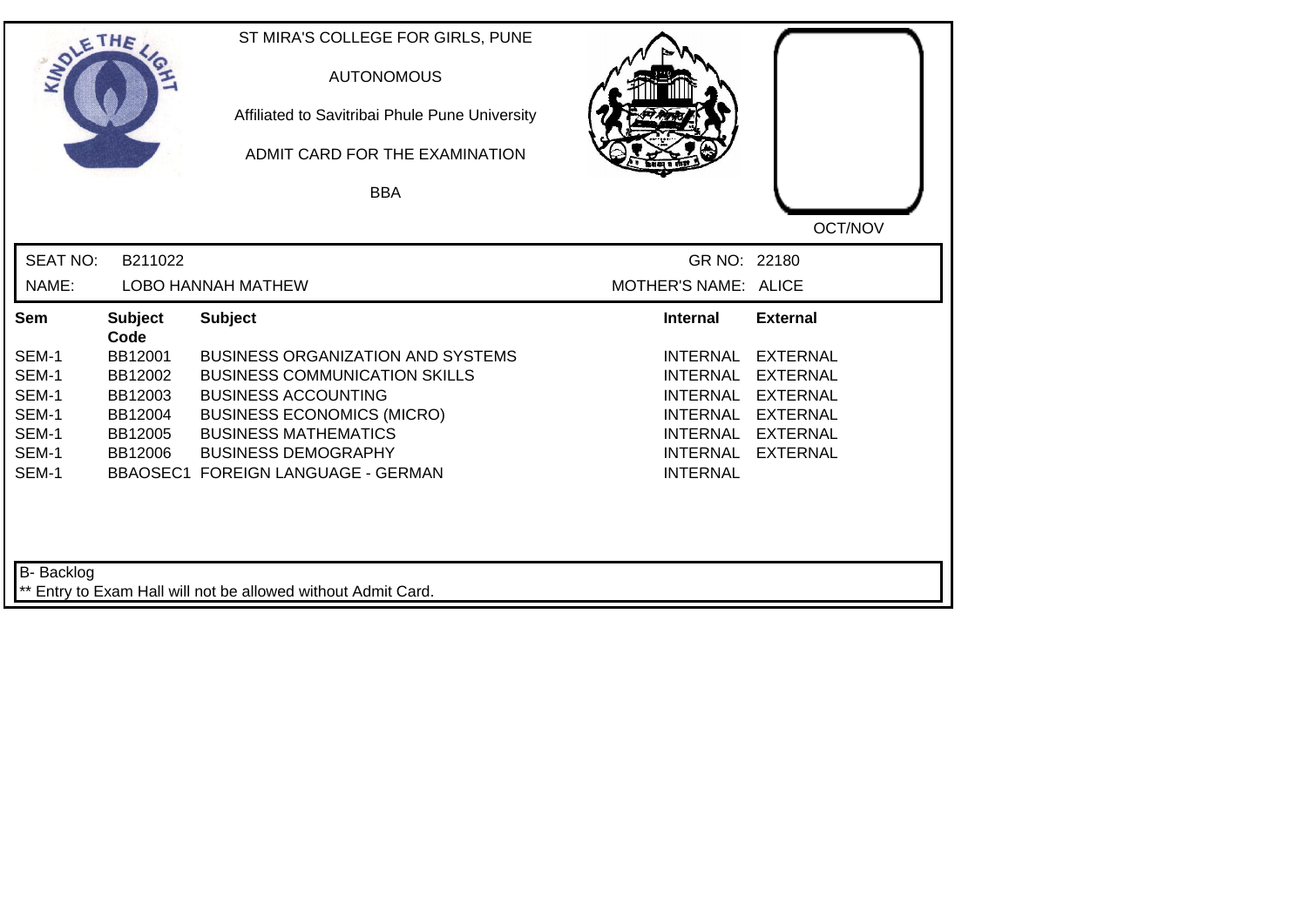ST MIRA'S COLLEGE FOR GIRLS, PUNE

AUTONOMOUS

Affiliated to Savitribai Phule Pune University

ADMIT CARD FOR THE EXAMINATION

BBA

OCT/NOV

SEAT NO: B211022

GR NO: 22180

NAME: LOBO HANNAH MATHEW

MOTHER'S NAME: ALICE

| Sem | Subject Code | Subject | Internal | External |
|---|---|---|---|---|
| SEM-1 | BB12001 | BUSINESS ORGANIZATION AND SYSTEMS | INTERNAL | EXTERNAL |
| SEM-1 | BB12002 | BUSINESS COMMUNICATION SKILLS | INTERNAL | EXTERNAL |
| SEM-1 | BB12003 | BUSINESS ACCOUNTING | INTERNAL | EXTERNAL |
| SEM-1 | BB12004 | BUSINESS ECONOMICS (MICRO) | INTERNAL | EXTERNAL |
| SEM-1 | BB12005 | BUSINESS MATHEMATICS | INTERNAL | EXTERNAL |
| SEM-1 | BB12006 | BUSINESS DEMOGRAPHY | INTERNAL | EXTERNAL |
| SEM-1 | BBAOSEC1 | FOREIGN LANGUAGE - GERMAN | INTERNAL | |

B- Backlog

** Entry to Exam Hall will not be allowed without Admit Card.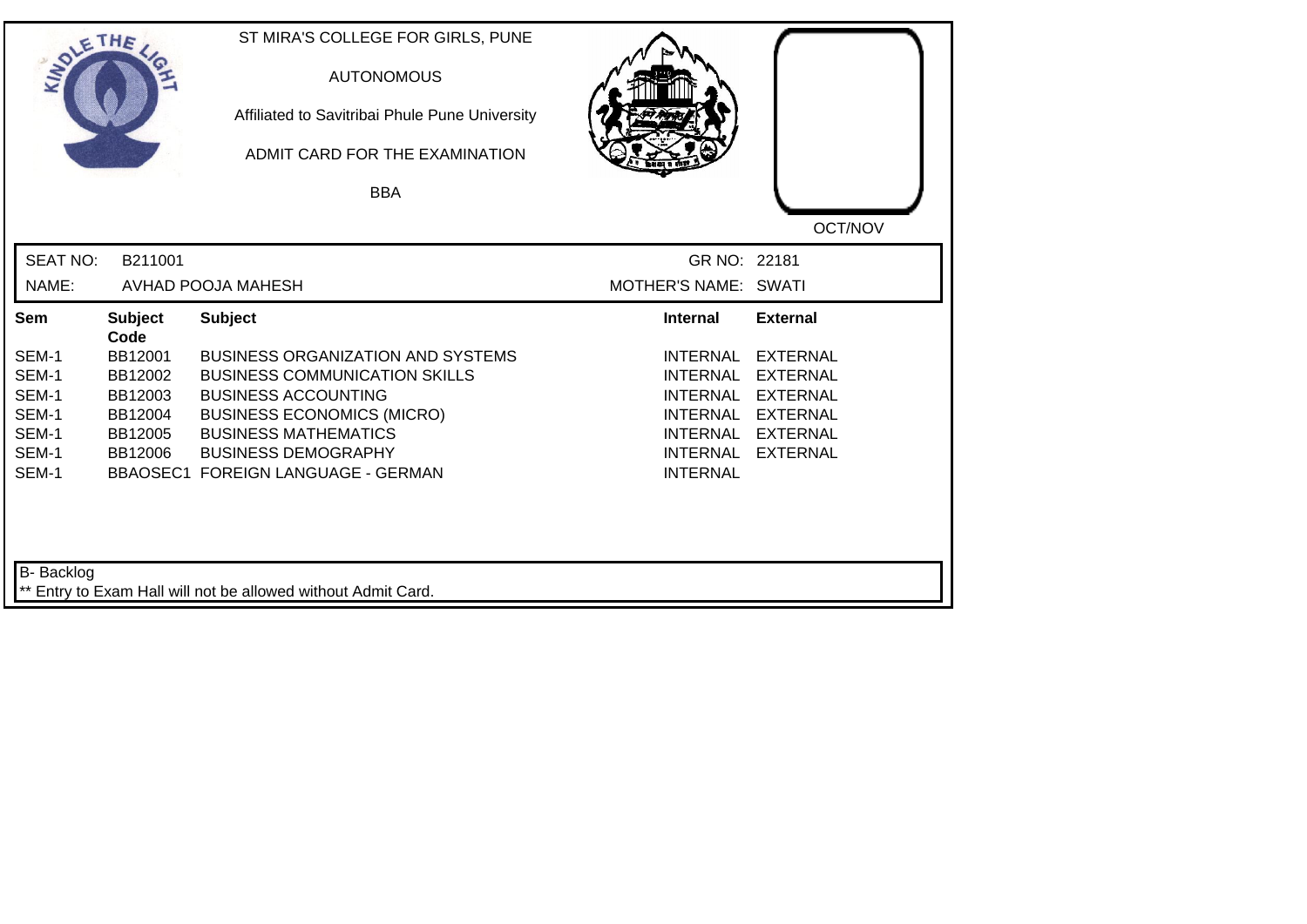ST MIRA'S COLLEGE FOR GIRLS, PUNE

AUTONOMOUS

Affiliated to Savitribai Phule Pune University

ADMIT CARD FOR THE EXAMINATION

BBA

OCT/NOV

SEAT NO: B211001 GR NO: 22181

NAME: AVHAD POOJA MAHESH MOTHER'S NAME: SWATI

| Sem | Subject Code | Subject | Internal | External |
|---|---|---|---|---|
| SEM-1 | BB12001 | BUSINESS ORGANIZATION AND SYSTEMS | INTERNAL | EXTERNAL |
| SEM-1 | BB12002 | BUSINESS COMMUNICATION SKILLS | INTERNAL | EXTERNAL |
| SEM-1 | BB12003 | BUSINESS ACCOUNTING | INTERNAL | EXTERNAL |
| SEM-1 | BB12004 | BUSINESS ECONOMICS (MICRO) | INTERNAL | EXTERNAL |
| SEM-1 | BB12005 | BUSINESS MATHEMATICS | INTERNAL | EXTERNAL |
| SEM-1 | BB12006 | BUSINESS DEMOGRAPHY | INTERNAL | EXTERNAL |
| SEM-1 | BBAOSEC1 | FOREIGN LANGUAGE - GERMAN | INTERNAL | |

B- Backlog

** Entry to Exam Hall will not be allowed without Admit Card.